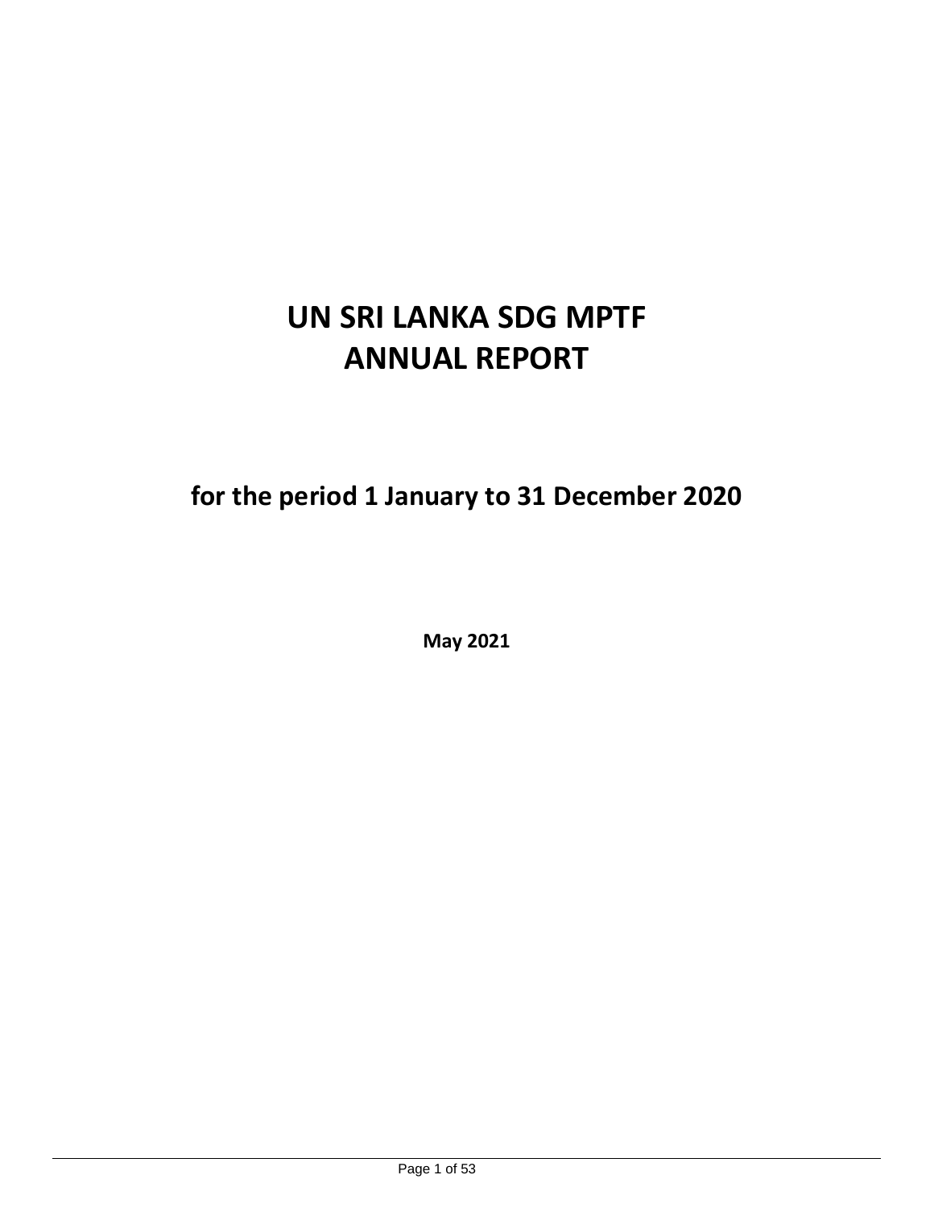# UN SRI LANKA SDG MPTF ANNUAL REPORT

## for the period 1 January to 31 December 2020

**May 2021**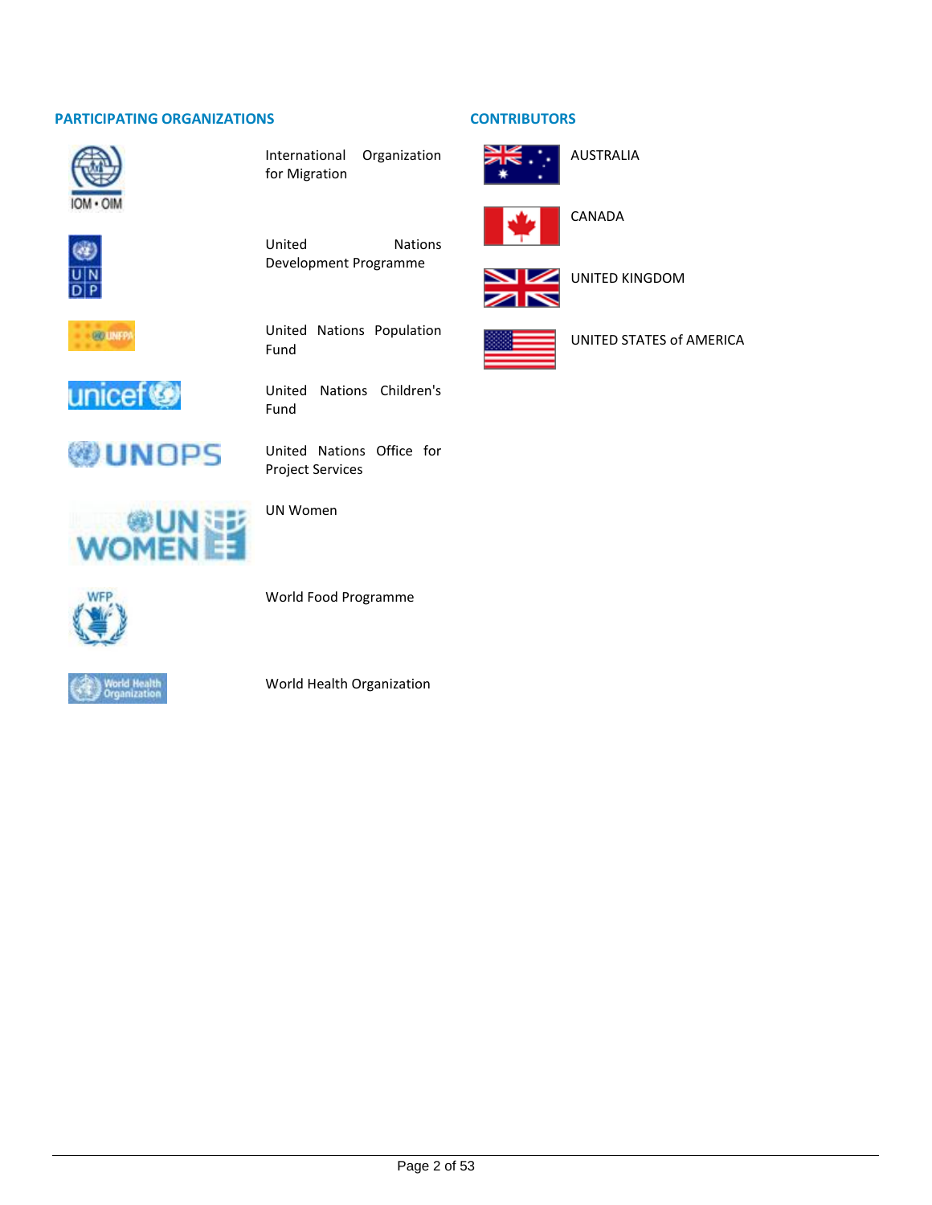## PARTICIPATING ORGANIZATIONS

- International Organization for Migration
- United Nations Development Programme
- United Nations Population Fund
- United Nations Children's Fund
- United Nations Office for Project Services
- UN Women
- World Food Programme
- World Health Organization

## CONTRIBUTORS

- AUSTRALIA
- CANADA
- UNITED KINGDOM
- UNITED STATES of AMERICA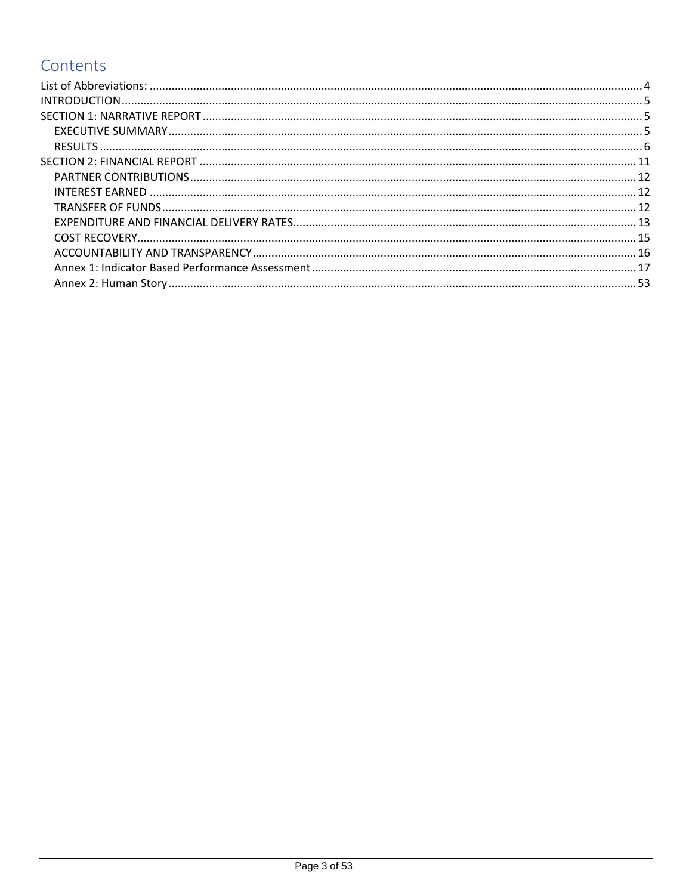# Contents

- List of Abbreviations: ........ 4
- INTRODUCTION ........ 5
- SECTION 1: NARRATIVE REPORT ........ 5
  - EXECUTIVE SUMMARY ........ 5
  - RESULTS ........ 6
- SECTION 2: FINANCIAL REPORT ........ 11
  - PARTNER CONTRIBUTIONS ........ 12
  - INTEREST EARNED ........ 12
  - TRANSFER OF FUNDS ........ 12
  - EXPENDITURE AND FINANCIAL DELIVERY RATES ........ 13
  - COST RECOVERY ........ 15
  - ACCOUNTABILITY AND TRANSPARENCY ........ 16
  - Annex 1: Indicator Based Performance Assessment ........ 17
  - Annex 2: Human Story ........ 53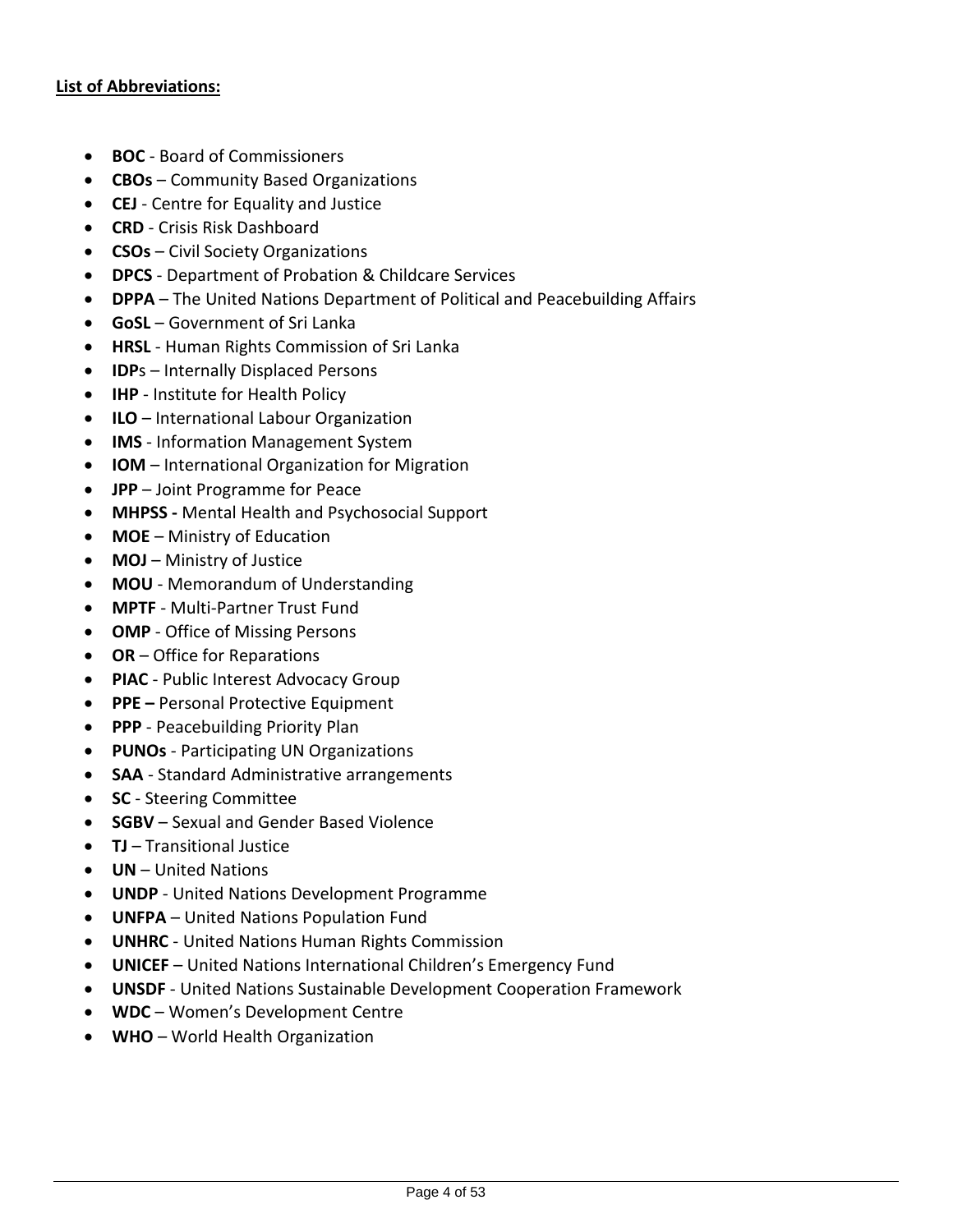**List of Abbreviations:**

- **BOC** - Board of Commissioners
- **CBOs** – Community Based Organizations
- **CEJ** - Centre for Equality and Justice
- **CRD** - Crisis Risk Dashboard
- **CSOs** – Civil Society Organizations
- **DPCS** - Department of Probation & Childcare Services
- **DPPA** – The United Nations Department of Political and Peacebuilding Affairs
- **GoSL** – Government of Sri Lanka
- **HRSL** - Human Rights Commission of Sri Lanka
- **IDP**s – Internally Displaced Persons
- **IHP** - Institute for Health Policy
- **ILO** – International Labour Organization
- **IMS** - Information Management System
- **IOM** – International Organization for Migration
- **JPP** – Joint Programme for Peace
- **MHPSS -** Mental Health and Psychosocial Support
- **MOE** – Ministry of Education
- **MOJ** – Ministry of Justice
- **MOU** - Memorandum of Understanding
- **MPTF** - Multi-Partner Trust Fund
- **OMP** - Office of Missing Persons
- **OR** – Office for Reparations
- **PIAC** - Public Interest Advocacy Group
- **PPE –** Personal Protective Equipment
- **PPP** - Peacebuilding Priority Plan
- **PUNOs** - Participating UN Organizations
- **SAA** - Standard Administrative arrangements
- **SC** - Steering Committee
- **SGBV** – Sexual and Gender Based Violence
- **TJ** – Transitional Justice
- **UN** – United Nations
- **UNDP** - United Nations Development Programme
- **UNFPA** – United Nations Population Fund
- **UNHRC** - United Nations Human Rights Commission
- **UNICEF** – United Nations International Children's Emergency Fund
- **UNSDF** - United Nations Sustainable Development Cooperation Framework
- **WDC** – Women's Development Centre
- **WHO** – World Health Organization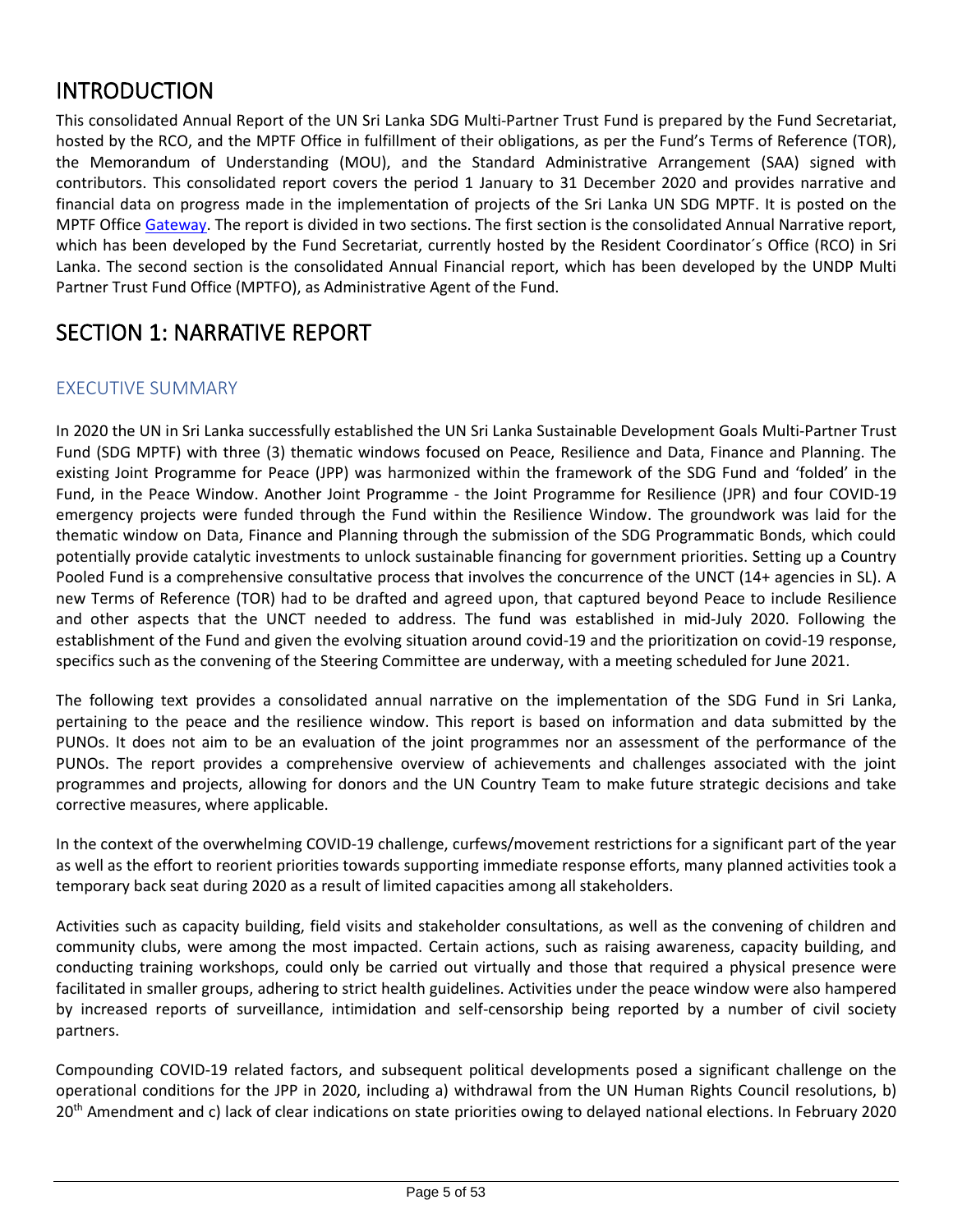# INTRODUCTION

This consolidated Annual Report of the UN Sri Lanka SDG Multi-Partner Trust Fund is prepared by the Fund Secretariat, hosted by the RCO, and the MPTF Office in fulfillment of their obligations, as per the Fund's Terms of Reference (TOR), the Memorandum of Understanding (MOU), and the Standard Administrative Arrangement (SAA) signed with contributors. This consolidated report covers the period 1 January to 31 December 2020 and provides narrative and financial data on progress made in the implementation of projects of the Sri Lanka UN SDG MPTF. It is posted on the MPTF Office Gateway. The report is divided in two sections. The first section is the consolidated Annual Narrative report, which has been developed by the Fund Secretariat, currently hosted by the Resident Coordinator´s Office (RCO) in Sri Lanka. The second section is the consolidated Annual Financial report, which has been developed by the UNDP Multi Partner Trust Fund Office (MPTFO), as Administrative Agent of the Fund.

# SECTION 1: NARRATIVE REPORT

## EXECUTIVE SUMMARY

In 2020 the UN in Sri Lanka successfully established the UN Sri Lanka Sustainable Development Goals Multi-Partner Trust Fund (SDG MPTF) with three (3) thematic windows focused on Peace, Resilience and Data, Finance and Planning. The existing Joint Programme for Peace (JPP) was harmonized within the framework of the SDG Fund and 'folded' in the Fund, in the Peace Window. Another Joint Programme - the Joint Programme for Resilience (JPR) and four COVID-19 emergency projects were funded through the Fund within the Resilience Window. The groundwork was laid for the thematic window on Data, Finance and Planning through the submission of the SDG Programmatic Bonds, which could potentially provide catalytic investments to unlock sustainable financing for government priorities. Setting up a Country Pooled Fund is a comprehensive consultative process that involves the concurrence of the UNCT (14+ agencies in SL). A new Terms of Reference (TOR) had to be drafted and agreed upon, that captured beyond Peace to include Resilience and other aspects that the UNCT needed to address. The fund was established in mid-July 2020. Following the establishment of the Fund and given the evolving situation around covid-19 and the prioritization on covid-19 response, specifics such as the convening of the Steering Committee are underway, with a meeting scheduled for June 2021.

The following text provides a consolidated annual narrative on the implementation of the SDG Fund in Sri Lanka, pertaining to the peace and the resilience window. This report is based on information and data submitted by the PUNOs. It does not aim to be an evaluation of the joint programmes nor an assessment of the performance of the PUNOs. The report provides a comprehensive overview of achievements and challenges associated with the joint programmes and projects, allowing for donors and the UN Country Team to make future strategic decisions and take corrective measures, where applicable.

In the context of the overwhelming COVID-19 challenge, curfews/movement restrictions for a significant part of the year as well as the effort to reorient priorities towards supporting immediate response efforts, many planned activities took a temporary back seat during 2020 as a result of limited capacities among all stakeholders.

Activities such as capacity building, field visits and stakeholder consultations, as well as the convening of children and community clubs, were among the most impacted. Certain actions, such as raising awareness, capacity building, and conducting training workshops, could only be carried out virtually and those that required a physical presence were facilitated in smaller groups, adhering to strict health guidelines. Activities under the peace window were also hampered by increased reports of surveillance, intimidation and self-censorship being reported by a number of civil society partners.

Compounding COVID-19 related factors, and subsequent political developments posed a significant challenge on the operational conditions for the JPP in 2020, including a) withdrawal from the UN Human Rights Council resolutions, b) 20th Amendment and c) lack of clear indications on state priorities owing to delayed national elections. In February 2020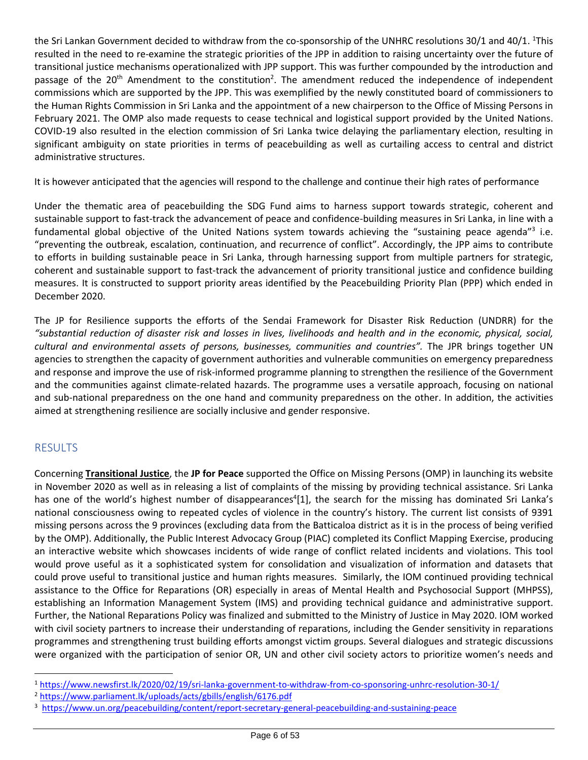the Sri Lankan Government decided to withdraw from the co-sponsorship of the UNHRC resolutions 30/1 and 40/1. [1]This resulted in the need to re-examine the strategic priorities of the JPP in addition to raising uncertainty over the future of transitional justice mechanisms operationalized with JPP support. This was further compounded by the introduction and passage of the 20th Amendment to the constitution[2]. The amendment reduced the independence of independent commissions which are supported by the JPP. This was exemplified by the newly constituted board of commissioners to the Human Rights Commission in Sri Lanka and the appointment of a new chairperson to the Office of Missing Persons in February 2021. The OMP also made requests to cease technical and logistical support provided by the United Nations. COVID-19 also resulted in the election commission of Sri Lanka twice delaying the parliamentary election, resulting in significant ambiguity on state priorities in terms of peacebuilding as well as curtailing access to central and district administrative structures.

It is however anticipated that the agencies will respond to the challenge and continue their high rates of performance

Under the thematic area of peacebuilding the SDG Fund aims to harness support towards strategic, coherent and sustainable support to fast-track the advancement of peace and confidence-building measures in Sri Lanka, in line with a fundamental global objective of the United Nations system towards achieving the "sustaining peace agenda"[3] i.e. "preventing the outbreak, escalation, continuation, and recurrence of conflict". Accordingly, the JPP aims to contribute to efforts in building sustainable peace in Sri Lanka, through harnessing support from multiple partners for strategic, coherent and sustainable support to fast-track the advancement of priority transitional justice and confidence building measures. It is constructed to support priority areas identified by the Peacebuilding Priority Plan (PPP) which ended in December 2020.

The JP for Resilience supports the efforts of the Sendai Framework for Disaster Risk Reduction (UNDRR) for the *"substantial reduction of disaster risk and losses in lives, livelihoods and health and in the economic, physical, social, cultural and environmental assets of persons, businesses, communities and countries".* The JPR brings together UN agencies to strengthen the capacity of government authorities and vulnerable communities on emergency preparedness and response and improve the use of risk-informed programme planning to strengthen the resilience of the Government and the communities against climate-related hazards. The programme uses a versatile approach, focusing on national and sub-national preparedness on the one hand and community preparedness on the other. In addition, the activities aimed at strengthening resilience are socially inclusive and gender responsive.

## RESULTS

Concerning **Transitional Justice**, the **JP for Peace** supported the Office on Missing Persons (OMP) in launching its website in November 2020 as well as in releasing a list of complaints of the missing by providing technical assistance. Sri Lanka has one of the world's highest number of disappearances[4][1], the search for the missing has dominated Sri Lanka's national consciousness owing to repeated cycles of violence in the country's history. The current list consists of 9391 missing persons across the 9 provinces (excluding data from the Batticaloa district as it is in the process of being verified by the OMP). Additionally, the Public Interest Advocacy Group (PIAC) completed its Conflict Mapping Exercise, producing an interactive website which showcases incidents of wide range of conflict related incidents and violations. This tool would prove useful as it a sophisticated system for consolidation and visualization of information and datasets that could prove useful to transitional justice and human rights measures. Similarly, the IOM continued providing technical assistance to the Office for Reparations (OR) especially in areas of Mental Health and Psychosocial Support (MHPSS), establishing an Information Management System (IMS) and providing technical guidance and administrative support. Further, the National Reparations Policy was finalized and submitted to the Ministry of Justice in May 2020. IOM worked with civil society partners to increase their understanding of reparations, including the Gender sensitivity in reparations programmes and strengthening trust building efforts amongst victim groups. Several dialogues and strategic discussions were organized with the participation of senior OR, UN and other civil society actors to prioritize women's needs and

[1] https://www.newsfirst.lk/2020/02/19/sri-lanka-government-to-withdraw-from-co-sponsoring-unhrc-resolution-30-1/

[2] https://www.parliament.lk/uploads/acts/gbills/english/6176.pdf

[3] https://www.un.org/peacebuilding/content/report-secretary-general-peacebuilding-and-sustaining-peace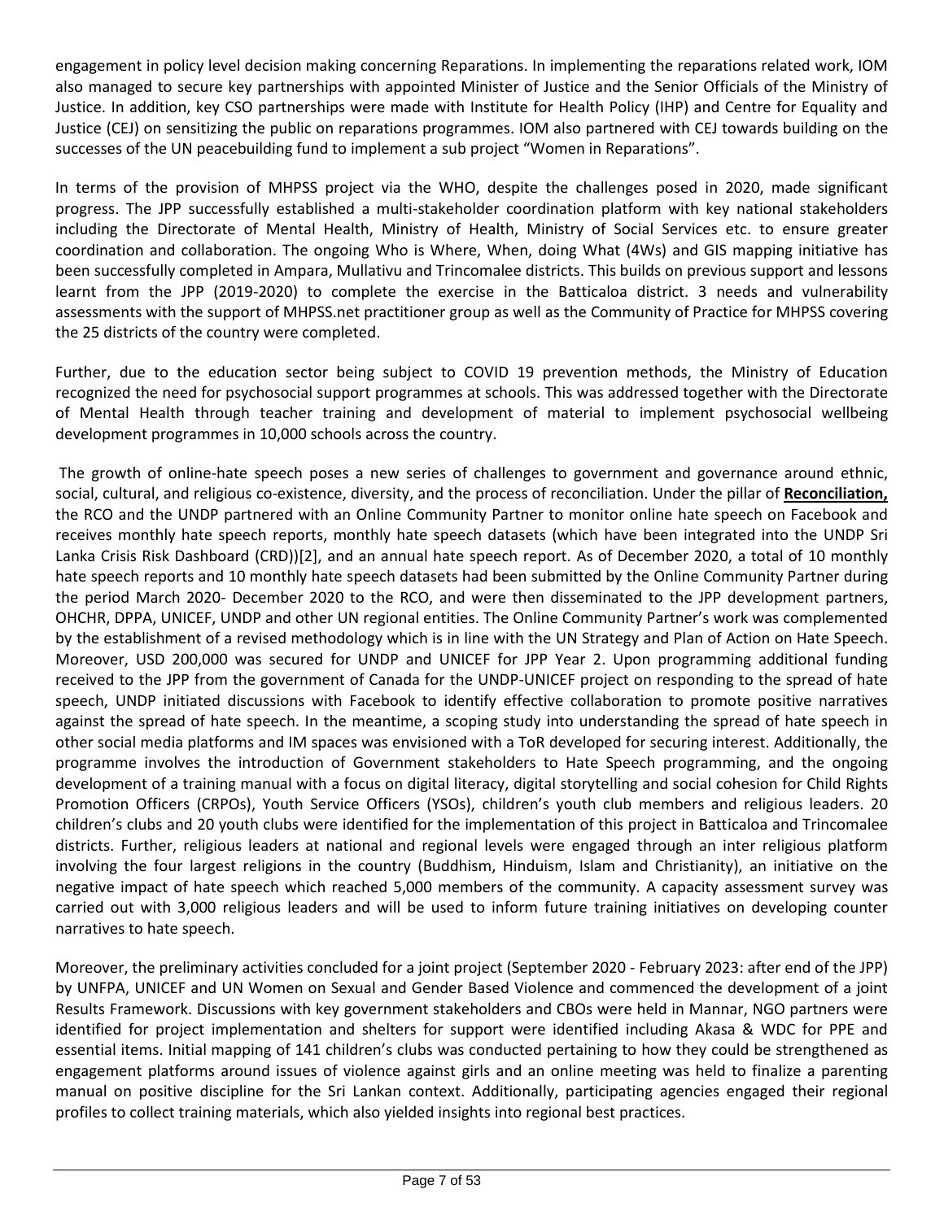engagement in policy level decision making concerning Reparations. In implementing the reparations related work, IOM also managed to secure key partnerships with appointed Minister of Justice and the Senior Officials of the Ministry of Justice. In addition, key CSO partnerships were made with Institute for Health Policy (IHP) and Centre for Equality and Justice (CEJ) on sensitizing the public on reparations programmes. IOM also partnered with CEJ towards building on the successes of the UN peacebuilding fund to implement a sub project "Women in Reparations".

In terms of the provision of MHPSS project via the WHO, despite the challenges posed in 2020, made significant progress. The JPP successfully established a multi-stakeholder coordination platform with key national stakeholders including the Directorate of Mental Health, Ministry of Health, Ministry of Social Services etc. to ensure greater coordination and collaboration. The ongoing Who is Where, When, doing What (4Ws) and GIS mapping initiative has been successfully completed in Ampara, Mullativu and Trincomalee districts. This builds on previous support and lessons learnt from the JPP (2019-2020) to complete the exercise in the Batticaloa district. 3 needs and vulnerability assessments with the support of MHPSS.net practitioner group as well as the Community of Practice for MHPSS covering the 25 districts of the country were completed.

Further, due to the education sector being subject to COVID 19 prevention methods, the Ministry of Education recognized the need for psychosocial support programmes at schools. This was addressed together with the Directorate of Mental Health through teacher training and development of material to implement psychosocial wellbeing development programmes in 10,000 schools across the country.

The growth of online-hate speech poses a new series of challenges to government and governance around ethnic, social, cultural, and religious co-existence, diversity, and the process of reconciliation. Under the pillar of **Reconciliation,** the RCO and the UNDP partnered with an Online Community Partner to monitor online hate speech on Facebook and receives monthly hate speech reports, monthly hate speech datasets (which have been integrated into the UNDP Sri Lanka Crisis Risk Dashboard (CRD))[2], and an annual hate speech report. As of December 2020, a total of 10 monthly hate speech reports and 10 monthly hate speech datasets had been submitted by the Online Community Partner during the period March 2020- December 2020 to the RCO, and were then disseminated to the JPP development partners, OHCHR, DPPA, UNICEF, UNDP and other UN regional entities. The Online Community Partner's work was complemented by the establishment of a revised methodology which is in line with the UN Strategy and Plan of Action on Hate Speech. Moreover, USD 200,000 was secured for UNDP and UNICEF for JPP Year 2. Upon programming additional funding received to the JPP from the government of Canada for the UNDP-UNICEF project on responding to the spread of hate speech, UNDP initiated discussions with Facebook to identify effective collaboration to promote positive narratives against the spread of hate speech. In the meantime, a scoping study into understanding the spread of hate speech in other social media platforms and IM spaces was envisioned with a ToR developed for securing interest. Additionally, the programme involves the introduction of Government stakeholders to Hate Speech programming, and the ongoing development of a training manual with a focus on digital literacy, digital storytelling and social cohesion for Child Rights Promotion Officers (CRPOs), Youth Service Officers (YSOs), children's youth club members and religious leaders. 20 children's clubs and 20 youth clubs were identified for the implementation of this project in Batticaloa and Trincomalee districts. Further, religious leaders at national and regional levels were engaged through an inter religious platform involving the four largest religions in the country (Buddhism, Hinduism, Islam and Christianity), an initiative on the negative impact of hate speech which reached 5,000 members of the community. A capacity assessment survey was carried out with 3,000 religious leaders and will be used to inform future training initiatives on developing counter narratives to hate speech.

Moreover, the preliminary activities concluded for a joint project (September 2020 - February 2023: after end of the JPP) by UNFPA, UNICEF and UN Women on Sexual and Gender Based Violence and commenced the development of a joint Results Framework. Discussions with key government stakeholders and CBOs were held in Mannar, NGO partners were identified for project implementation and shelters for support were identified including Akasa & WDC for PPE and essential items. Initial mapping of 141 children's clubs was conducted pertaining to how they could be strengthened as engagement platforms around issues of violence against girls and an online meeting was held to finalize a parenting manual on positive discipline for the Sri Lankan context. Additionally, participating agencies engaged their regional profiles to collect training materials, which also yielded insights into regional best practices.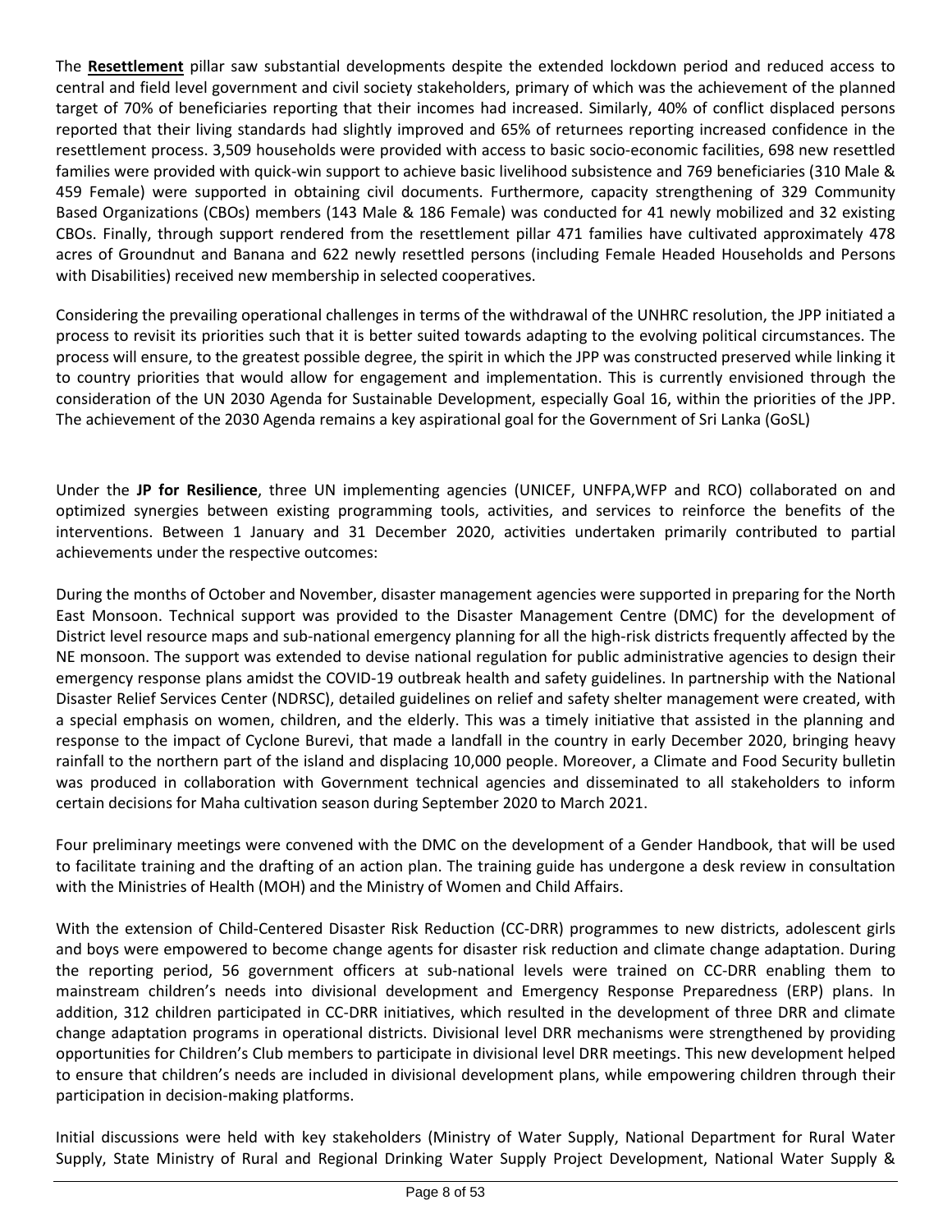The **Resettlement** pillar saw substantial developments despite the extended lockdown period and reduced access to central and field level government and civil society stakeholders, primary of which was the achievement of the planned target of 70% of beneficiaries reporting that their incomes had increased. Similarly, 40% of conflict displaced persons reported that their living standards had slightly improved and 65% of returnees reporting increased confidence in the resettlement process. 3,509 households were provided with access to basic socio-economic facilities, 698 new resettled families were provided with quick-win support to achieve basic livelihood subsistence and 769 beneficiaries (310 Male & 459 Female) were supported in obtaining civil documents. Furthermore, capacity strengthening of 329 Community Based Organizations (CBOs) members (143 Male & 186 Female) was conducted for 41 newly mobilized and 32 existing CBOs. Finally, through support rendered from the resettlement pillar 471 families have cultivated approximately 478 acres of Groundnut and Banana and 622 newly resettled persons (including Female Headed Households and Persons with Disabilities) received new membership in selected cooperatives.

Considering the prevailing operational challenges in terms of the withdrawal of the UNHRC resolution, the JPP initiated a process to revisit its priorities such that it is better suited towards adapting to the evolving political circumstances. The process will ensure, to the greatest possible degree, the spirit in which the JPP was constructed preserved while linking it to country priorities that would allow for engagement and implementation. This is currently envisioned through the consideration of the UN 2030 Agenda for Sustainable Development, especially Goal 16, within the priorities of the JPP. The achievement of the 2030 Agenda remains a key aspirational goal for the Government of Sri Lanka (GoSL)

Under the **JP for Resilience**, three UN implementing agencies (UNICEF, UNFPA,WFP and RCO) collaborated on and optimized synergies between existing programming tools, activities, and services to reinforce the benefits of the interventions. Between 1 January and 31 December 2020, activities undertaken primarily contributed to partial achievements under the respective outcomes:

During the months of October and November, disaster management agencies were supported in preparing for the North East Monsoon. Technical support was provided to the Disaster Management Centre (DMC) for the development of District level resource maps and sub-national emergency planning for all the high-risk districts frequently affected by the NE monsoon. The support was extended to devise national regulation for public administrative agencies to design their emergency response plans amidst the COVID-19 outbreak health and safety guidelines. In partnership with the National Disaster Relief Services Center (NDRSC), detailed guidelines on relief and safety shelter management were created, with a special emphasis on women, children, and the elderly. This was a timely initiative that assisted in the planning and response to the impact of Cyclone Burevi, that made a landfall in the country in early December 2020, bringing heavy rainfall to the northern part of the island and displacing 10,000 people. Moreover, a Climate and Food Security bulletin was produced in collaboration with Government technical agencies and disseminated to all stakeholders to inform certain decisions for Maha cultivation season during September 2020 to March 2021.

Four preliminary meetings were convened with the DMC on the development of a Gender Handbook, that will be used to facilitate training and the drafting of an action plan. The training guide has undergone a desk review in consultation with the Ministries of Health (MOH) and the Ministry of Women and Child Affairs.

With the extension of Child-Centered Disaster Risk Reduction (CC-DRR) programmes to new districts, adolescent girls and boys were empowered to become change agents for disaster risk reduction and climate change adaptation. During the reporting period, 56 government officers at sub-national levels were trained on CC-DRR enabling them to mainstream children's needs into divisional development and Emergency Response Preparedness (ERP) plans. In addition, 312 children participated in CC-DRR initiatives, which resulted in the development of three DRR and climate change adaptation programs in operational districts. Divisional level DRR mechanisms were strengthened by providing opportunities for Children's Club members to participate in divisional level DRR meetings. This new development helped to ensure that children's needs are included in divisional development plans, while empowering children through their participation in decision-making platforms.

Initial discussions were held with key stakeholders (Ministry of Water Supply, National Department for Rural Water Supply, State Ministry of Rural and Regional Drinking Water Supply Project Development, National Water Supply &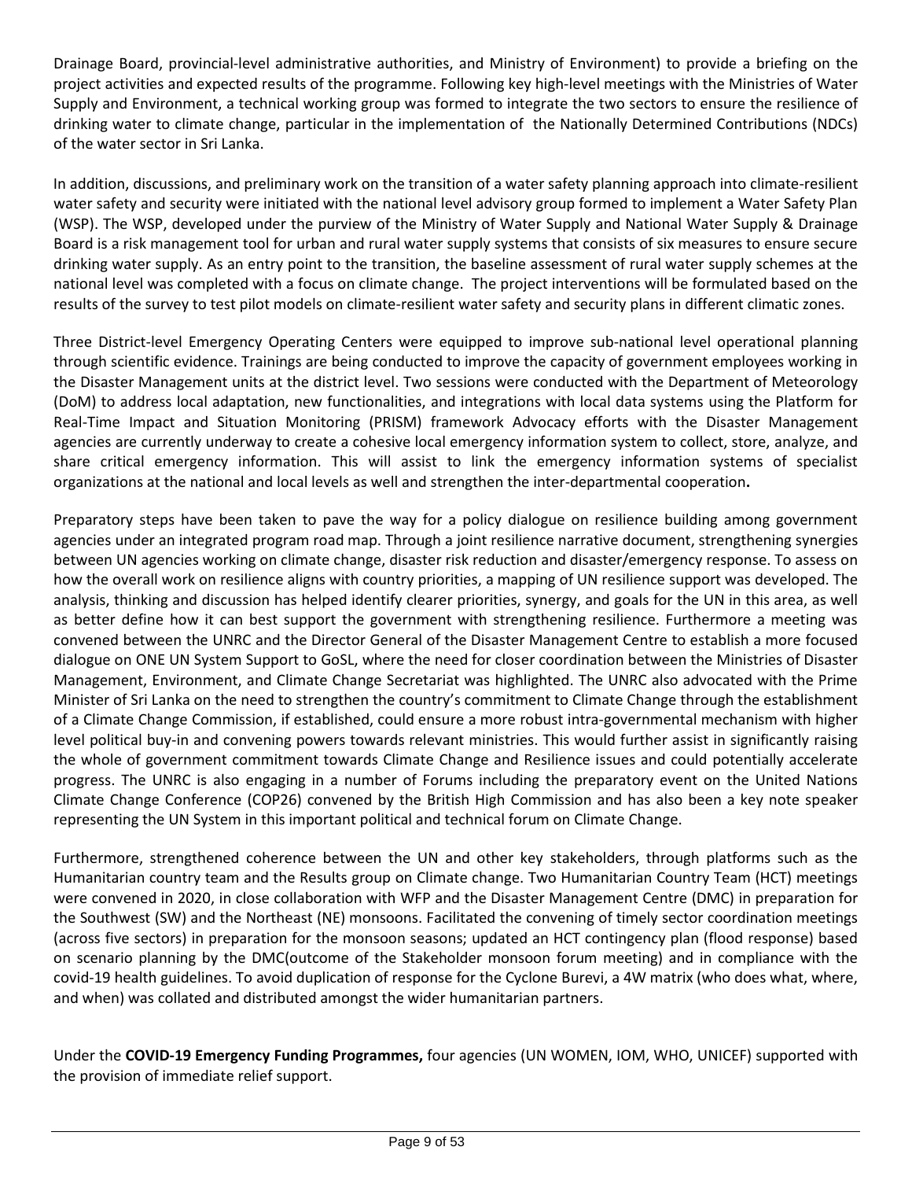Drainage Board, provincial-level administrative authorities, and Ministry of Environment) to provide a briefing on the project activities and expected results of the programme. Following key high-level meetings with the Ministries of Water Supply and Environment, a technical working group was formed to integrate the two sectors to ensure the resilience of drinking water to climate change, particular in the implementation of the Nationally Determined Contributions (NDCs) of the water sector in Sri Lanka.

In addition, discussions, and preliminary work on the transition of a water safety planning approach into climate-resilient water safety and security were initiated with the national level advisory group formed to implement a Water Safety Plan (WSP). The WSP, developed under the purview of the Ministry of Water Supply and National Water Supply & Drainage Board is a risk management tool for urban and rural water supply systems that consists of six measures to ensure secure drinking water supply. As an entry point to the transition, the baseline assessment of rural water supply schemes at the national level was completed with a focus on climate change. The project interventions will be formulated based on the results of the survey to test pilot models on climate-resilient water safety and security plans in different climatic zones.

Three District-level Emergency Operating Centers were equipped to improve sub-national level operational planning through scientific evidence. Trainings are being conducted to improve the capacity of government employees working in the Disaster Management units at the district level. Two sessions were conducted with the Department of Meteorology (DoM) to address local adaptation, new functionalities, and integrations with local data systems using the Platform for Real-Time Impact and Situation Monitoring (PRISM) framework Advocacy efforts with the Disaster Management agencies are currently underway to create a cohesive local emergency information system to collect, store, analyze, and share critical emergency information. This will assist to link the emergency information systems of specialist organizations at the national and local levels as well and strengthen the inter-departmental cooperation**.**

Preparatory steps have been taken to pave the way for a policy dialogue on resilience building among government agencies under an integrated program road map. Through a joint resilience narrative document, strengthening synergies between UN agencies working on climate change, disaster risk reduction and disaster/emergency response. To assess on how the overall work on resilience aligns with country priorities, a mapping of UN resilience support was developed. The analysis, thinking and discussion has helped identify clearer priorities, synergy, and goals for the UN in this area, as well as better define how it can best support the government with strengthening resilience. Furthermore a meeting was convened between the UNRC and the Director General of the Disaster Management Centre to establish a more focused dialogue on ONE UN System Support to GoSL, where the need for closer coordination between the Ministries of Disaster Management, Environment, and Climate Change Secretariat was highlighted. The UNRC also advocated with the Prime Minister of Sri Lanka on the need to strengthen the country's commitment to Climate Change through the establishment of a Climate Change Commission, if established, could ensure a more robust intra-governmental mechanism with higher level political buy-in and convening powers towards relevant ministries. This would further assist in significantly raising the whole of government commitment towards Climate Change and Resilience issues and could potentially accelerate progress. The UNRC is also engaging in a number of Forums including the preparatory event on the United Nations Climate Change Conference (COP26) convened by the British High Commission and has also been a key note speaker representing the UN System in this important political and technical forum on Climate Change.

Furthermore, strengthened coherence between the UN and other key stakeholders, through platforms such as the Humanitarian country team and the Results group on Climate change. Two Humanitarian Country Team (HCT) meetings were convened in 2020, in close collaboration with WFP and the Disaster Management Centre (DMC) in preparation for the Southwest (SW) and the Northeast (NE) monsoons. Facilitated the convening of timely sector coordination meetings (across five sectors) in preparation for the monsoon seasons; updated an HCT contingency plan (flood response) based on scenario planning by the DMC(outcome of the Stakeholder monsoon forum meeting) and in compliance with the covid-19 health guidelines. To avoid duplication of response for the Cyclone Burevi, a 4W matrix (who does what, where, and when) was collated and distributed amongst the wider humanitarian partners.

Under the **COVID-19 Emergency Funding Programmes,** four agencies (UN WOMEN, IOM, WHO, UNICEF) supported with the provision of immediate relief support.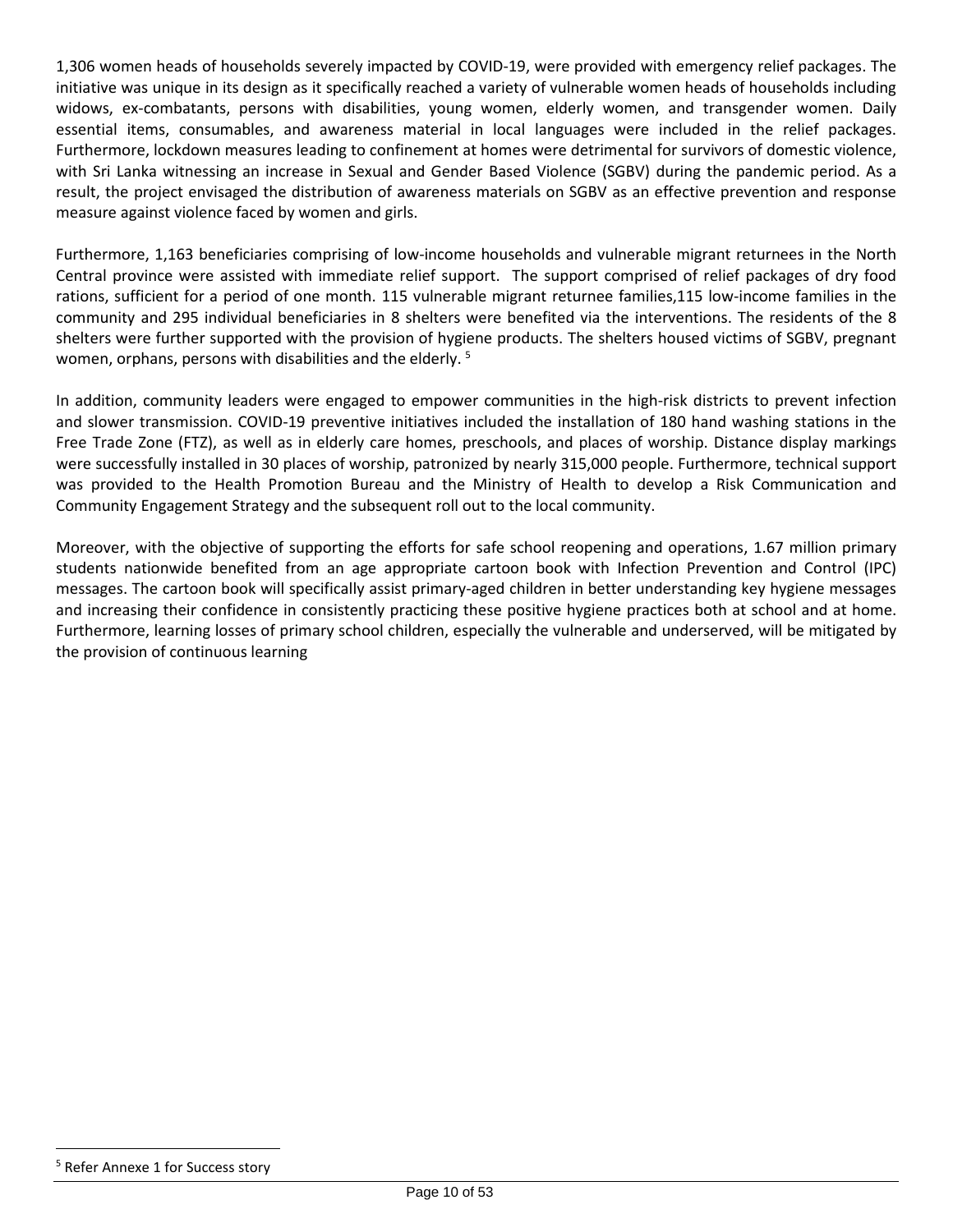1,306 women heads of households severely impacted by COVID-19, were provided with emergency relief packages. The initiative was unique in its design as it specifically reached a variety of vulnerable women heads of households including widows, ex-combatants, persons with disabilities, young women, elderly women, and transgender women. Daily essential items, consumables, and awareness material in local languages were included in the relief packages. Furthermore, lockdown measures leading to confinement at homes were detrimental for survivors of domestic violence, with Sri Lanka witnessing an increase in Sexual and Gender Based Violence (SGBV) during the pandemic period. As a result, the project envisaged the distribution of awareness materials on SGBV as an effective prevention and response measure against violence faced by women and girls.

Furthermore, 1,163 beneficiaries comprising of low-income households and vulnerable migrant returnees in the North Central province were assisted with immediate relief support. The support comprised of relief packages of dry food rations, sufficient for a period of one month. 115 vulnerable migrant returnee families,115 low-income families in the community and 295 individual beneficiaries in 8 shelters were benefited via the interventions. The residents of the 8 shelters were further supported with the provision of hygiene products. The shelters housed victims of SGBV, pregnant women, orphans, persons with disabilities and the elderly. [5]

In addition, community leaders were engaged to empower communities in the high-risk districts to prevent infection and slower transmission. COVID-19 preventive initiatives included the installation of 180 hand washing stations in the Free Trade Zone (FTZ), as well as in elderly care homes, preschools, and places of worship. Distance display markings were successfully installed in 30 places of worship, patronized by nearly 315,000 people. Furthermore, technical support was provided to the Health Promotion Bureau and the Ministry of Health to develop a Risk Communication and Community Engagement Strategy and the subsequent roll out to the local community.

Moreover, with the objective of supporting the efforts for safe school reopening and operations, 1.67 million primary students nationwide benefited from an age appropriate cartoon book with Infection Prevention and Control (IPC) messages. The cartoon book will specifically assist primary-aged children in better understanding key hygiene messages and increasing their confidence in consistently practicing these positive hygiene practices both at school and at home. Furthermore, learning losses of primary school children, especially the vulnerable and underserved, will be mitigated by the provision of continuous learning

[5] Refer Annexe 1 for Success story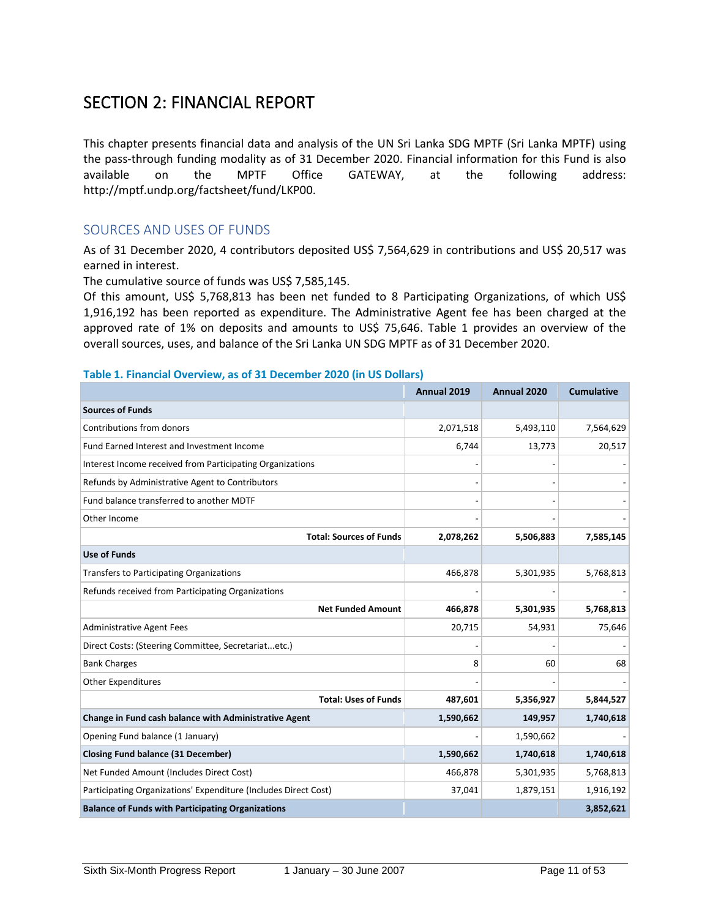# SECTION 2: FINANCIAL REPORT

This chapter presents financial data and analysis of the UN Sri Lanka SDG MPTF (Sri Lanka MPTF) using the pass-through funding modality as of 31 December 2020. Financial information for this Fund is also available on the MPTF Office GATEWAY, at the following address: http://mptf.undp.org/factsheet/fund/LKP00.

## SOURCES AND USES OF FUNDS

As of 31 December 2020, 4 contributors deposited US$ 7,564,629 in contributions and US$ 20,517 was earned in interest.

The cumulative source of funds was US$ 7,585,145.

Of this amount, US$ 5,768,813 has been net funded to 8 Participating Organizations, of which US$ 1,916,192 has been reported as expenditure. The Administrative Agent fee has been charged at the approved rate of 1% on deposits and amounts to US$ 75,646. Table 1 provides an overview of the overall sources, uses, and balance of the Sri Lanka UN SDG MPTF as of 31 December 2020.

**Table 1. Financial Overview, as of 31 December 2020 (in US Dollars)**

| | Annual 2019 | Annual 2020 | Cumulative |
|---|---|---|---|
| **Sources of Funds** | | | |
| Contributions from donors | 2,071,518 | 5,493,110 | 7,564,629 |
| Fund Earned Interest and Investment Income | 6,744 | 13,773 | 20,517 |
| Interest Income received from Participating Organizations | - | - | - |
| Refunds by Administrative Agent to Contributors | - | - | - |
| Fund balance transferred to another MDTF | - | - | - |
| Other Income | - | - | - |
| **Total: Sources of Funds** | **2,078,262** | **5,506,883** | **7,585,145** |
| **Use of Funds** | | | |
| Transfers to Participating Organizations | 466,878 | 5,301,935 | 5,768,813 |
| Refunds received from Participating Organizations | - | - | - |
| **Net Funded Amount** | **466,878** | **5,301,935** | **5,768,813** |
| Administrative Agent Fees | 20,715 | 54,931 | 75,646 |
| Direct Costs: (Steering Committee, Secretariat...etc.) | - | - | - |
| Bank Charges | 8 | 60 | 68 |
| Other Expenditures | - | - | - |
| **Total: Uses of Funds** | **487,601** | **5,356,927** | **5,844,527** |
| **Change in Fund cash balance with Administrative Agent** | **1,590,662** | **149,957** | **1,740,618** |
| Opening Fund balance (1 January) | - | 1,590,662 | - |
| **Closing Fund balance (31 December)** | **1,590,662** | **1,740,618** | **1,740,618** |
| Net Funded Amount (Includes Direct Cost) | 466,878 | 5,301,935 | 5,768,813 |
| Participating Organizations' Expenditure (Includes Direct Cost) | 37,041 | 1,879,151 | 1,916,192 |
| **Balance of Funds with Participating Organizations** | | | **3,852,621** |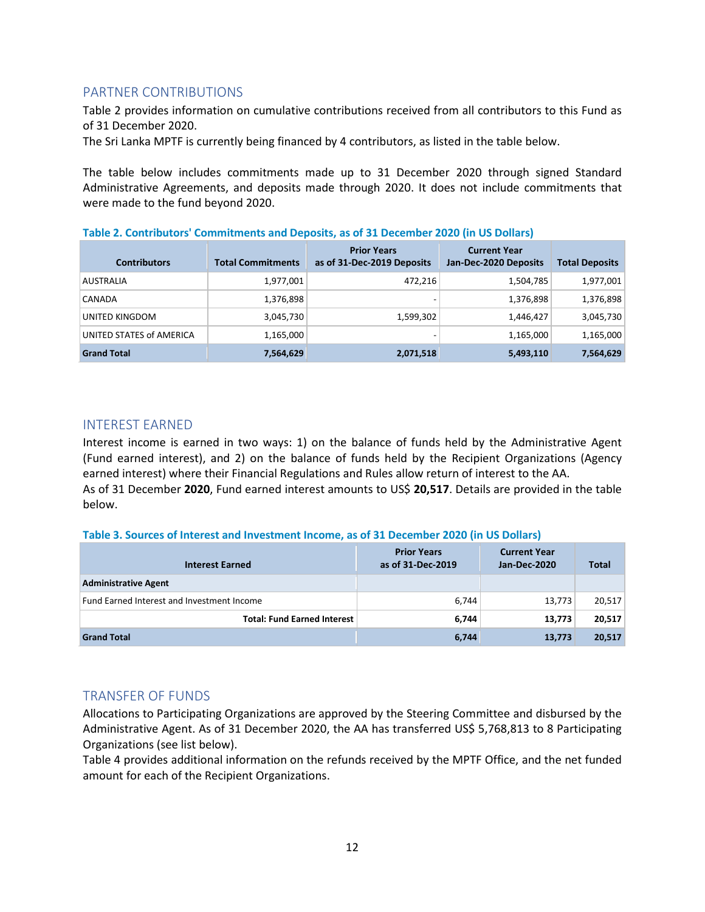## PARTNER CONTRIBUTIONS

Table 2 provides information on cumulative contributions received from all contributors to this Fund as of 31 December 2020.

The Sri Lanka MPTF is currently being financed by 4 contributors, as listed in the table below.

The table below includes commitments made up to 31 December 2020 through signed Standard Administrative Agreements, and deposits made through 2020. It does not include commitments that were made to the fund beyond 2020.

**Table 2. Contributors' Commitments and Deposits, as of 31 December 2020 (in US Dollars)**

| Contributors | Total Commitments | Prior Years as of 31-Dec-2019 Deposits | Current Year Jan-Dec-2020 Deposits | Total Deposits |
|---|---|---|---|---|
| AUSTRALIA | 1,977,001 | 472,216 | 1,504,785 | 1,977,001 |
| CANADA | 1,376,898 | - | 1,376,898 | 1,376,898 |
| UNITED KINGDOM | 3,045,730 | 1,599,302 | 1,446,427 | 3,045,730 |
| UNITED STATES of AMERICA | 1,165,000 | - | 1,165,000 | 1,165,000 |
| **Grand Total** | **7,564,629** | **2,071,518** | **5,493,110** | **7,564,629** |

## INTEREST EARNED

Interest income is earned in two ways: 1) on the balance of funds held by the Administrative Agent (Fund earned interest), and 2) on the balance of funds held by the Recipient Organizations (Agency earned interest) where their Financial Regulations and Rules allow return of interest to the AA.

As of 31 December **2020**, Fund earned interest amounts to US$ **20,517**. Details are provided in the table below.

**Table 3. Sources of Interest and Investment Income, as of 31 December 2020 (in US Dollars)**

| Interest Earned | Prior Years as of 31-Dec-2019 | Current Year Jan-Dec-2020 | Total |
|---|---|---|---|
| **Administrative Agent** | | | |
| Fund Earned Interest and Investment Income | 6,744 | 13,773 | 20,517 |
| **Total: Fund Earned Interest** | **6,744** | **13,773** | **20,517** |
| **Grand Total** | **6,744** | **13,773** | **20,517** |

## TRANSFER OF FUNDS

Allocations to Participating Organizations are approved by the Steering Committee and disbursed by the Administrative Agent. As of 31 December 2020, the AA has transferred US$ 5,768,813 to 8 Participating Organizations (see list below).

Table 4 provides additional information on the refunds received by the MPTF Office, and the net funded amount for each of the Recipient Organizations.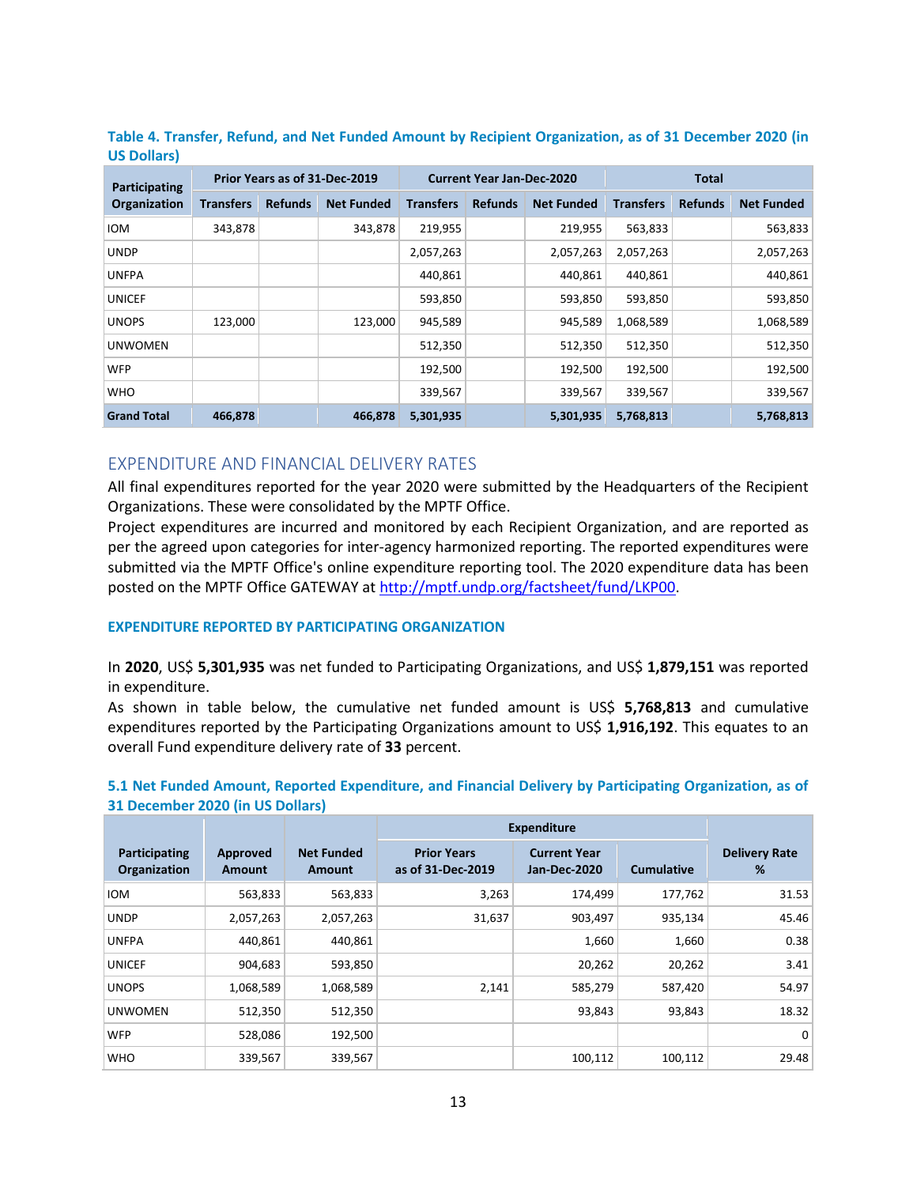**Table 4. Transfer, Refund, and Net Funded Amount by Recipient Organization, as of 31 December 2020 (in US Dollars)**

| Participating Organization | Prior Years as of 31-Dec-2019 | | | Current Year Jan-Dec-2020 | | | Total | | |
|---|---|---|---|---|---|---|---|---|---|
| | Transfers | Refunds | Net Funded | Transfers | Refunds | Net Funded | Transfers | Refunds | Net Funded |
| IOM | 343,878 | | 343,878 | 219,955 | | 219,955 | 563,833 | | 563,833 |
| UNDP | | | | 2,057,263 | | 2,057,263 | 2,057,263 | | 2,057,263 |
| UNFPA | | | | 440,861 | | 440,861 | 440,861 | | 440,861 |
| UNICEF | | | | 593,850 | | 593,850 | 593,850 | | 593,850 |
| UNOPS | 123,000 | | 123,000 | 945,589 | | 945,589 | 1,068,589 | | 1,068,589 |
| UNWOMEN | | | | 512,350 | | 512,350 | 512,350 | | 512,350 |
| WFP | | | | 192,500 | | 192,500 | 192,500 | | 192,500 |
| WHO | | | | 339,567 | | 339,567 | 339,567 | | 339,567 |
| **Grand Total** | **466,878** | | **466,878** | **5,301,935** | | **5,301,935** | **5,768,813** | | **5,768,813** |

## EXPENDITURE AND FINANCIAL DELIVERY RATES

All final expenditures reported for the year 2020 were submitted by the Headquarters of the Recipient Organizations. These were consolidated by the MPTF Office.

Project expenditures are incurred and monitored by each Recipient Organization, and are reported as per the agreed upon categories for inter-agency harmonized reporting. The reported expenditures were submitted via the MPTF Office's online expenditure reporting tool. The 2020 expenditure data has been posted on the MPTF Office GATEWAY at http://mptf.undp.org/factsheet/fund/LKP00.

### EXPENDITURE REPORTED BY PARTICIPATING ORGANIZATION

In **2020**, US$ **5,301,935** was net funded to Participating Organizations, and US$ **1,879,151** was reported in expenditure.

As shown in table below, the cumulative net funded amount is US$ **5,768,813** and cumulative expenditures reported by the Participating Organizations amount to US$ **1,916,192**. This equates to an overall Fund expenditure delivery rate of **33** percent.

**5.1 Net Funded Amount, Reported Expenditure, and Financial Delivery by Participating Organization, as of 31 December 2020 (in US Dollars)**

| Participating Organization | Approved Amount | Net Funded Amount | Expenditure | | | Delivery Rate % |
|---|---|---|---|---|---|---|
| | | | Prior Years as of 31-Dec-2019 | Current Year Jan-Dec-2020 | Cumulative | |
| IOM | 563,833 | 563,833 | 3,263 | 174,499 | 177,762 | 31.53 |
| UNDP | 2,057,263 | 2,057,263 | 31,637 | 903,497 | 935,134 | 45.46 |
| UNFPA | 440,861 | 440,861 | | 1,660 | 1,660 | 0.38 |
| UNICEF | 904,683 | 593,850 | | 20,262 | 20,262 | 3.41 |
| UNOPS | 1,068,589 | 1,068,589 | 2,141 | 585,279 | 587,420 | 54.97 |
| UNWOMEN | 512,350 | 512,350 | | 93,843 | 93,843 | 18.32 |
| WFP | 528,086 | 192,500 | | | | 0 |
| WHO | 339,567 | 339,567 | | 100,112 | 100,112 | 29.48 |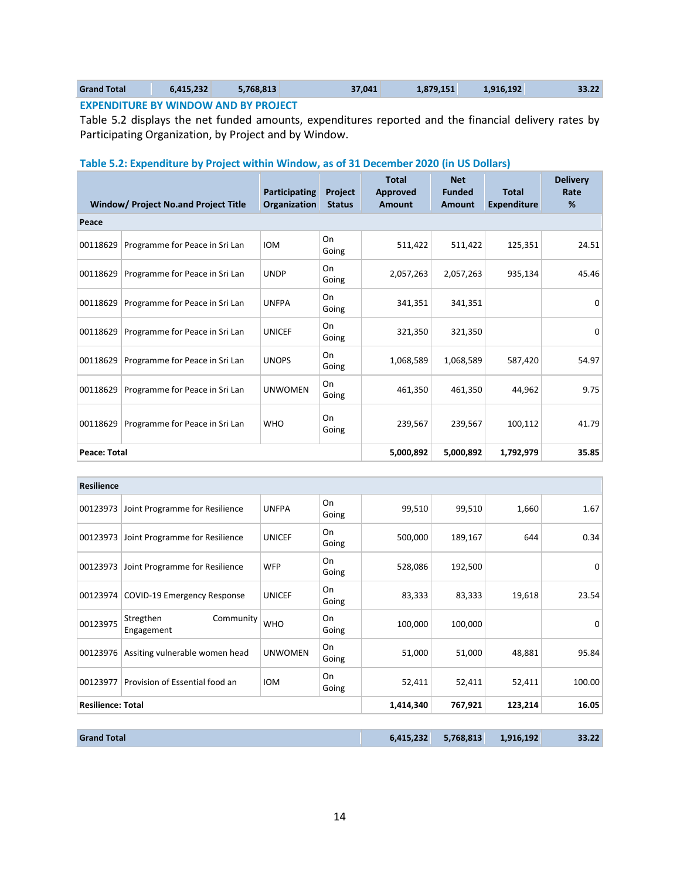| Grand Total | 6,415,232 | 5,768,813 | 37,041 | 1,879,151 | 1,916,192 | 33.22 |
|---|---|---|---|---|---|---|

## EXPENDITURE BY WINDOW AND BY PROJECT

Table 5.2 displays the net funded amounts, expenditures reported and the financial delivery rates by Participating Organization, by Project and by Window.

### Table 5.2: Expenditure by Project within Window, as of 31 December 2020 (in US Dollars)

| Window/ Project No.and Project Title | | Participating Organization | Project Status | Total Approved Amount | Net Funded Amount | Total Expenditure | Delivery Rate % |
|---|---|---|---|---|---|---|---|
| **Peace** | | | | | | | |
| 00118629 | Programme for Peace in Sri Lan | IOM | On Going | 511,422 | 511,422 | 125,351 | 24.51 |
| 00118629 | Programme for Peace in Sri Lan | UNDP | On Going | 2,057,263 | 2,057,263 | 935,134 | 45.46 |
| 00118629 | Programme for Peace in Sri Lan | UNFPA | On Going | 341,351 | 341,351 | | 0 |
| 00118629 | Programme for Peace in Sri Lan | UNICEF | On Going | 321,350 | 321,350 | | 0 |
| 00118629 | Programme for Peace in Sri Lan | UNOPS | On Going | 1,068,589 | 1,068,589 | 587,420 | 54.97 |
| 00118629 | Programme for Peace in Sri Lan | UNWOMEN | On Going | 461,350 | 461,350 | 44,962 | 9.75 |
| 00118629 | Programme for Peace in Sri Lan | WHO | On Going | 239,567 | 239,567 | 100,112 | 41.79 |
| **Peace: Total** | | | | **5,000,892** | **5,000,892** | **1,792,979** | **35.85** |
| **Resilience** | | | | | | | |
| 00123973 | Joint Programme for Resilience | UNFPA | On Going | 99,510 | 99,510 | 1,660 | 1.67 |
| 00123973 | Joint Programme for Resilience | UNICEF | On Going | 500,000 | 189,167 | 644 | 0.34 |
| 00123973 | Joint Programme for Resilience | WFP | On Going | 528,086 | 192,500 | | 0 |
| 00123974 | COVID-19 Emergency Response | UNICEF | On Going | 83,333 | 83,333 | 19,618 | 23.54 |
| 00123975 | Stregthen Community Engagement | WHO | On Going | 100,000 | 100,000 | | 0 |
| 00123976 | Assiting vulnerable women head | UNWOMEN | On Going | 51,000 | 51,000 | 48,881 | 95.84 |
| 00123977 | Provision of Essential food an | IOM | On Going | 52,411 | 52,411 | 52,411 | 100.00 |
| **Resilience: Total** | | | | **1,414,340** | **767,921** | **123,214** | **16.05** |
| **Grand Total** | | | | **6,415,232** | **5,768,813** | **1,916,192** | **33.22** |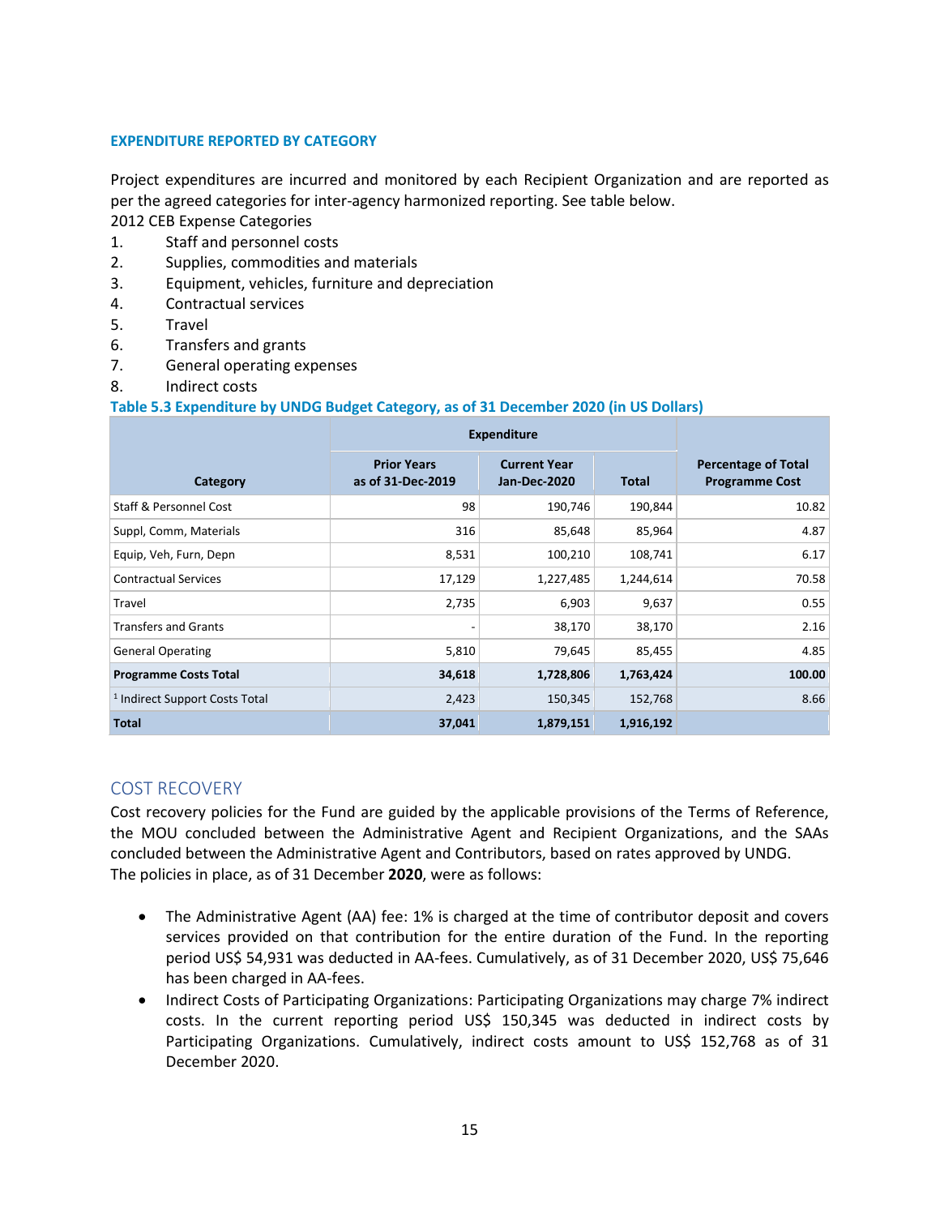### EXPENDITURE REPORTED BY CATEGORY

Project expenditures are incurred and monitored by each Recipient Organization and are reported as per the agreed categories for inter-agency harmonized reporting. See table below.

2012 CEB Expense Categories

1. Staff and personnel costs
2. Supplies, commodities and materials
3. Equipment, vehicles, furniture and depreciation
4. Contractual services
5. Travel
6. Transfers and grants
7. General operating expenses
8. Indirect costs

**Table 5.3 Expenditure by UNDG Budget Category, as of 31 December 2020 (in US Dollars)**

| Category | Expenditure | | | Percentage of Total Programme Cost |
|---|---|---|---|---|
| | Prior Years as of 31-Dec-2019 | Current Year Jan-Dec-2020 | Total | |
| Staff & Personnel Cost | 98 | 190,746 | 190,844 | 10.82 |
| Suppl, Comm, Materials | 316 | 85,648 | 85,964 | 4.87 |
| Equip, Veh, Furn, Depn | 8,531 | 100,210 | 108,741 | 6.17 |
| Contractual Services | 17,129 | 1,227,485 | 1,244,614 | 70.58 |
| Travel | 2,735 | 6,903 | 9,637 | 0.55 |
| Transfers and Grants | - | 38,170 | 38,170 | 2.16 |
| General Operating | 5,810 | 79,645 | 85,455 | 4.85 |
| **Programme Costs Total** | **34,618** | **1,728,806** | **1,763,424** | **100.00** |
| [1] Indirect Support Costs Total | 2,423 | 150,345 | 152,768 | 8.66 |
| **Total** | **37,041** | **1,879,151** | **1,916,192** | |

## COST RECOVERY

Cost recovery policies for the Fund are guided by the applicable provisions of the Terms of Reference, the MOU concluded between the Administrative Agent and Recipient Organizations, and the SAAs concluded between the Administrative Agent and Contributors, based on rates approved by UNDG.

The policies in place, as of 31 December **2020**, were as follows:

- The Administrative Agent (AA) fee: 1% is charged at the time of contributor deposit and covers services provided on that contribution for the entire duration of the Fund. In the reporting period US$ 54,931 was deducted in AA-fees. Cumulatively, as of 31 December 2020, US$ 75,646 has been charged in AA-fees.
- Indirect Costs of Participating Organizations: Participating Organizations may charge 7% indirect costs. In the current reporting period US$ 150,345 was deducted in indirect costs by Participating Organizations. Cumulatively, indirect costs amount to US$ 152,768 as of 31 December 2020.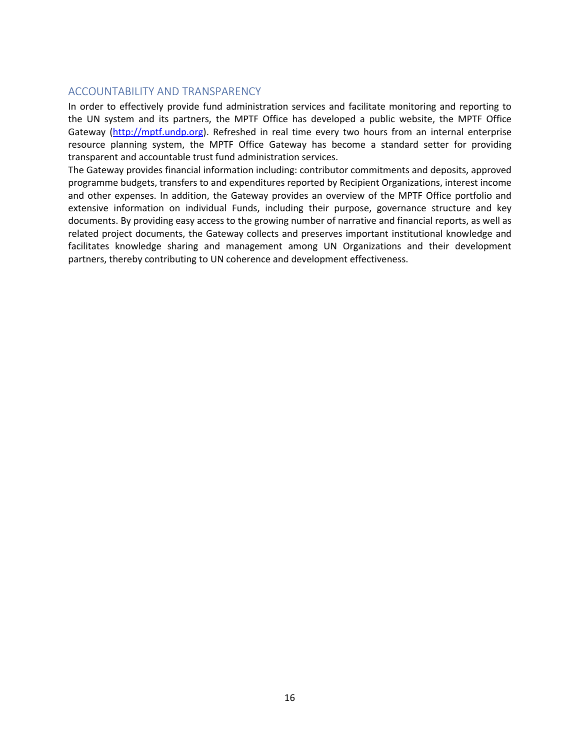## ACCOUNTABILITY AND TRANSPARENCY

In order to effectively provide fund administration services and facilitate monitoring and reporting to the UN system and its partners, the MPTF Office has developed a public website, the MPTF Office Gateway ([http://mptf.undp.org](http://mptf.undp.org)). Refreshed in real time every two hours from an internal enterprise resource planning system, the MPTF Office Gateway has become a standard setter for providing transparent and accountable trust fund administration services.

The Gateway provides financial information including: contributor commitments and deposits, approved programme budgets, transfers to and expenditures reported by Recipient Organizations, interest income and other expenses. In addition, the Gateway provides an overview of the MPTF Office portfolio and extensive information on individual Funds, including their purpose, governance structure and key documents. By providing easy access to the growing number of narrative and financial reports, as well as related project documents, the Gateway collects and preserves important institutional knowledge and facilitates knowledge sharing and management among UN Organizations and their development partners, thereby contributing to UN coherence and development effectiveness.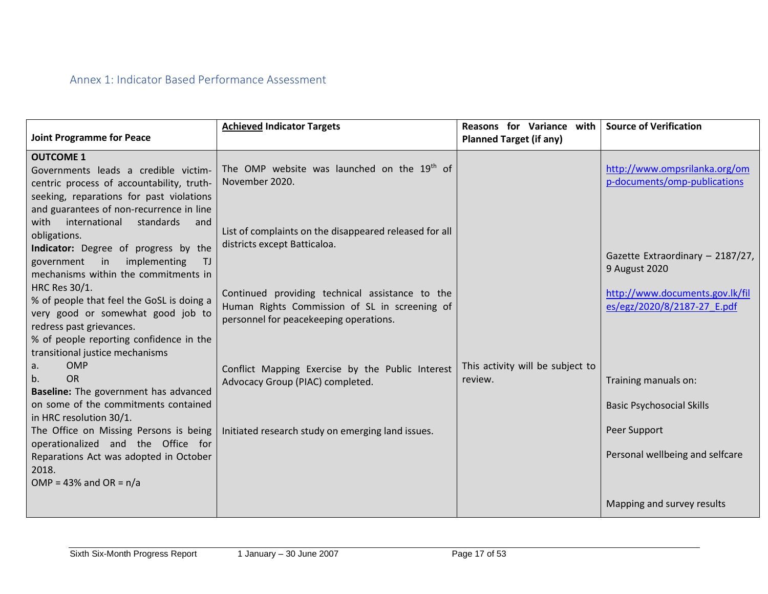## Annex 1: Indicator Based Performance Assessment

| Joint Programme for Peace | **Achieved** Indicator Targets | Reasons for Variance with Planned Target (if any) | Source of Verification |
|---|---|---|---|
| **OUTCOME 1**<br>Governments leads a credible victim-centric process of accountability, truth-seeking, reparations for past violations and guarantees of non-recurrence in line with international standards and obligations.<br>**Indicator:** Degree of progress by the government in implementing TJ mechanisms within the commitments in HRC Res 30/1.<br>% of people that feel the GoSL is doing a very good or somewhat good job to redress past grievances.<br>% of people reporting confidence in the transitional justice mechanisms<br>a. OMP<br>b. OR<br>**Baseline:** The government has advanced on some of the commitments contained in HRC resolution 30/1.<br>The Office on Missing Persons is being operationalized and the Office for Reparations Act was adopted in October 2018.<br>OMP = 43% and OR = n/a | The OMP website was launched on the 19th of November 2020.<br><br>List of complaints on the disappeared released for all districts except Batticaloa.<br><br>Continued providing technical assistance to the Human Rights Commission of SL in screening of personnel for peacekeeping operations.<br><br>Conflict Mapping Exercise by the Public Interest Advocacy Group (PIAC) completed.<br><br>Initiated research study on emerging land issues. | This activity will be subject to review. | http://www.ompsrilanka.org/omp-documents/omp-publications<br><br>Gazette Extraordinary – 2187/27, 9 August 2020<br><br>http://www.documents.gov.lk/files/egz/2020/8/2187-27_E.pdf<br><br>Training manuals on:<br><br>Basic Psychosocial Skills<br><br>Peer Support<br><br>Personal wellbeing and selfcare<br><br>Mapping and survey results |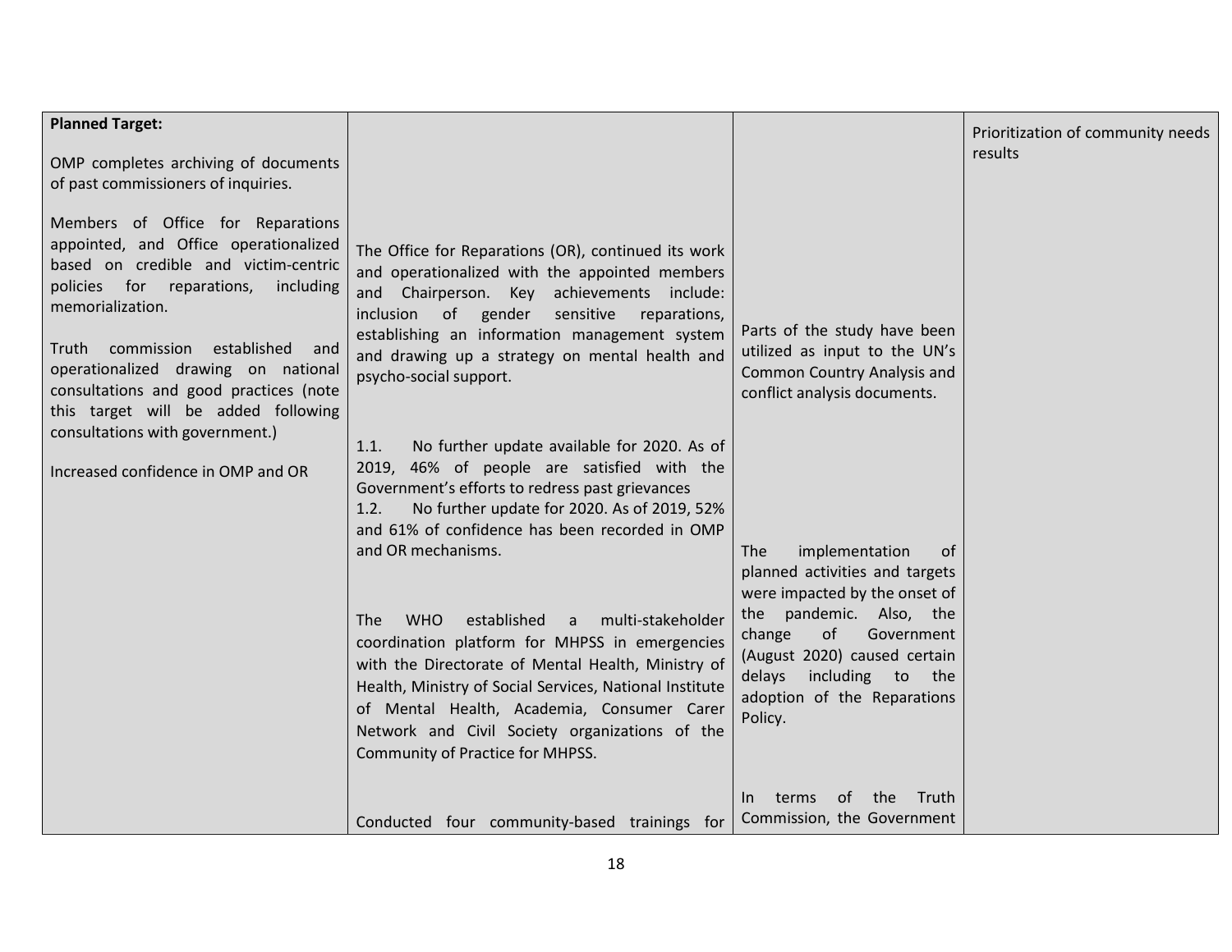| | | | |
|---|---|---|---|
| **Planned Target:**<br><br>OMP completes archiving of documents of past commissioners of inquiries.<br><br>Members of Office for Reparations appointed, and Office operationalized based on credible and victim-centric policies for reparations, including memorialization.<br><br>Truth commission established and operationalized drawing on national consultations and good practices (note this target will be added following consultations with government.)<br><br>Increased confidence in OMP and OR | The Office for Reparations (OR), continued its work and operationalized with the appointed members and Chairperson. Key achievements include: inclusion of gender sensitive reparations, establishing an information management system and drawing up a strategy on mental health and psycho-social support.<br><br>1.1. No further update available for 2020. As of 2019, 46% of people are satisfied with the Government's efforts to redress past grievances<br>1.2. No further update for 2020. As of 2019, 52% and 61% of confidence has been recorded in OMP and OR mechanisms.<br><br>The WHO established a multi-stakeholder coordination platform for MHPSS in emergencies with the Directorate of Mental Health, Ministry of Health, Ministry of Social Services, National Institute of Mental Health, Academia, Consumer Carer Network and Civil Society organizations of the Community of Practice for MHPSS.<br><br>Conducted four community-based trainings for | Parts of the study have been utilized as input to the UN's Common Country Analysis and conflict analysis documents.<br><br>The implementation of planned activities and targets were impacted by the onset of the pandemic. Also, the change of Government (August 2020) caused certain delays including to the adoption of the Reparations Policy.<br><br>In terms of the Truth Commission, the Government | Prioritization of community needs results |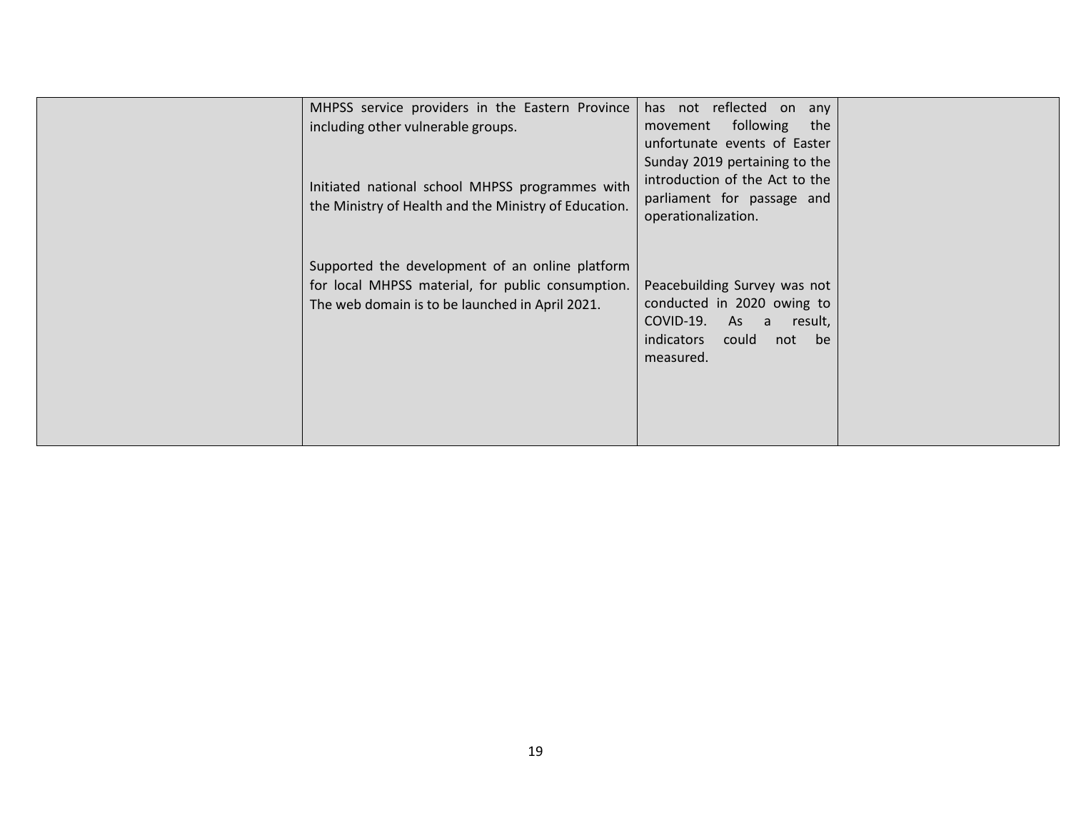| | | | |
|---|---|---|---|
| | MHPSS service providers in the Eastern Province including other vulnerable groups.<br><br>Initiated national school MHPSS programmes with the Ministry of Health and the Ministry of Education.<br><br>Supported the development of an online platform for local MHPSS material, for public consumption. The web domain is to be launched in April 2021. | has not reflected on any movement following the unfortunate events of Easter Sunday 2019 pertaining to the introduction of the Act to the parliament for passage and operationalization.<br><br>Peacebuilding Survey was not conducted in 2020 owing to COVID-19. As a result, indicators could not be measured. | |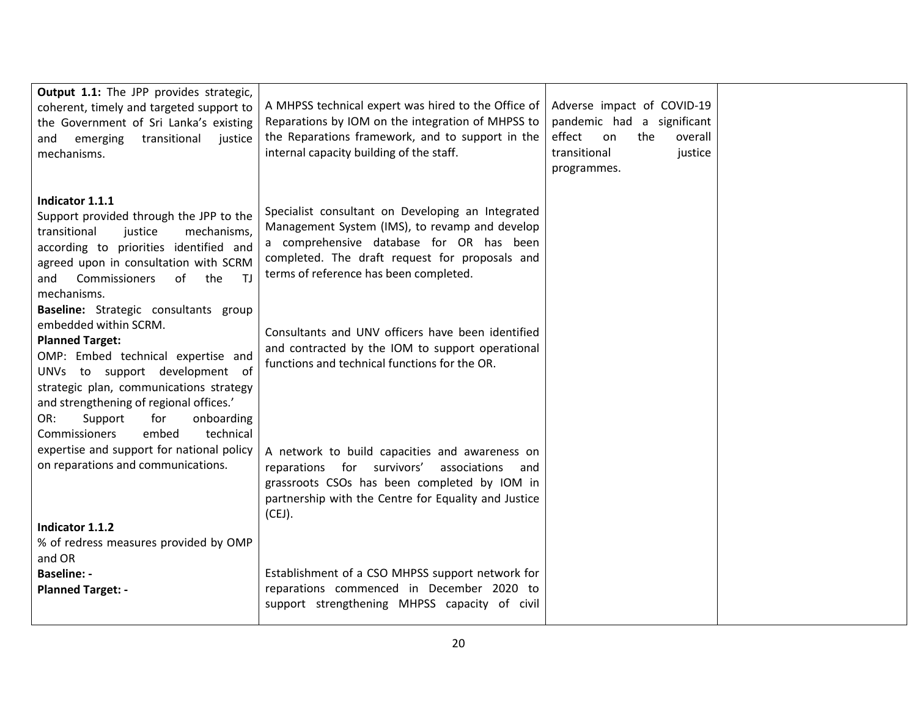| | | | |
|---|---|---|---|
| **Output 1.1:** The JPP provides strategic, coherent, timely and targeted support to the Government of Sri Lanka's existing and emerging transitional justice mechanisms.<br><br>**Indicator 1.1.1**<br>Support provided through the JPP to the transitional justice mechanisms, according to priorities identified and agreed upon in consultation with SCRM and Commissioners of the TJ mechanisms.<br>**Baseline:** Strategic consultants group embedded within SCRM.<br>**Planned Target:**<br>OMP: Embed technical expertise and UNVs to support development of strategic plan, communications strategy and strengthening of regional offices.'<br>OR: Support for onboarding Commissioners embed technical expertise and support for national policy on reparations and communications.<br><br>**Indicator 1.1.2**<br>% of redress measures provided by OMP and OR<br>**Baseline: -**<br>**Planned Target: -** | A MHPSS technical expert was hired to the Office of Reparations by IOM on the integration of MHPSS to the Reparations framework, and to support in the internal capacity building of the staff.<br><br>Specialist consultant on Developing an Integrated Management System (IMS), to revamp and develop a comprehensive database for OR has been completed. The draft request for proposals and terms of reference has been completed.<br><br>Consultants and UNV officers have been identified and contracted by the IOM to support operational functions and technical functions for the OR.<br><br>A network to build capacities and awareness on reparations for survivors' associations and grassroots CSOs has been completed by IOM in partnership with the Centre for Equality and Justice (CEJ).<br><br>Establishment of a CSO MHPSS support network for reparations commenced in December 2020 to support strengthening MHPSS capacity of civil | Adverse impact of COVID-19 pandemic had a significant effect on the overall transitional justice programmes. | |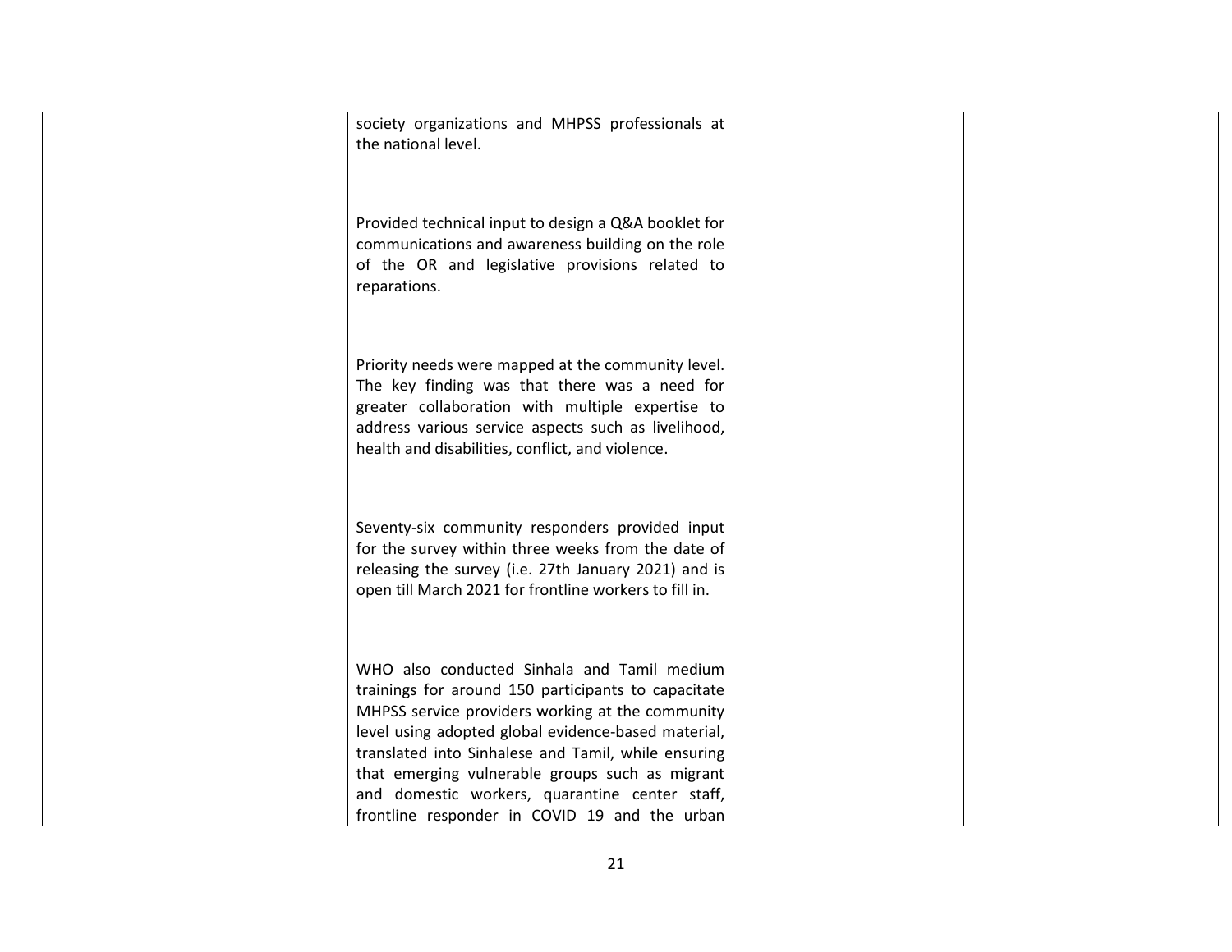| | | | |
|---|---|---|---|
| | society organizations and MHPSS professionals at the national level.<br><br>Provided technical input to design a Q&A booklet for communications and awareness building on the role of the OR and legislative provisions related to reparations.<br><br>Priority needs were mapped at the community level. The key finding was that there was a need for greater collaboration with multiple expertise to address various service aspects such as livelihood, health and disabilities, conflict, and violence.<br><br>Seventy-six community responders provided input for the survey within three weeks from the date of releasing the survey (i.e. 27th January 2021) and is open till March 2021 for frontline workers to fill in.<br><br>WHO also conducted Sinhala and Tamil medium trainings for around 150 participants to capacitate MHPSS service providers working at the community level using adopted global evidence-based material, translated into Sinhalese and Tamil, while ensuring that emerging vulnerable groups such as migrant and domestic workers, quarantine center staff, frontline responder in COVID 19 and the urban | | |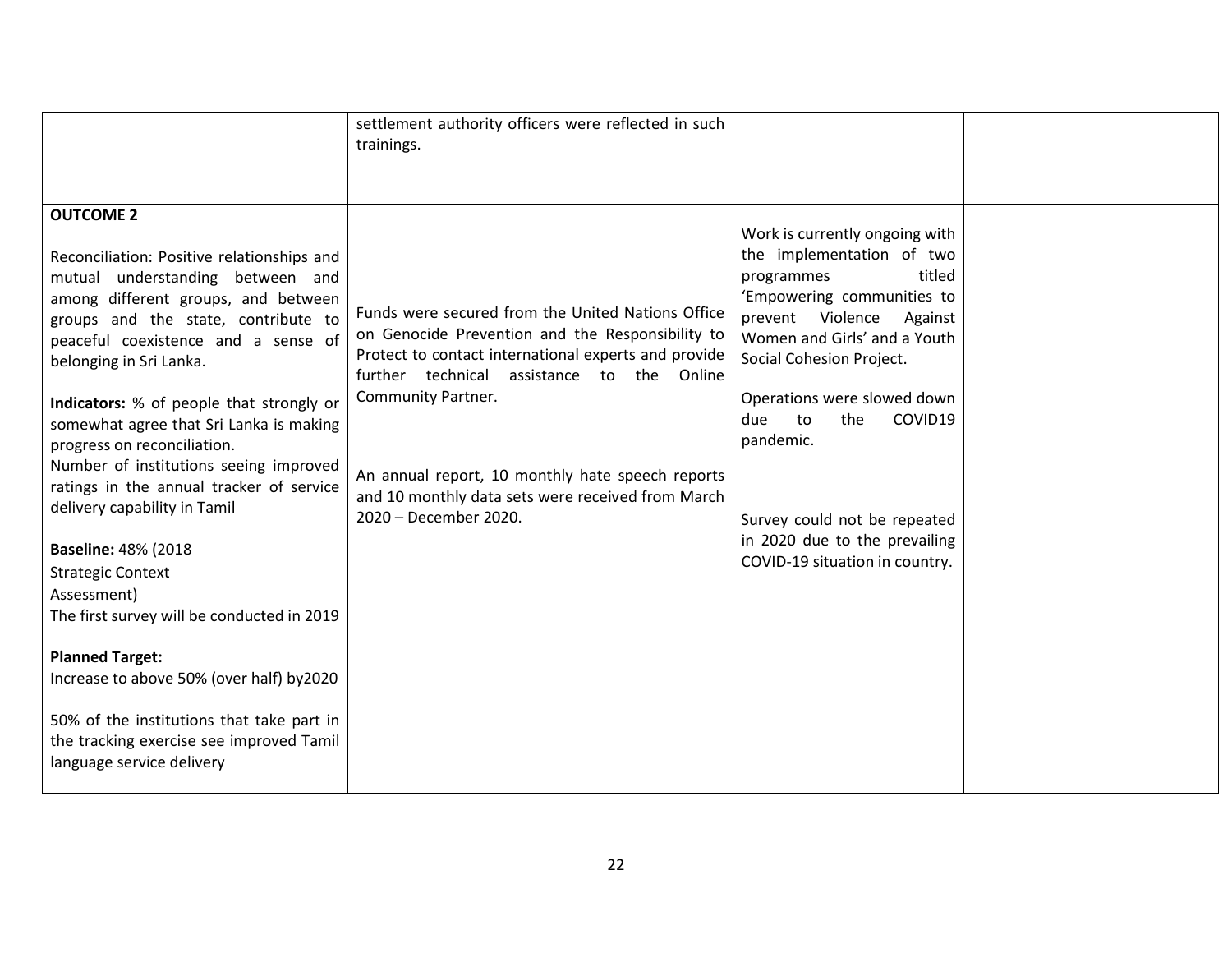| | | | |
|---|---|---|---|
| | settlement authority officers were reflected in such trainings. | | |
| **OUTCOME 2**<br><br>Reconciliation: Positive relationships and mutual understanding between and among different groups, and between groups and the state, contribute to peaceful coexistence and a sense of belonging in Sri Lanka.<br><br>**Indicators:** % of people that strongly or somewhat agree that Sri Lanka is making progress on reconciliation.<br>Number of institutions seeing improved ratings in the annual tracker of service delivery capability in Tamil<br><br>**Baseline:** 48% (2018 Strategic Context Assessment)<br>The first survey will be conducted in 2019<br><br>**Planned Target:**<br>Increase to above 50% (over half) by2020<br><br>50% of the institutions that take part in the tracking exercise see improved Tamil language service delivery | Funds were secured from the United Nations Office on Genocide Prevention and the Responsibility to Protect to contact international experts and provide further technical assistance to the Online Community Partner.<br><br>An annual report, 10 monthly hate speech reports and 10 monthly data sets were received from March 2020 – December 2020. | Work is currently ongoing with the implementation of two programmes titled 'Empowering communities to prevent Violence Against Women and Girls' and a Youth Social Cohesion Project.<br><br>Operations were slowed down due to the COVID19 pandemic.<br><br>Survey could not be repeated in 2020 due to the prevailing COVID-19 situation in country. | |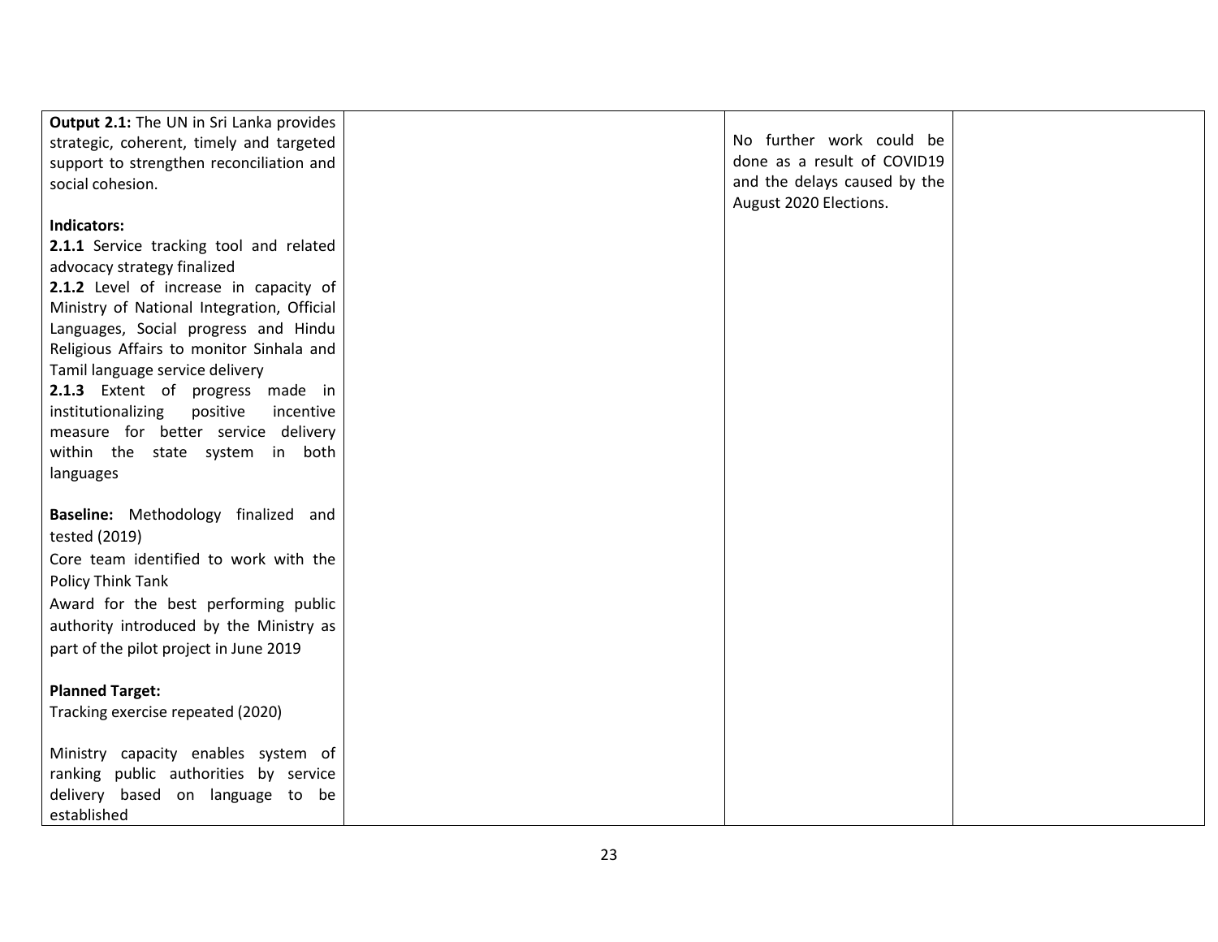| | | | |
|---|---|---|---|
| **Output 2.1:** The UN in Sri Lanka provides strategic, coherent, timely and targeted support to strengthen reconciliation and social cohesion.<br><br>**Indicators:**<br>**2.1.1** Service tracking tool and related advocacy strategy finalized<br>**2.1.2** Level of increase in capacity of Ministry of National Integration, Official Languages, Social progress and Hindu Religious Affairs to monitor Sinhala and Tamil language service delivery<br>**2.1.3** Extent of progress made in institutionalizing positive incentive measure for better service delivery within the state system in both languages<br><br>**Baseline:** Methodology finalized and tested (2019)<br>Core team identified to work with the Policy Think Tank<br>Award for the best performing public authority introduced by the Ministry as part of the pilot project in June 2019<br><br>**Planned Target:**<br>Tracking exercise repeated (2020)<br><br>Ministry capacity enables system of ranking public authorities by service delivery based on language to be established | | No further work could be done as a result of COVID19 and the delays caused by the August 2020 Elections. | |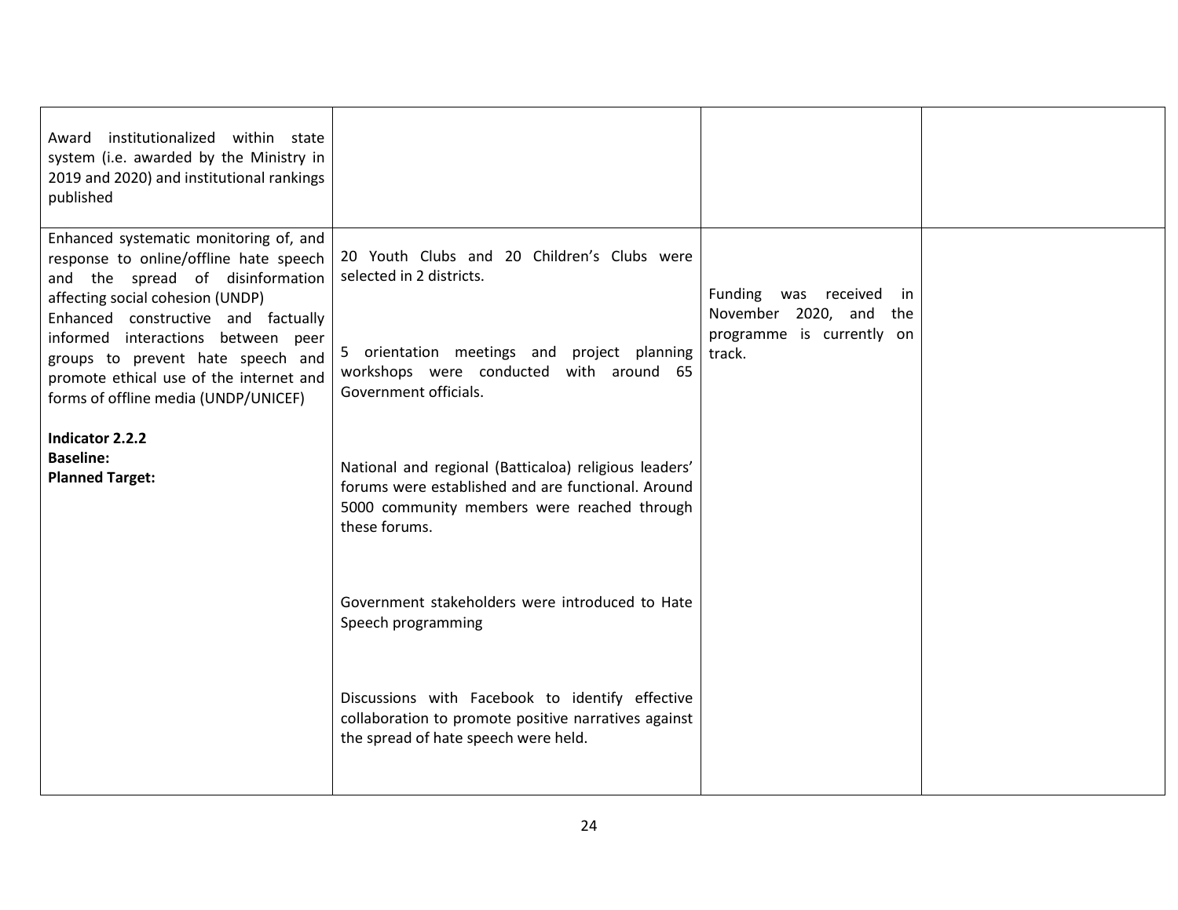| | | | |
|---|---|---|---|
| Award institutionalized within state system (i.e. awarded by the Ministry in 2019 and 2020) and institutional rankings published | | | |
| Enhanced systematic monitoring of, and response to online/offline hate speech and the spread of disinformation affecting social cohesion (UNDP)<br>Enhanced constructive and factually informed interactions between peer groups to prevent hate speech and promote ethical use of the internet and forms of offline media (UNDP/UNICEF)<br><br>**Indicator 2.2.2**<br>**Baseline:**<br>**Planned Target:** | 20 Youth Clubs and 20 Children's Clubs were selected in 2 districts.<br><br>5 orientation meetings and project planning workshops were conducted with around 65 Government officials.<br><br>National and regional (Batticaloa) religious leaders' forums were established and are functional. Around 5000 community members were reached through these forums.<br><br>Government stakeholders were introduced to Hate Speech programming<br><br>Discussions with Facebook to identify effective collaboration to promote positive narratives against the spread of hate speech were held. | Funding was received in November 2020, and the programme is currently on track. | |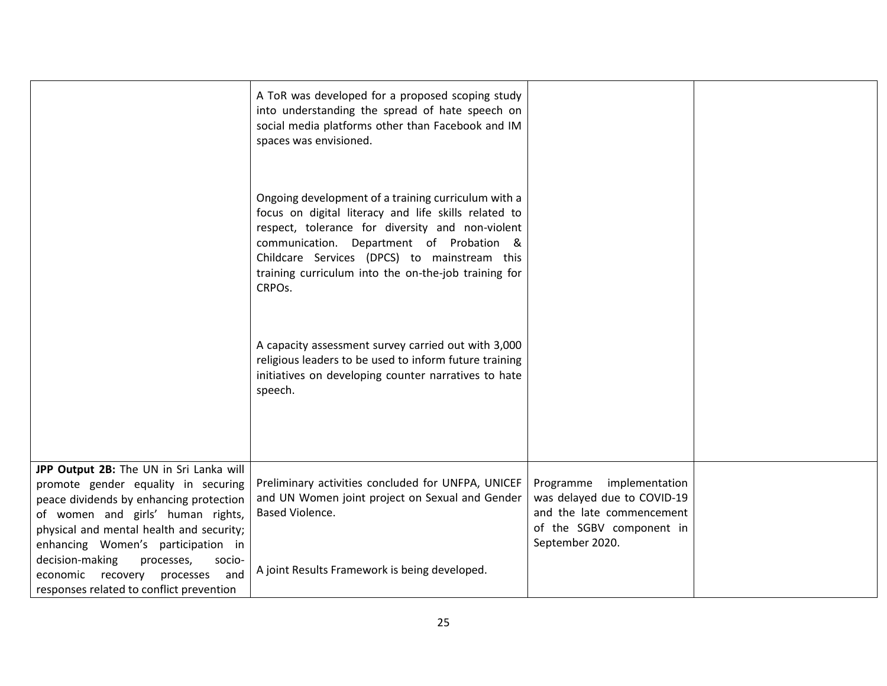| | | | |
|---|---|---|---|
| | A ToR was developed for a proposed scoping study into understanding the spread of hate speech on social media platforms other than Facebook and IM spaces was envisioned.<br><br>Ongoing development of a training curriculum with a focus on digital literacy and life skills related to respect, tolerance for diversity and non-violent communication. Department of Probation & Childcare Services (DPCS) to mainstream this training curriculum into the on-the-job training for CRPOs.<br><br>A capacity assessment survey carried out with 3,000 religious leaders to be used to inform future training initiatives on developing counter narratives to hate speech. | | |
| **JPP Output 2B:** The UN in Sri Lanka will promote gender equality in securing peace dividends by enhancing protection of women and girls' human rights, physical and mental health and security; enhancing Women's participation in decision-making processes, socio-economic recovery processes and responses related to conflict prevention | Preliminary activities concluded for UNFPA, UNICEF and UN Women joint project on Sexual and Gender Based Violence.<br><br>A joint Results Framework is being developed. | Programme implementation was delayed due to COVID-19 and the late commencement of the SGBV component in September 2020. | |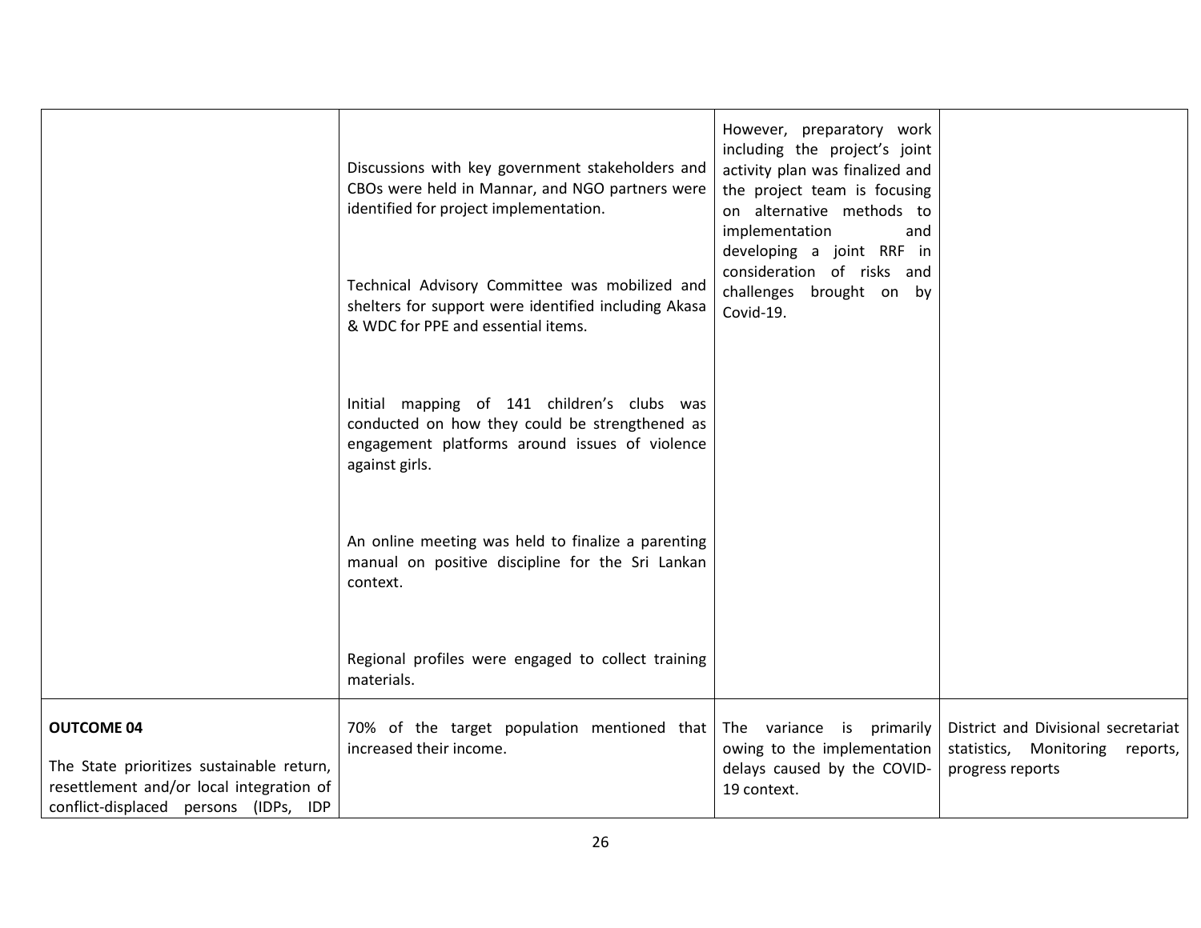| | | | |
|---|---|---|---|
| | Discussions with key government stakeholders and CBOs were held in Mannar, and NGO partners were identified for project implementation.<br><br>Technical Advisory Committee was mobilized and shelters for support were identified including Akasa & WDC for PPE and essential items.<br><br>Initial mapping of 141 children's clubs was conducted on how they could be strengthened as engagement platforms around issues of violence against girls.<br><br>An online meeting was held to finalize a parenting manual on positive discipline for the Sri Lankan context.<br><br>Regional profiles were engaged to collect training materials. | However, preparatory work including the project's joint activity plan was finalized and the project team is focusing on alternative methods to implementation and developing a joint RRF in consideration of risks and challenges brought on by Covid-19. | |
| **OUTCOME 04**<br><br>The State prioritizes sustainable return, resettlement and/or local integration of conflict-displaced persons (IDPs, IDP | 70% of the target population mentioned that increased their income. | The variance is primarily owing to the implementation delays caused by the COVID-19 context. | District and Divisional secretariat statistics, Monitoring reports, progress reports |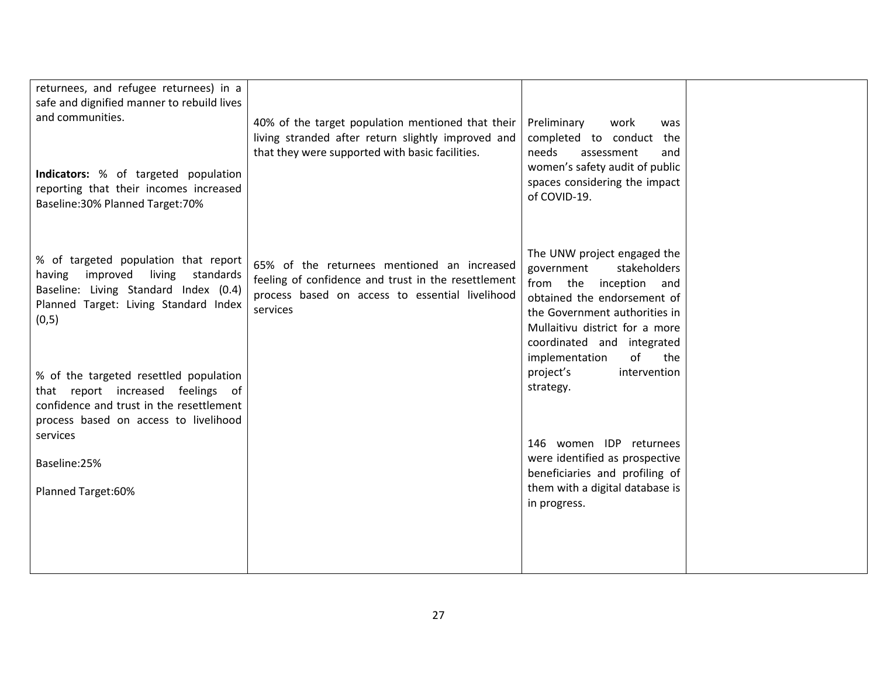| | | | |
|---|---|---|---|
| returnees, and refugee returnees) in a safe and dignified manner to rebuild lives and communities.<br><br>**Indicators:** % of targeted population reporting that their incomes increased Baseline:30% Planned Target:70%<br><br>% of targeted population that report having improved living standards Baseline: Living Standard Index (0.4) Planned Target: Living Standard Index (0,5)<br><br>% of the targeted resettled population that report increased feelings of confidence and trust in the resettlement process based on access to livelihood services<br><br>Baseline:25%<br><br>Planned Target:60% | 40% of the target population mentioned that their living stranded after return slightly improved and that they were supported with basic facilities.<br><br>65% of the returnees mentioned an increased feeling of confidence and trust in the resettlement process based on access to essential livelihood services | Preliminary work was completed to conduct the needs assessment and women's safety audit of public spaces considering the impact of COVID-19.<br><br>The UNW project engaged the government stakeholders from the inception and obtained the endorsement of the Government authorities in Mullaitivu district for a more coordinated and integrated implementation of the project's intervention strategy.<br><br>146 women IDP returnees were identified as prospective beneficiaries and profiling of them with a digital database is in progress. | |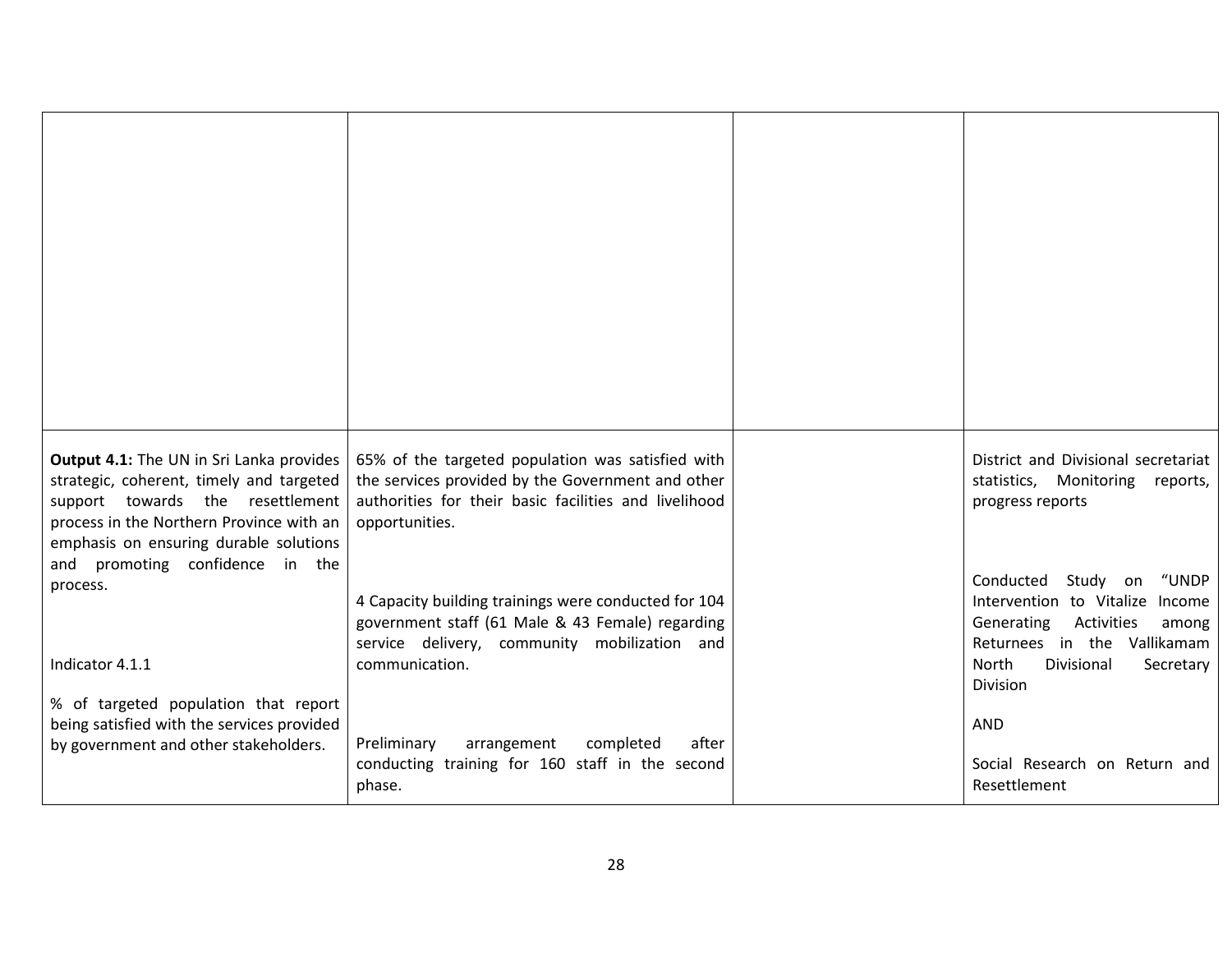| | | | |
|---|---|---|---|
| | | | |
| **Output 4.1:** The UN in Sri Lanka provides strategic, coherent, timely and targeted support towards the resettlement process in the Northern Province with an emphasis on ensuring durable solutions and promoting confidence in the process.<br><br>Indicator 4.1.1<br><br>% of targeted population that report being satisfied with the services provided by government and other stakeholders. | 65% of the targeted population was satisfied with the services provided by the Government and other authorities for their basic facilities and livelihood opportunities.<br><br>4 Capacity building trainings were conducted for 104 government staff (61 Male & 43 Female) regarding service delivery, community mobilization and communication.<br><br>Preliminary arrangement completed after conducting training for 160 staff in the second phase. | | District and Divisional secretariat statistics, Monitoring reports, progress reports<br><br>Conducted Study on "UNDP Intervention to Vitalize Income Generating Activities among Returnees in the Vallikamam North Divisional Secretary Division<br><br>AND<br><br>Social Research on Return and Resettlement |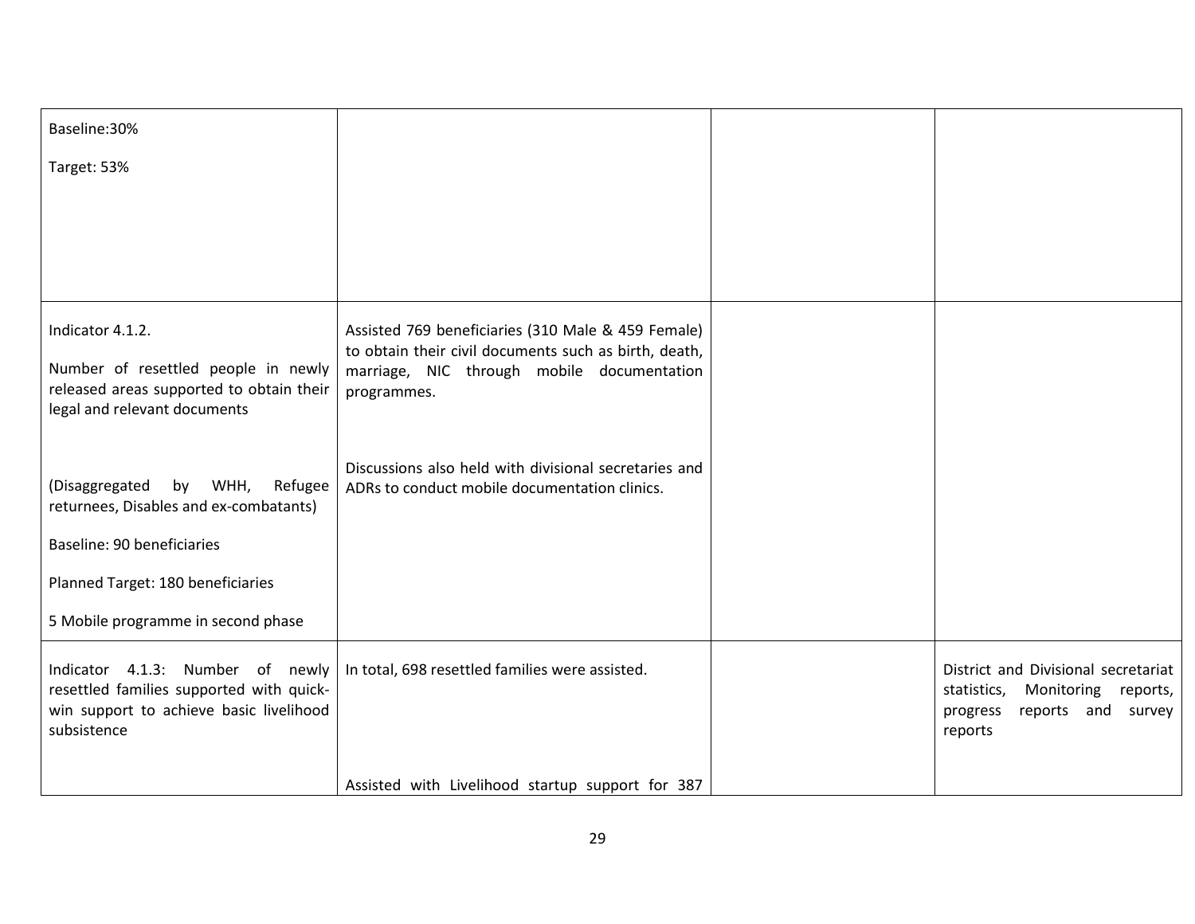| | | | |
|---|---|---|---|
| Baseline:30%<br><br>Target: 53% | | | |
| Indicator 4.1.2.<br><br>Number of resettled people in newly released areas supported to obtain their legal and relevant documents<br><br>(Disaggregated by WHH, Refugee returnees, Disables and ex-combatants)<br><br>Baseline: 90 beneficiaries<br><br>Planned Target: 180 beneficiaries<br><br>5 Mobile programme in second phase | Assisted 769 beneficiaries (310 Male & 459 Female) to obtain their civil documents such as birth, death, marriage, NIC through mobile documentation programmes.<br><br>Discussions also held with divisional secretaries and ADRs to conduct mobile documentation clinics. | | |
| Indicator 4.1.3: Number of newly resettled families supported with quick-win support to achieve basic livelihood subsistence | In total, 698 resettled families were assisted.<br><br>Assisted with Livelihood startup support for 387 | | District and Divisional secretariat statistics, Monitoring reports, progress reports and survey reports |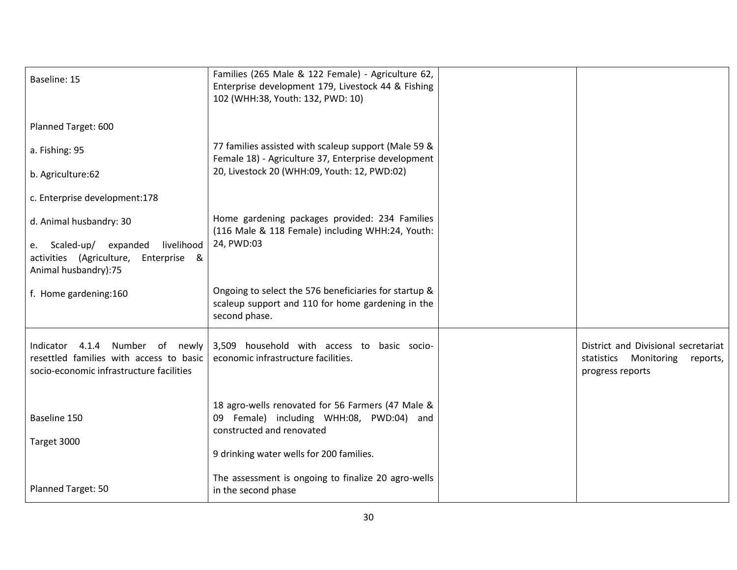| | | | |
|---|---|---|---|
| Baseline: 15<br><br>Planned Target: 600<br><br>a. Fishing: 95<br><br>b. Agriculture:62<br><br>c. Enterprise development:178<br><br>d. Animal husbandry: 30<br><br>e. Scaled-up/ expanded livelihood activities (Agriculture, Enterprise & Animal husbandry):75<br><br>f. Home gardening:160 | Families (265 Male & 122 Female) - Agriculture 62, Enterprise development 179, Livestock 44 & Fishing 102 (WHH:38, Youth: 132, PWD: 10)<br><br>77 families assisted with scaleup support (Male 59 & Female 18) - Agriculture 37, Enterprise development 20, Livestock 20 (WHH:09, Youth: 12, PWD:02)<br><br>Home gardening packages provided: 234 Families (116 Male & 118 Female) including WHH:24, Youth: 24, PWD:03<br><br>Ongoing to select the 576 beneficiaries for startup & scaleup support and 110 for home gardening in the second phase. | | |
| Indicator 4.1.4 Number of newly resettled families with access to basic socio-economic infrastructure facilities<br><br>Baseline 150<br><br>Target 3000<br><br>Planned Target: 50 | 3,509 household with access to basic socio-economic infrastructure facilities.<br><br>18 agro-wells renovated for 56 Farmers (47 Male & 09 Female) including WHH:08, PWD:04) and constructed and renovated<br><br>9 drinking water wells for 200 families.<br><br>The assessment is ongoing to finalize 20 agro-wells in the second phase | | District and Divisional secretariat statistics Monitoring reports, progress reports |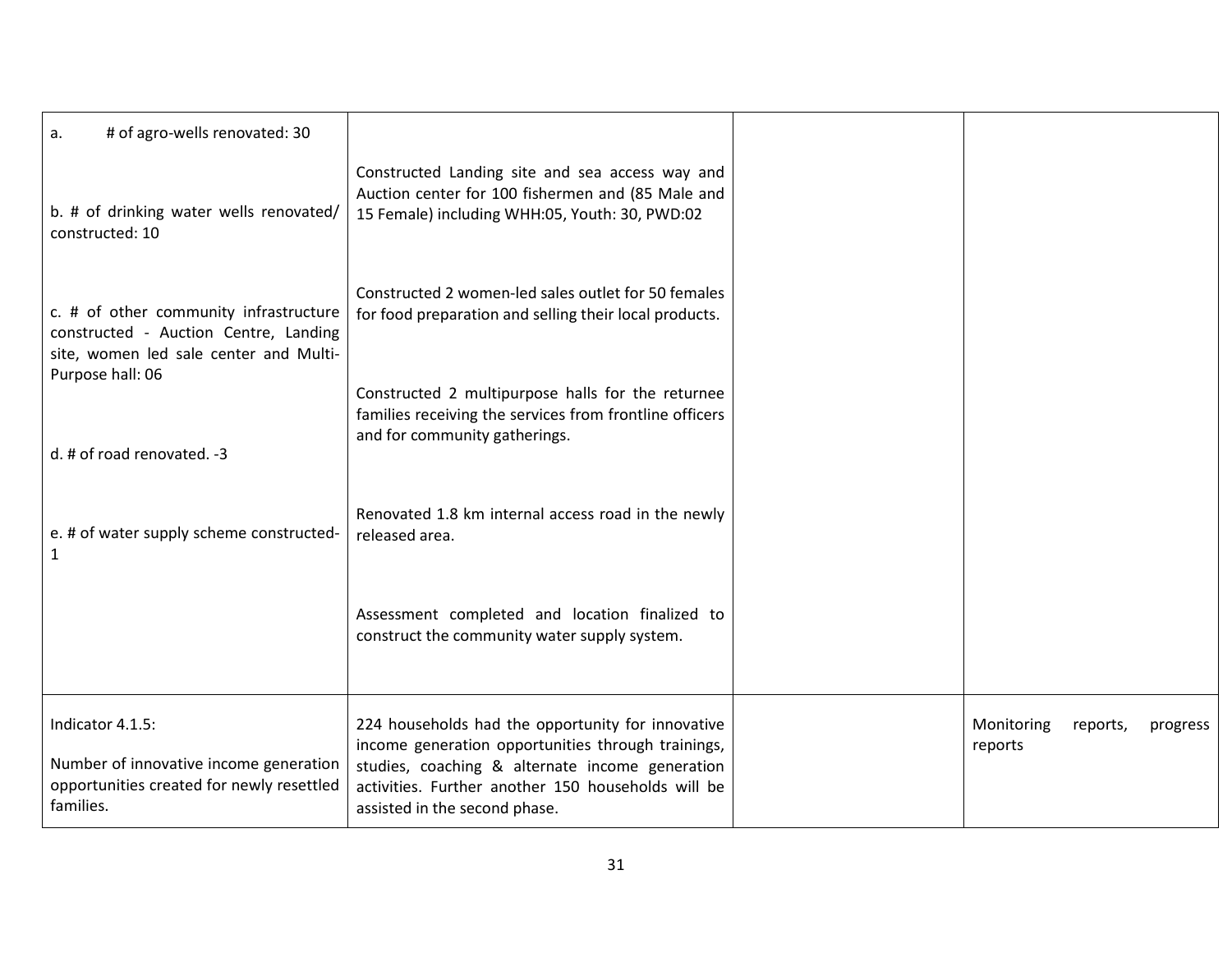| | | | |
|---|---|---|---|
| a. # of agro-wells renovated: 30<br><br>b. # of drinking water wells renovated/ constructed: 10<br><br>c. # of other community infrastructure constructed - Auction Centre, Landing site, women led sale center and Multi-Purpose hall: 06<br><br>d. # of road renovated. -3<br><br>e. # of water supply scheme constructed-1 | Constructed Landing site and sea access way and Auction center for 100 fishermen and (85 Male and 15 Female) including WHH:05, Youth: 30, PWD:02<br><br>Constructed 2 women-led sales outlet for 50 females for food preparation and selling their local products.<br><br>Constructed 2 multipurpose halls for the returnee families receiving the services from frontline officers and for community gatherings.<br><br>Renovated 1.8 km internal access road in the newly released area.<br><br>Assessment completed and location finalized to construct the community water supply system. | | |
| Indicator 4.1.5:<br><br>Number of innovative income generation opportunities created for newly resettled families. | 224 households had the opportunity for innovative income generation opportunities through trainings, studies, coaching & alternate income generation activities. Further another 150 households will be assisted in the second phase. | | Monitoring reports, progress reports |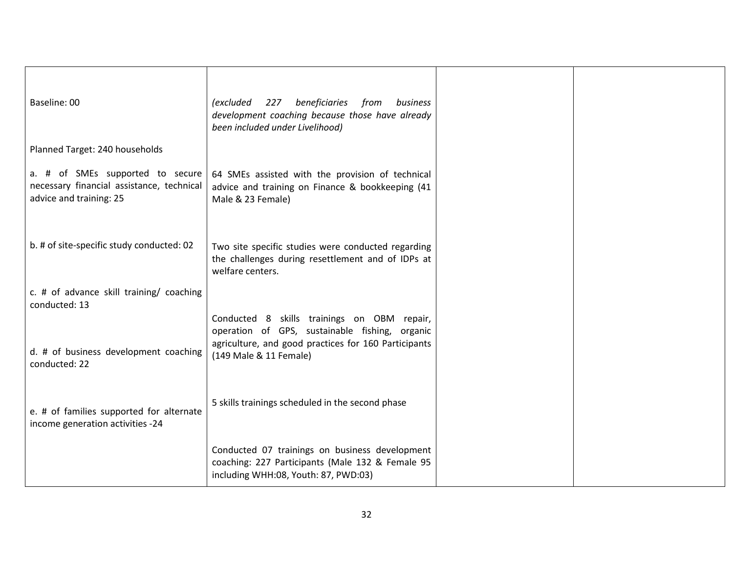| | | | |
|---|---|---|---|
| Baseline: 00<br><br>Planned Target: 240 households | *(excluded 227 beneficiaries from business development coaching because those have already been included under Livelihood)* | | |
| a. # of SMEs supported to secure necessary financial assistance, technical advice and training: 25 | 64 SMEs assisted with the provision of technical advice and training on Finance & bookkeeping (41 Male & 23 Female) | | |
| b. # of site-specific study conducted: 02 | Two site specific studies were conducted regarding the challenges during resettlement and of IDPs at welfare centers. | | |
| c. # of advance skill training/ coaching conducted: 13 | Conducted 8 skills trainings on OBM repair, operation of GPS, sustainable fishing, organic agriculture, and good practices for 160 Participants (149 Male & 11 Female)<br><br>5 skills trainings scheduled in the second phase | | |
| d. # of business development coaching conducted: 22 | Conducted 07 trainings on business development coaching: 227 Participants (Male 132 & Female 95 including WHH:08, Youth: 87, PWD:03) | | |
| e. # of families supported for alternate income generation activities -24 | | | |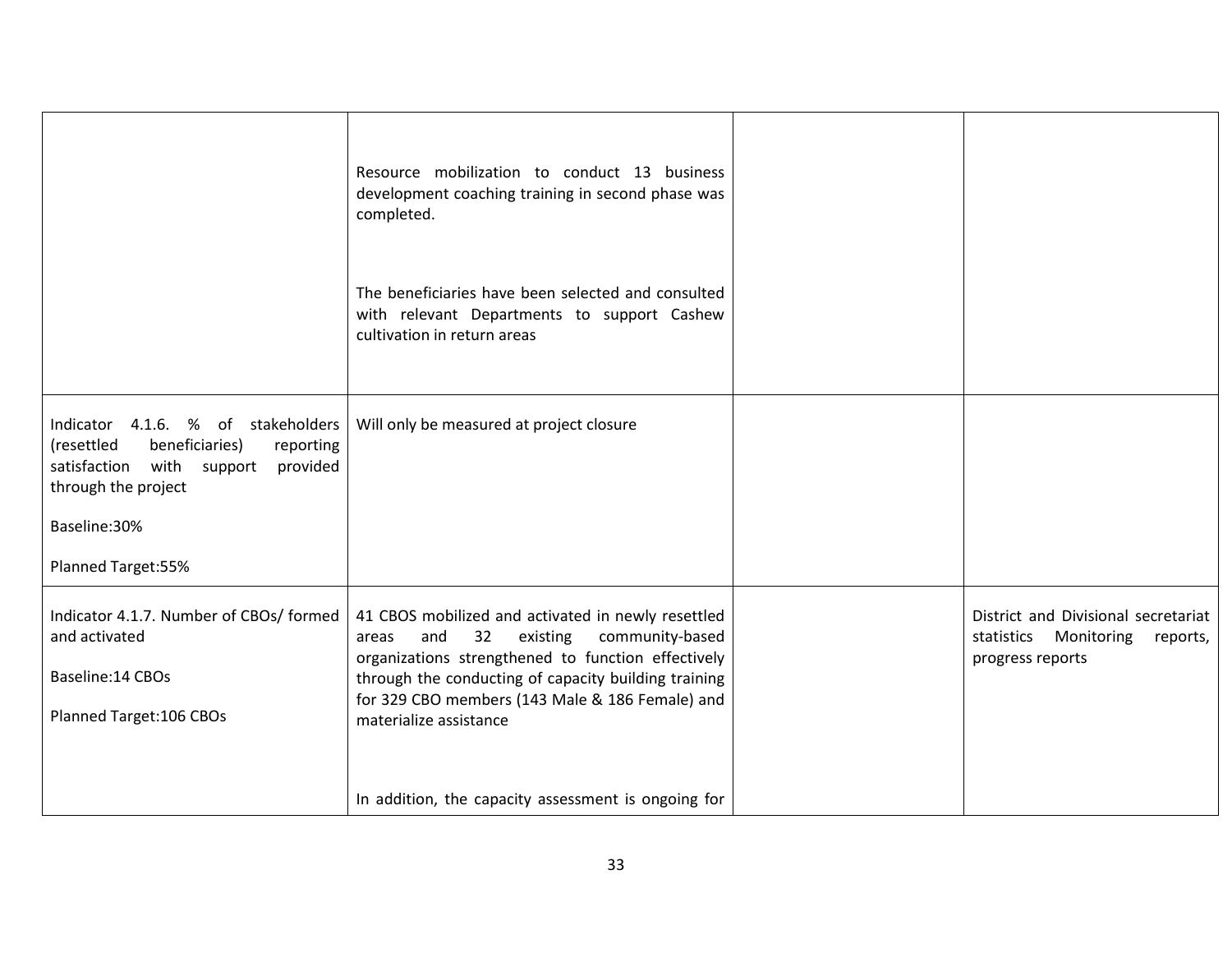| | | | |
|---|---|---|---|
| | Resource mobilization to conduct 13 business development coaching training in second phase was completed.<br><br>The beneficiaries have been selected and consulted with relevant Departments to support Cashew cultivation in return areas | | |
| Indicator 4.1.6. % of stakeholders (resettled beneficiaries) reporting satisfaction with support provided through the project<br><br>Baseline:30%<br><br>Planned Target:55% | Will only be measured at project closure | | |
| Indicator 4.1.7. Number of CBOs/ formed and activated<br><br>Baseline:14 CBOs<br><br>Planned Target:106 CBOs | 41 CBOS mobilized and activated in newly resettled areas and 32 existing community-based organizations strengthened to function effectively through the conducting of capacity building training for 329 CBO members (143 Male & 186 Female) and materialize assistance<br><br>In addition, the capacity assessment is ongoing for | | District and Divisional secretariat statistics Monitoring reports, progress reports |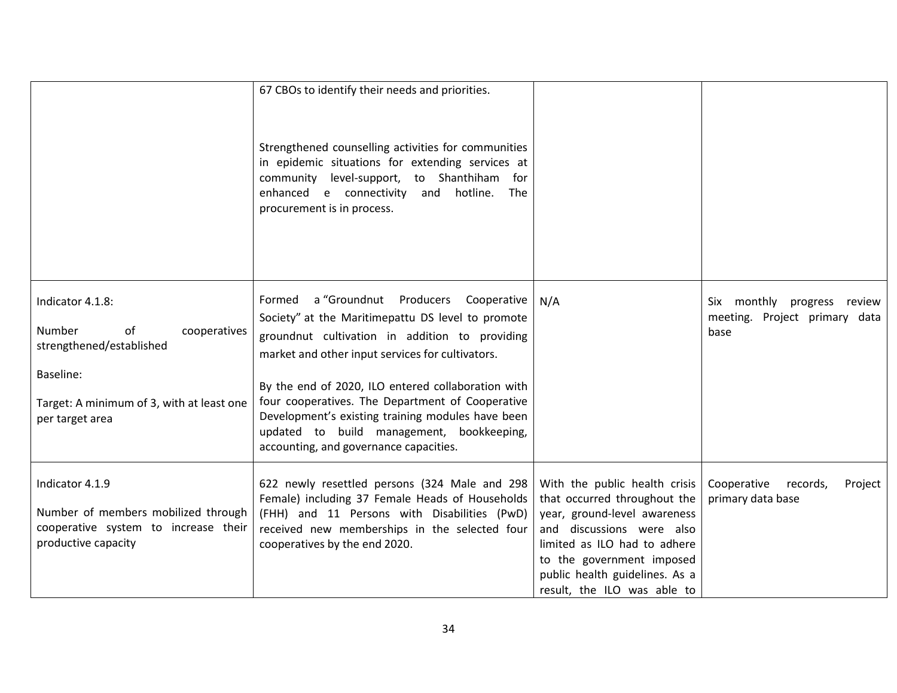| | | | |
|---|---|---|---|
| | 67 CBOs to identify their needs and priorities.<br><br>Strengthened counselling activities for communities in epidemic situations for extending services at community level-support, to Shanthiham for enhanced e connectivity and hotline. The procurement is in process. | | |
| Indicator 4.1.8:<br><br>Number of cooperatives strengthened/established<br><br>Baseline:<br><br>Target: A minimum of 3, with at least one per target area | Formed a "Groundnut Producers Cooperative Society" at the Maritimepattu DS level to promote groundnut cultivation in addition to providing market and other input services for cultivators.<br><br>By the end of 2020, ILO entered collaboration with four cooperatives. The Department of Cooperative Development's existing training modules have been updated to build management, bookkeeping, accounting, and governance capacities. | N/A | Six monthly progress review meeting. Project primary data base |
| Indicator 4.1.9<br><br>Number of members mobilized through cooperative system to increase their productive capacity | 622 newly resettled persons (324 Male and 298 Female) including 37 Female Heads of Households (FHH) and 11 Persons with Disabilities (PwD) received new memberships in the selected four cooperatives by the end 2020. | With the public health crisis that occurred throughout the year, ground-level awareness and discussions were also limited as ILO had to adhere to the government imposed public health guidelines. As a result, the ILO was able to | Cooperative records, Project primary data base |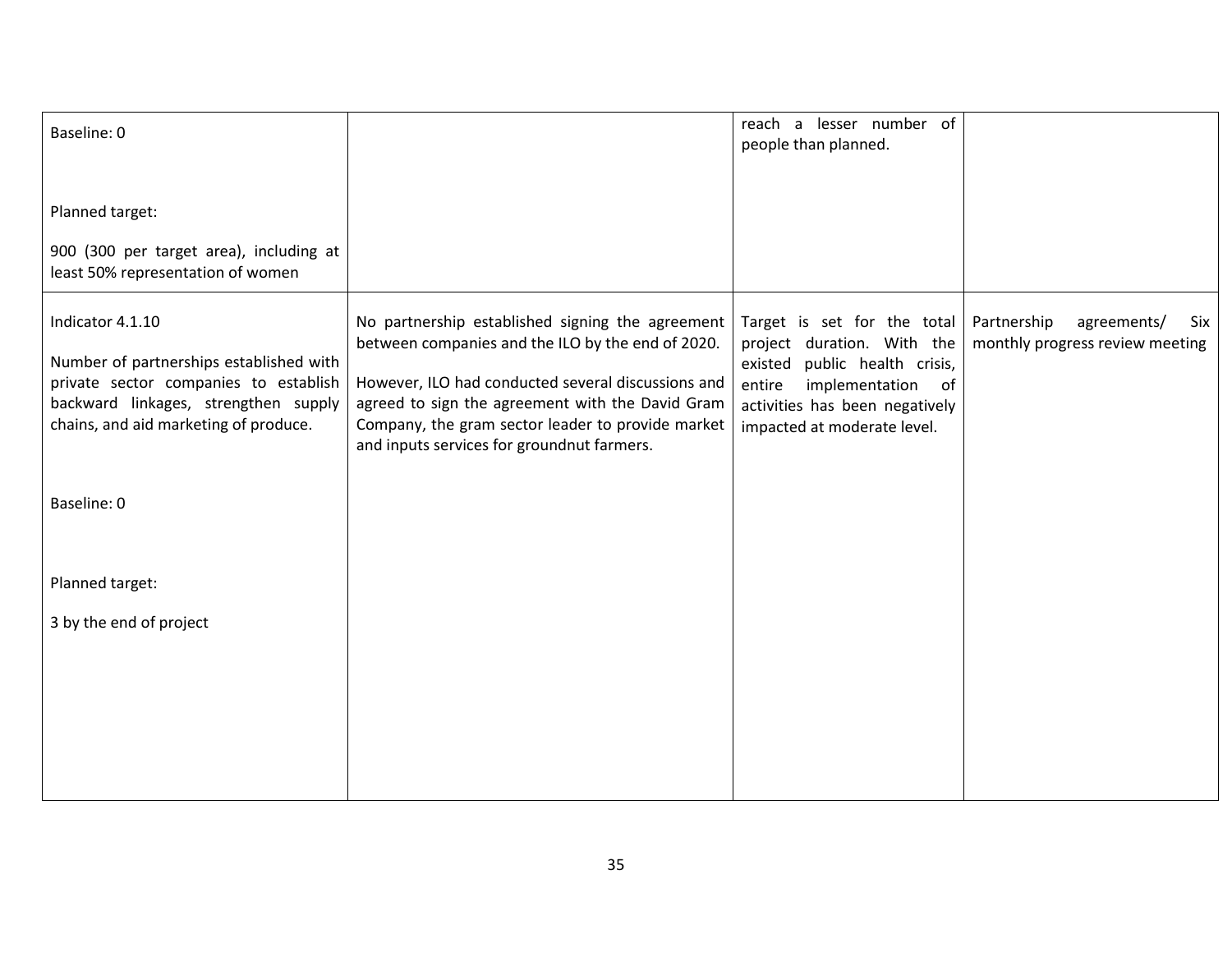| | | | |
|---|---|---|---|
| Baseline: 0<br><br>Planned target:<br><br>900 (300 per target area), including at least 50% representation of women | | reach a lesser number of people than planned. | |
| Indicator 4.1.10<br><br>Number of partnerships established with private sector companies to establish backward linkages, strengthen supply chains, and aid marketing of produce.<br><br>Baseline: 0<br><br>Planned target:<br><br>3 by the end of project | No partnership established signing the agreement between companies and the ILO by the end of 2020.<br><br>However, ILO had conducted several discussions and agreed to sign the agreement with the David Gram Company, the gram sector leader to provide market and inputs services for groundnut farmers. | Target is set for the total project duration. With the existed public health crisis, entire implementation of activities has been negatively impacted at moderate level. | Partnership agreements/ Six monthly progress review meeting |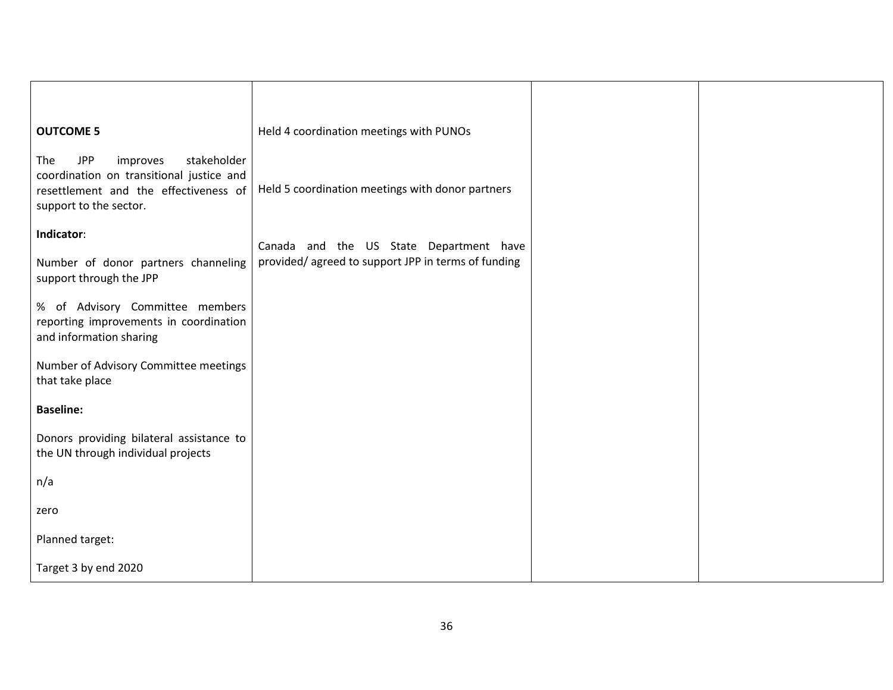| | | | |
|---|---|---|---|
| **OUTCOME 5**<br><br>The JPP improves stakeholder coordination on transitional justice and resettlement and the effectiveness of support to the sector.<br><br>**Indicator**:<br><br>Number of donor partners channeling support through the JPP<br><br>% of Advisory Committee members reporting improvements in coordination and information sharing<br><br>Number of Advisory Committee meetings that take place<br><br>**Baseline:**<br><br>Donors providing bilateral assistance to the UN through individual projects<br><br>n/a<br><br>zero<br><br>Planned target:<br><br>Target 3 by end 2020 | Held 4 coordination meetings with PUNOs<br><br>Held 5 coordination meetings with donor partners<br><br>Canada and the US State Department have provided/ agreed to support JPP in terms of funding | | |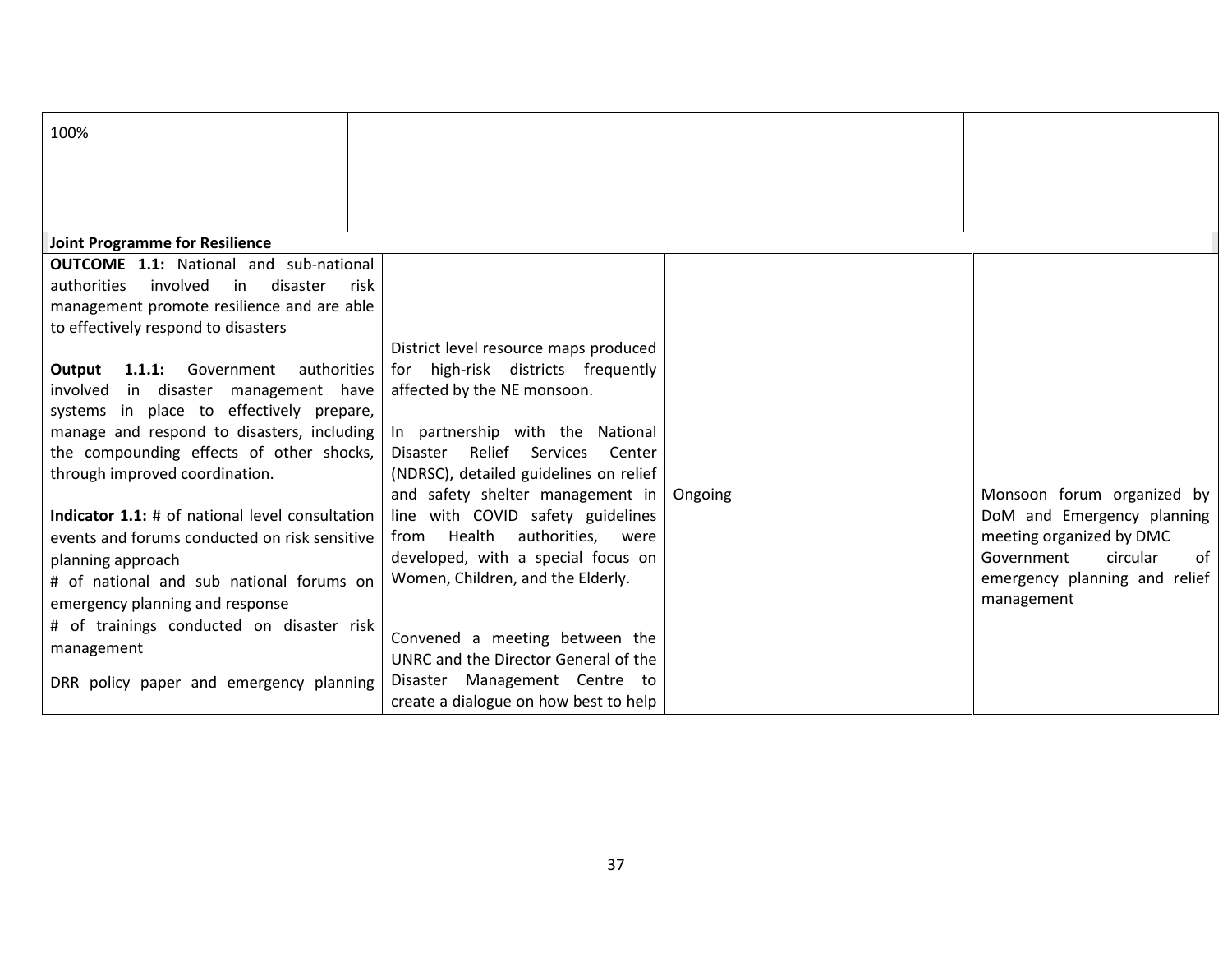| | | | |
|---|---|---|---|
| 100% | | | |
| **Joint Programme for Resilience** | | | |
| **OUTCOME 1.1:** National and sub-national authorities involved in disaster risk management promote resilience and are able to effectively respond to disasters<br><br>**Output 1.1.1:** Government authorities involved in disaster management have systems in place to effectively prepare, manage and respond to disasters, including the compounding effects of other shocks, through improved coordination.<br><br>**Indicator 1.1:** # of national level consultation events and forums conducted on risk sensitive planning approach<br># of national and sub national forums on emergency planning and response<br># of trainings conducted on disaster risk management<br><br>DRR policy paper and emergency planning | District level resource maps produced for high-risk districts frequently affected by the NE monsoon.<br><br>In partnership with the National Disaster Relief Services Center (NDRSC), detailed guidelines on relief and safety shelter management in line with COVID safety guidelines from Health authorities, were developed, with a special focus on Women, Children, and the Elderly.<br><br>Convened a meeting between the UNRC and the Director General of the Disaster Management Centre to create a dialogue on how best to help | Ongoing | Monsoon forum organized by DoM and Emergency planning meeting organized by DMC<br>Government circular of emergency planning and relief management |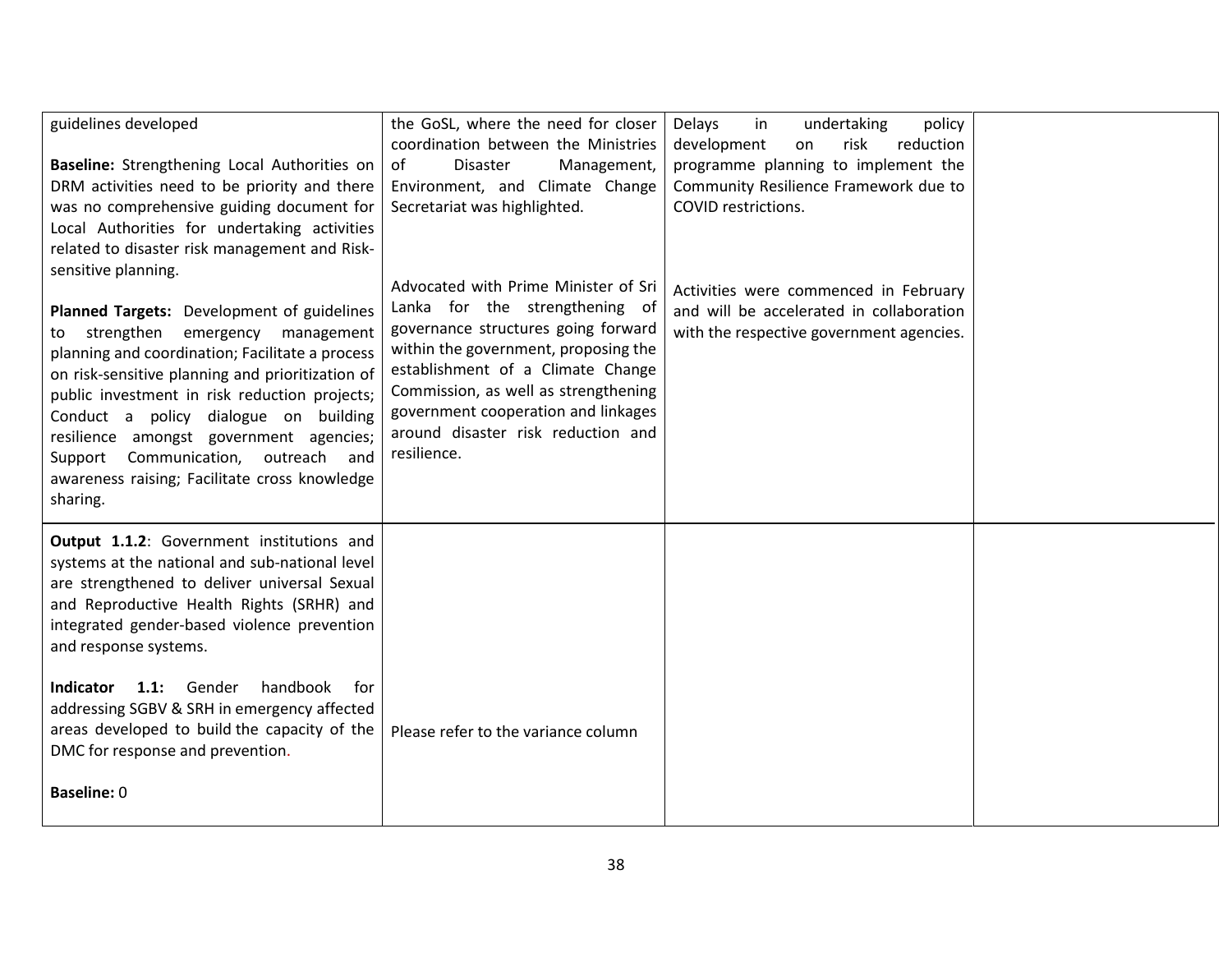| | | | |
|---|---|---|---|
| guidelines developed<br><br>**Baseline:** Strengthening Local Authorities on DRM activities need to be priority and there was no comprehensive guiding document for Local Authorities for undertaking activities related to disaster risk management and Risk-sensitive planning.<br><br>**Planned Targets:** Development of guidelines to strengthen emergency management planning and coordination; Facilitate a process on risk-sensitive planning and prioritization of public investment in risk reduction projects; Conduct a policy dialogue on building resilience amongst government agencies; Support Communication, outreach and awareness raising; Facilitate cross knowledge sharing. | the GoSL, where the need for closer coordination between the Ministries of Disaster Management, Environment, and Climate Change Secretariat was highlighted.<br><br>Advocated with Prime Minister of Sri Lanka for the strengthening of governance structures going forward within the government, proposing the establishment of a Climate Change Commission, as well as strengthening government cooperation and linkages around disaster risk reduction and resilience. | Delays in undertaking policy development on risk reduction programme planning to implement the Community Resilience Framework due to COVID restrictions.<br><br>Activities were commenced in February and will be accelerated in collaboration with the respective government agencies. | |
| **Output 1.1.2**: Government institutions and systems at the national and sub-national level are strengthened to deliver universal Sexual and Reproductive Health Rights (SRHR) and integrated gender-based violence prevention and response systems.<br><br>**Indicator 1.1:** Gender handbook for addressing SGBV & SRH in emergency affected areas developed to build the capacity of the DMC for response and prevention.<br><br>**Baseline:** 0 | Please refer to the variance column | | |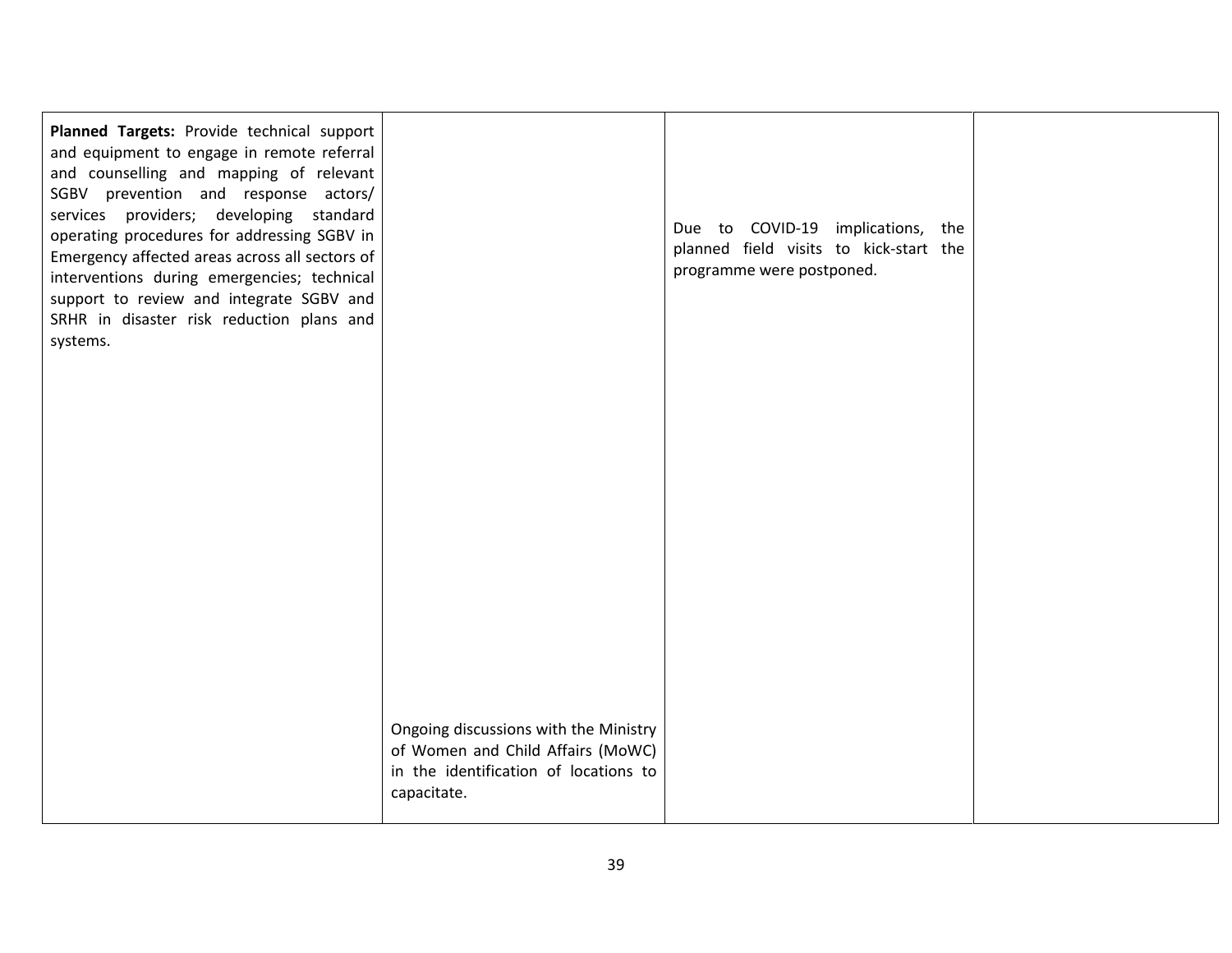| | | | |
|---|---|---|---|
| **Planned Targets:** Provide technical support and equipment to engage in remote referral and counselling and mapping of relevant SGBV prevention and response actors/ services providers; developing standard operating procedures for addressing SGBV in Emergency affected areas across all sectors of interventions during emergencies; technical support to review and integrate SGBV and SRHR in disaster risk reduction plans and systems. | Ongoing discussions with the Ministry of Women and Child Affairs (MoWC) in the identification of locations to capacitate. | Due to COVID-19 implications, the planned field visits to kick-start the programme were postponed. | |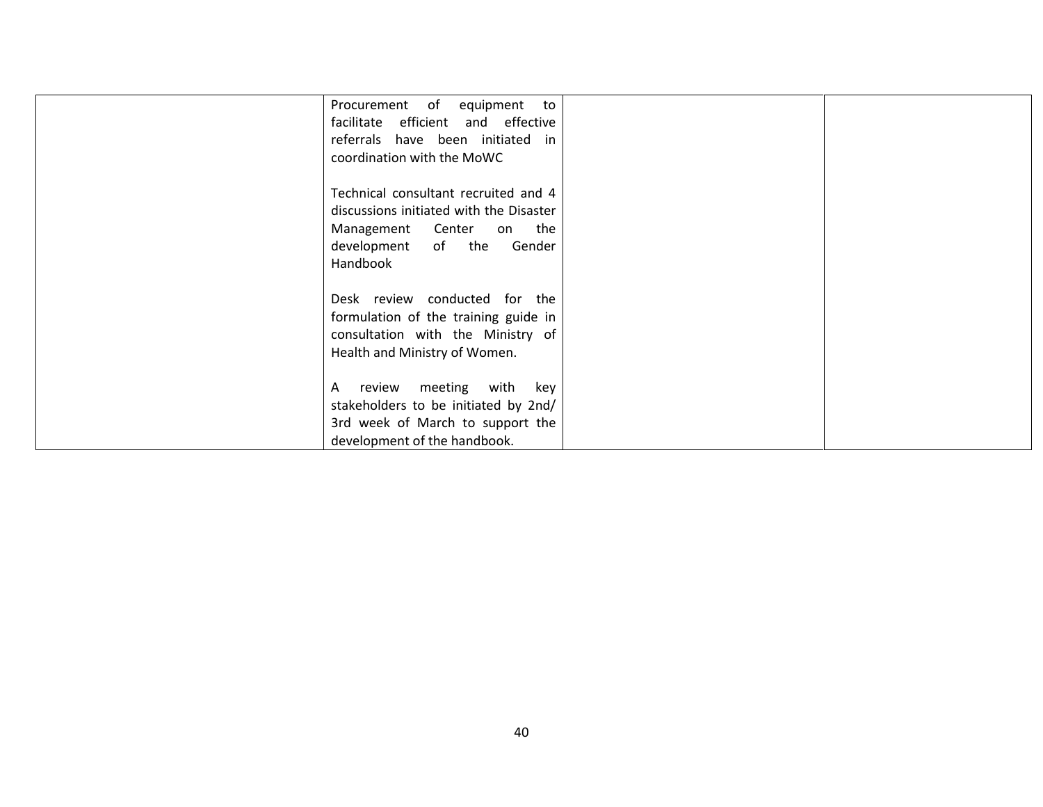|  |  |  |  |
|---|---|---|---|
|  | Procurement of equipment to facilitate efficient and effective referrals have been initiated in coordination with the MoWC<br><br>Technical consultant recruited and 4 discussions initiated with the Disaster Management Center on the development of the Gender Handbook<br><br>Desk review conducted for the formulation of the training guide in consultation with the Ministry of Health and Ministry of Women.<br><br>A review meeting with key stakeholders to be initiated by 2nd/ 3rd week of March to support the development of the handbook. |  |  |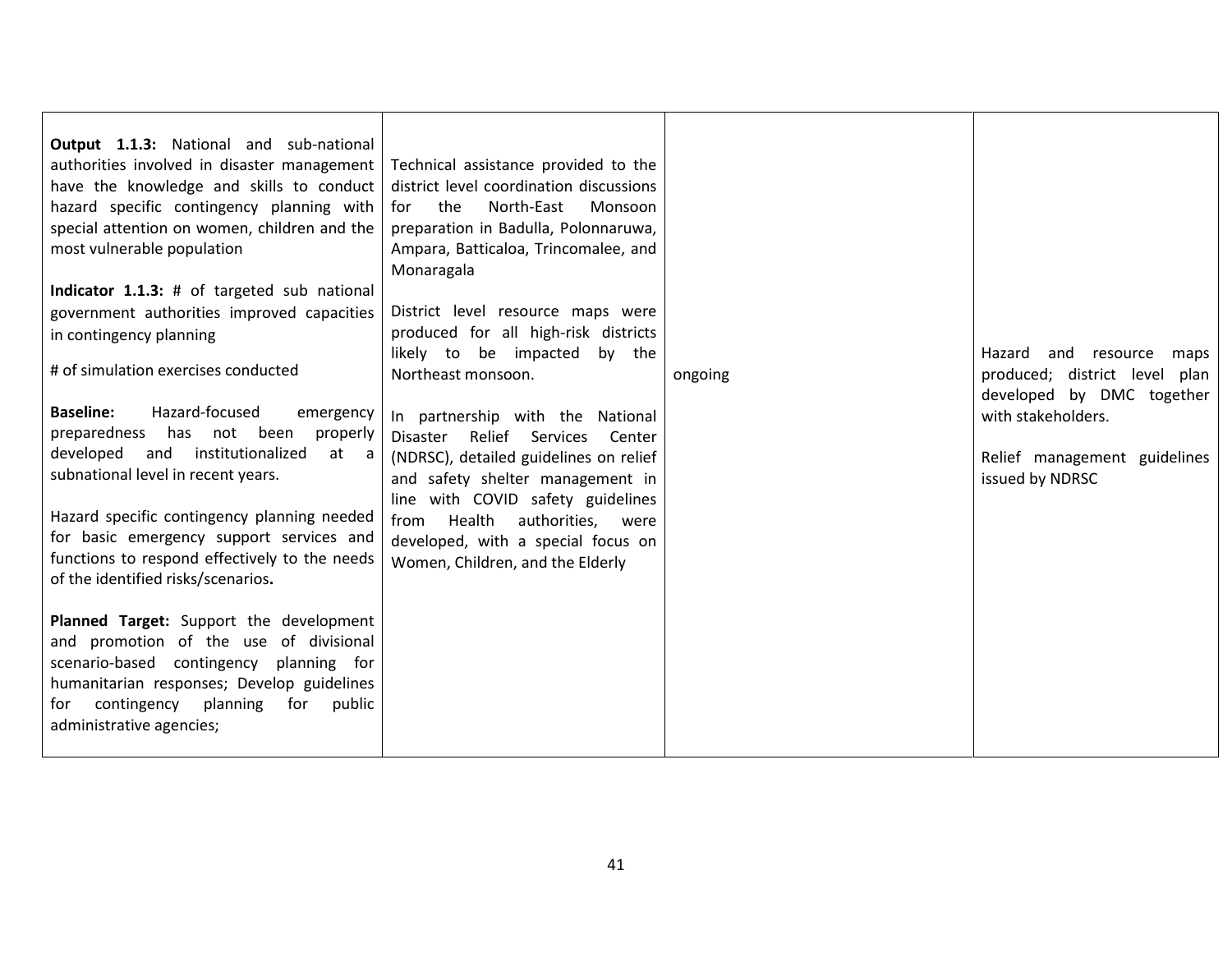| | | | |
|---|---|---|---|
| **Output 1.1.3:** National and sub-national authorities involved in disaster management have the knowledge and skills to conduct hazard specific contingency planning with special attention on women, children and the most vulnerable population<br><br>**Indicator 1.1.3:** # of targeted sub national government authorities improved capacities in contingency planning<br><br># of simulation exercises conducted<br><br>**Baseline:** Hazard-focused emergency preparedness has not been properly developed and institutionalized at a subnational level in recent years.<br><br>Hazard specific contingency planning needed for basic emergency support services and functions to respond effectively to the needs of the identified risks/scenarios**.**<br><br>**Planned Target:** Support the development and promotion of the use of divisional scenario-based contingency planning for humanitarian responses; Develop guidelines for contingency planning for public administrative agencies; | Technical assistance provided to the district level coordination discussions for the North-East Monsoon preparation in Badulla, Polonnaruwa, Ampara, Batticaloa, Trincomalee, and Monaragala<br><br>District level resource maps were produced for all high-risk districts likely to be impacted by the Northeast monsoon.<br><br>In partnership with the National Disaster Relief Services Center (NDRSC), detailed guidelines on relief and safety shelter management in line with COVID safety guidelines from Health authorities, were developed, with a special focus on Women, Children, and the Elderly | ongoing | Hazard and resource maps produced; district level plan developed by DMC together with stakeholders.<br><br>Relief management guidelines issued by NDRSC |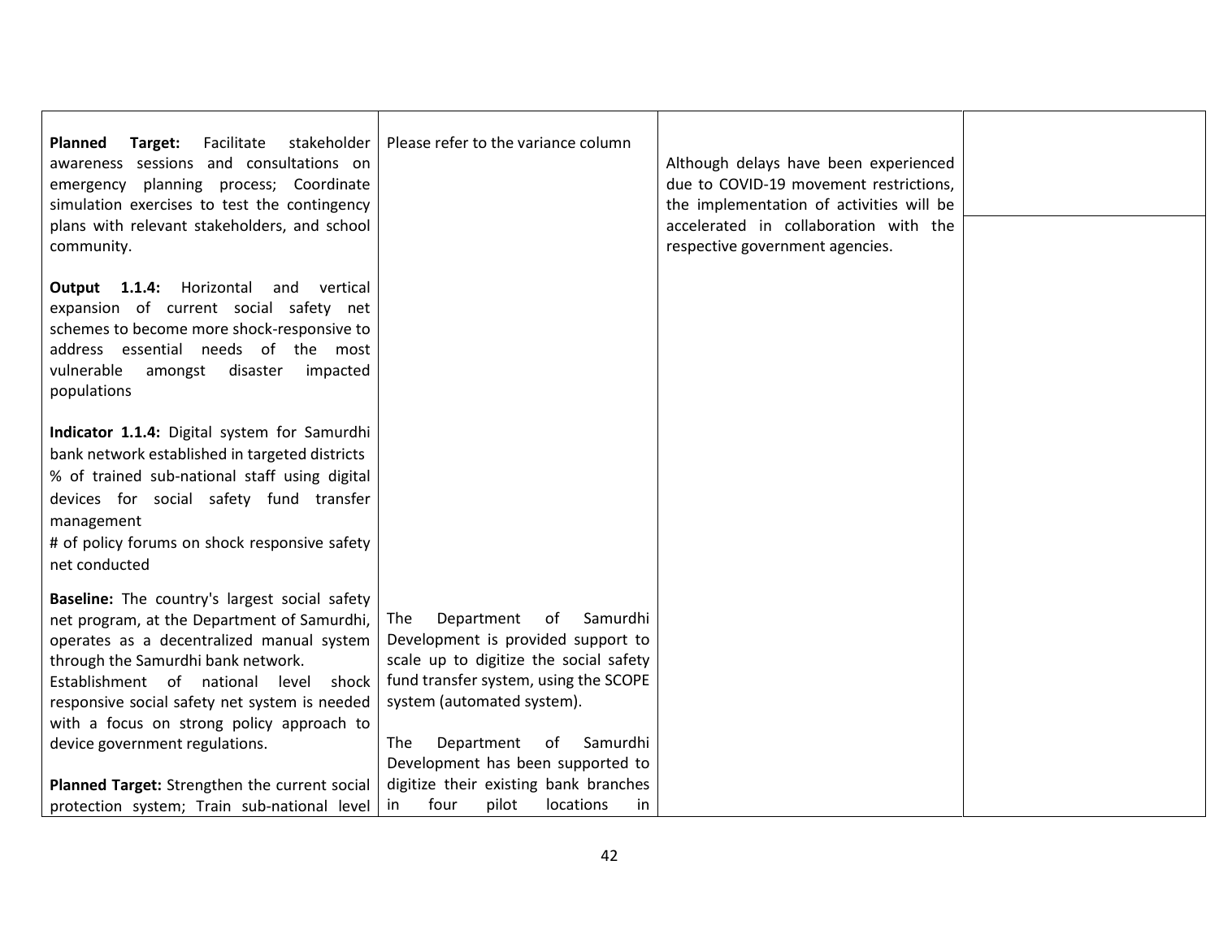| | | | |
|---|---|---|---|
| **Planned Target:** Facilitate stakeholder awareness sessions and consultations on emergency planning process; Coordinate simulation exercises to test the contingency plans with relevant stakeholders, and school community.<br><br>**Output 1.1.4:** Horizontal and vertical expansion of current social safety net schemes to become more shock-responsive to address essential needs of the most vulnerable amongst disaster impacted populations<br><br>**Indicator 1.1.4:** Digital system for Samurdhi bank network established in targeted districts<br>% of trained sub-national staff using digital devices for social safety fund transfer management<br># of policy forums on shock responsive safety net conducted<br><br>**Baseline:** The country's largest social safety net program, at the Department of Samurdhi, operates as a decentralized manual system through the Samurdhi bank network.<br>Establishment of national level shock responsive social safety net system is needed with a focus on strong policy approach to device government regulations.<br><br>**Planned Target:** Strengthen the current social protection system; Train sub-national level | Please refer to the variance column<br><br>The Department of Samurdhi Development is provided support to scale up to digitize the social safety fund transfer system, using the SCOPE system (automated system).<br><br>The Department of Samurdhi Development has been supported to digitize their existing bank branches in four pilot locations in | Although delays have been experienced due to COVID-19 movement restrictions, the implementation of activities will be accelerated in collaboration with the respective government agencies. | |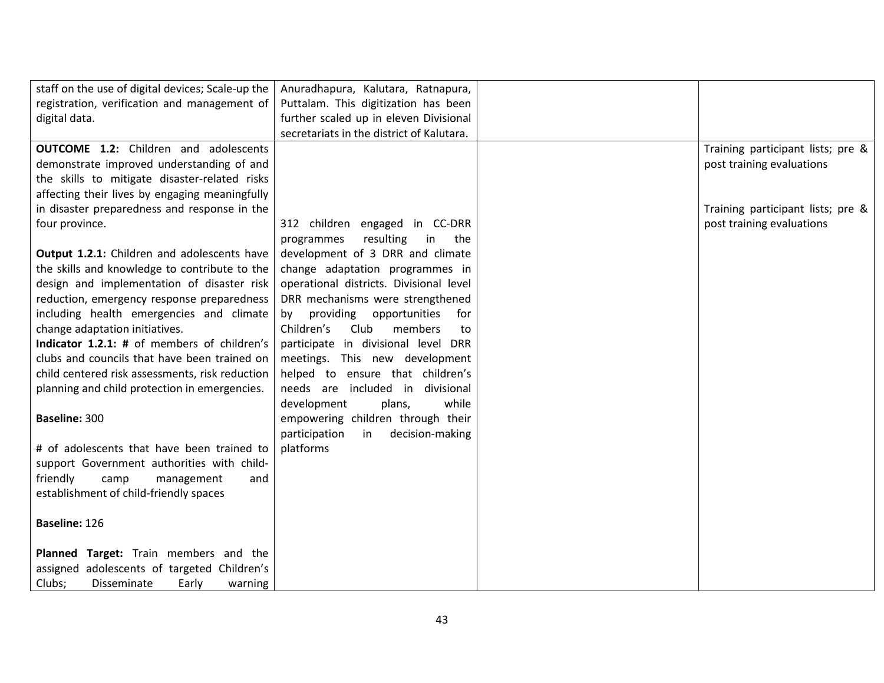| | | | |
|---|---|---|---|
| staff on the use of digital devices; Scale-up the registration, verification and management of digital data. | Anuradhapura, Kalutara, Ratnapura, Puttalam. This digitization has been further scaled up in eleven Divisional secretariats in the district of Kalutara. | | |
| **OUTCOME 1.2:** Children and adolescents demonstrate improved understanding of and the skills to mitigate disaster-related risks affecting their lives by engaging meaningfully in disaster preparedness and response in the four province.<br><br>**Output 1.2.1:** Children and adolescents have the skills and knowledge to contribute to the design and implementation of disaster risk reduction, emergency response preparedness including health emergencies and climate change adaptation initiatives.<br>**Indicator 1.2.1: #** of members of children's clubs and councils that have been trained on child centered risk assessments, risk reduction planning and child protection in emergencies.<br><br>**Baseline:** 300<br><br># of adolescents that have been trained to support Government authorities with child-friendly camp management and establishment of child-friendly spaces<br><br>**Baseline:** 126<br><br>**Planned Target:** Train members and the assigned adolescents of targeted Children's Clubs; Disseminate Early warning | 312 children engaged in CC-DRR programmes resulting in the development of 3 DRR and climate change adaptation programmes in operational districts. Divisional level DRR mechanisms were strengthened by providing opportunities for Children's Club members to participate in divisional level DRR meetings. This new development helped to ensure that children's needs are included in divisional development plans, while empowering children through their participation in decision-making platforms | | Training participant lists; pre & post training evaluations<br><br>Training participant lists; pre & post training evaluations |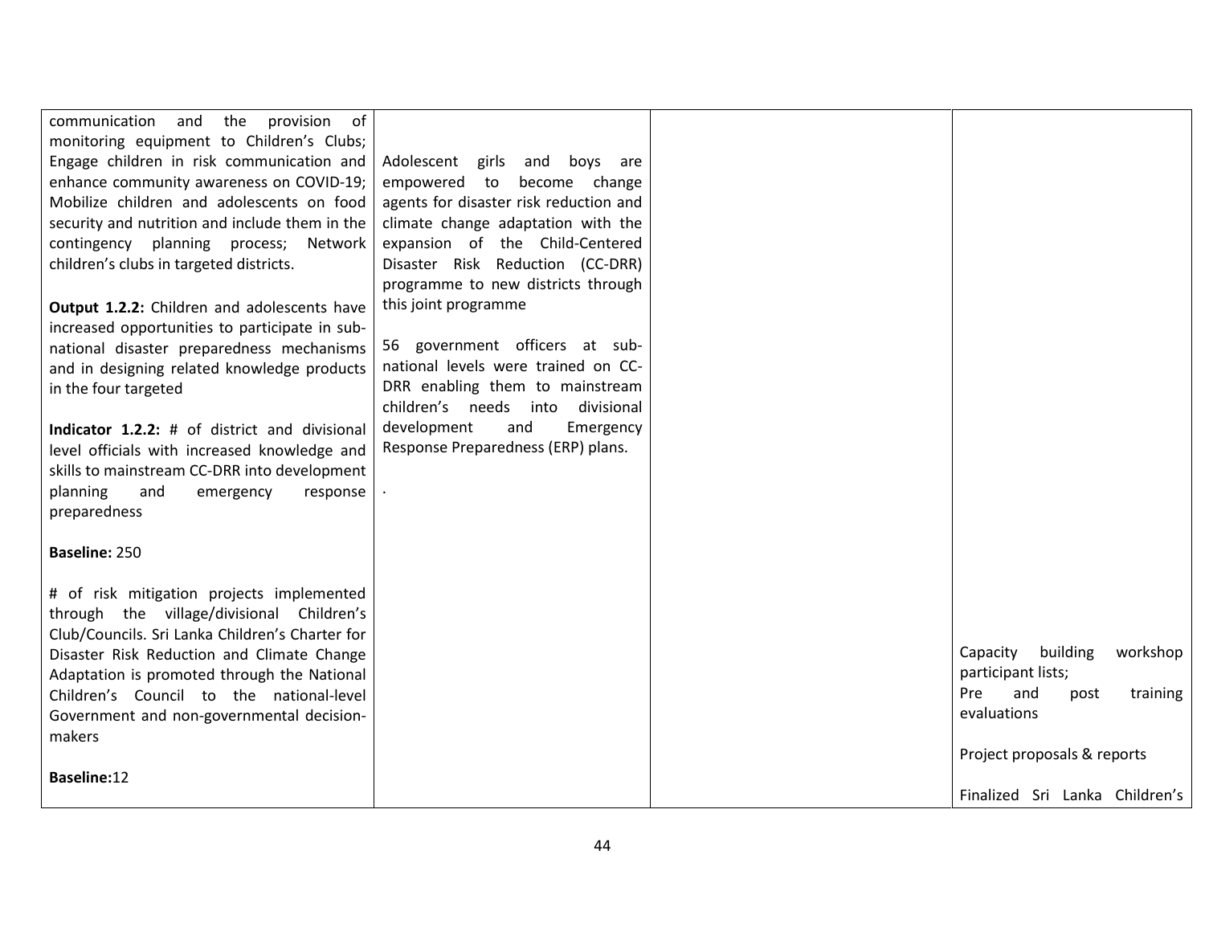| | | | |
|---|---|---|---|
| communication and the provision of monitoring equipment to Children's Clubs; Engage children in risk communication and enhance community awareness on COVID-19; Mobilize children and adolescents on food security and nutrition and include them in the contingency planning process; Network children's clubs in targeted districts.<br><br>**Output 1.2.2:** Children and adolescents have increased opportunities to participate in sub-national disaster preparedness mechanisms and in designing related knowledge products in the four targeted<br><br>**Indicator 1.2.2:** # of district and divisional level officials with increased knowledge and skills to mainstream CC-DRR into development planning and emergency response preparedness<br><br>**Baseline:** 250<br><br># of risk mitigation projects implemented through the village/divisional Children's Club/Councils. Sri Lanka Children's Charter for Disaster Risk Reduction and Climate Change Adaptation is promoted through the National Children's Council to the national-level Government and non-governmental decision-makers<br><br>**Baseline:**12 | Adolescent girls and boys are empowered to become change agents for disaster risk reduction and climate change adaptation with the expansion of the Child-Centered Disaster Risk Reduction (CC-DRR) programme to new districts through this joint programme<br><br>56 government officers at sub-national levels were trained on CC-DRR enabling them to mainstream children's needs into divisional development and Emergency Response Preparedness (ERP) plans.<br><br>. | | Capacity building workshop participant lists;<br>Pre and post training evaluations<br><br>Project proposals & reports<br><br>Finalized Sri Lanka Children's |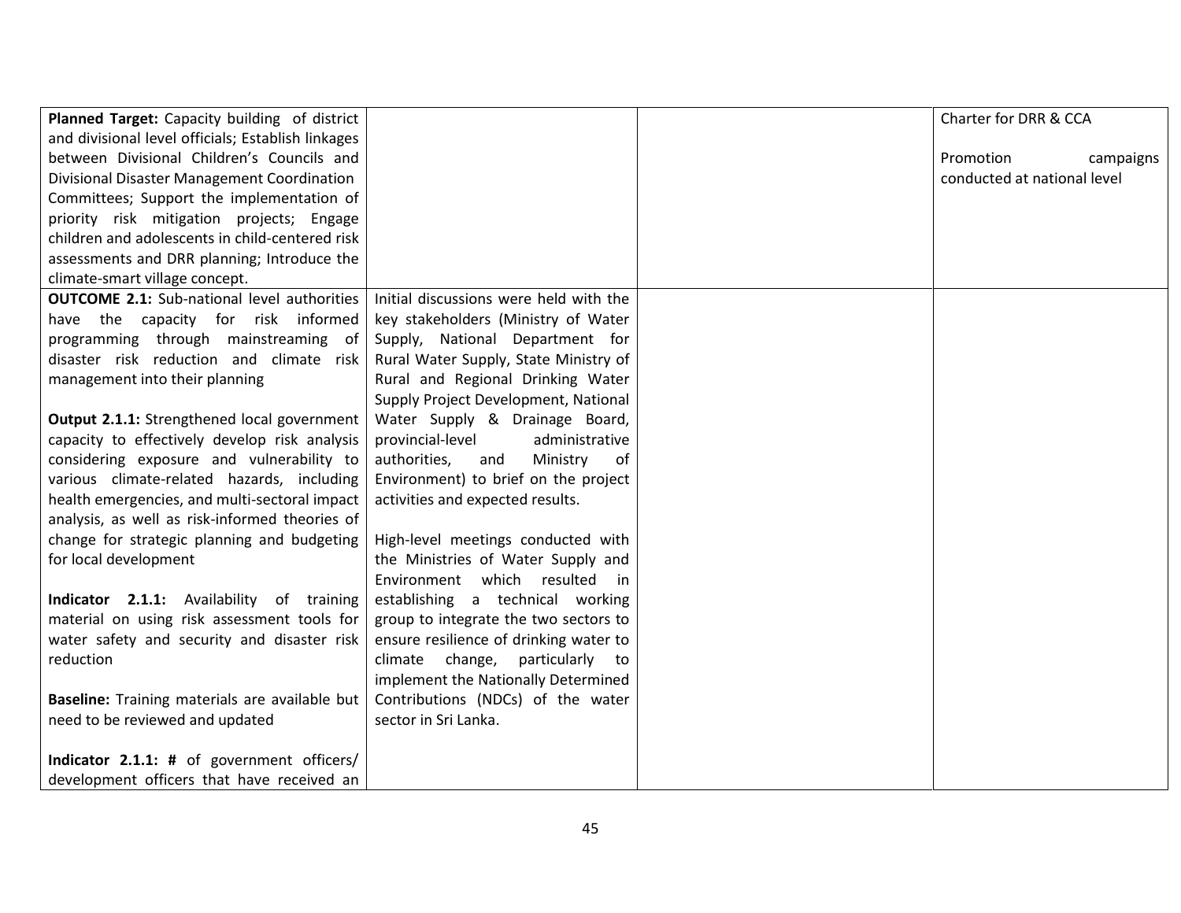| | | | |
|---|---|---|---|
| **Planned Target:** Capacity building of district and divisional level officials; Establish linkages between Divisional Children's Councils and Divisional Disaster Management Coordination Committees; Support the implementation of priority risk mitigation projects; Engage children and adolescents in child-centered risk assessments and DRR planning; Introduce the climate-smart village concept. | | | Charter for DRR & CCA<br><br>Promotion campaigns conducted at national level |
| **OUTCOME 2.1:** Sub-national level authorities have the capacity for risk informed programming through mainstreaming of disaster risk reduction and climate risk management into their planning<br><br>**Output 2.1.1:** Strengthened local government capacity to effectively develop risk analysis considering exposure and vulnerability to various climate-related hazards, including health emergencies, and multi-sectoral impact analysis, as well as risk-informed theories of change for strategic planning and budgeting for local development<br><br>**Indicator 2.1.1:** Availability of training material on using risk assessment tools for water safety and security and disaster risk reduction<br><br>**Baseline:** Training materials are available but need to be reviewed and updated<br><br>**Indicator 2.1.1: #** of government officers/ development officers that have received an | Initial discussions were held with the key stakeholders (Ministry of Water Supply, National Department for Rural Water Supply, State Ministry of Rural and Regional Drinking Water Supply Project Development, National Water Supply & Drainage Board, provincial-level administrative authorities, and Ministry of Environment) to brief on the project activities and expected results.<br><br>High-level meetings conducted with the Ministries of Water Supply and Environment which resulted in establishing a technical working group to integrate the two sectors to ensure resilience of drinking water to climate change, particularly to implement the Nationally Determined Contributions (NDCs) of the water sector in Sri Lanka. | | |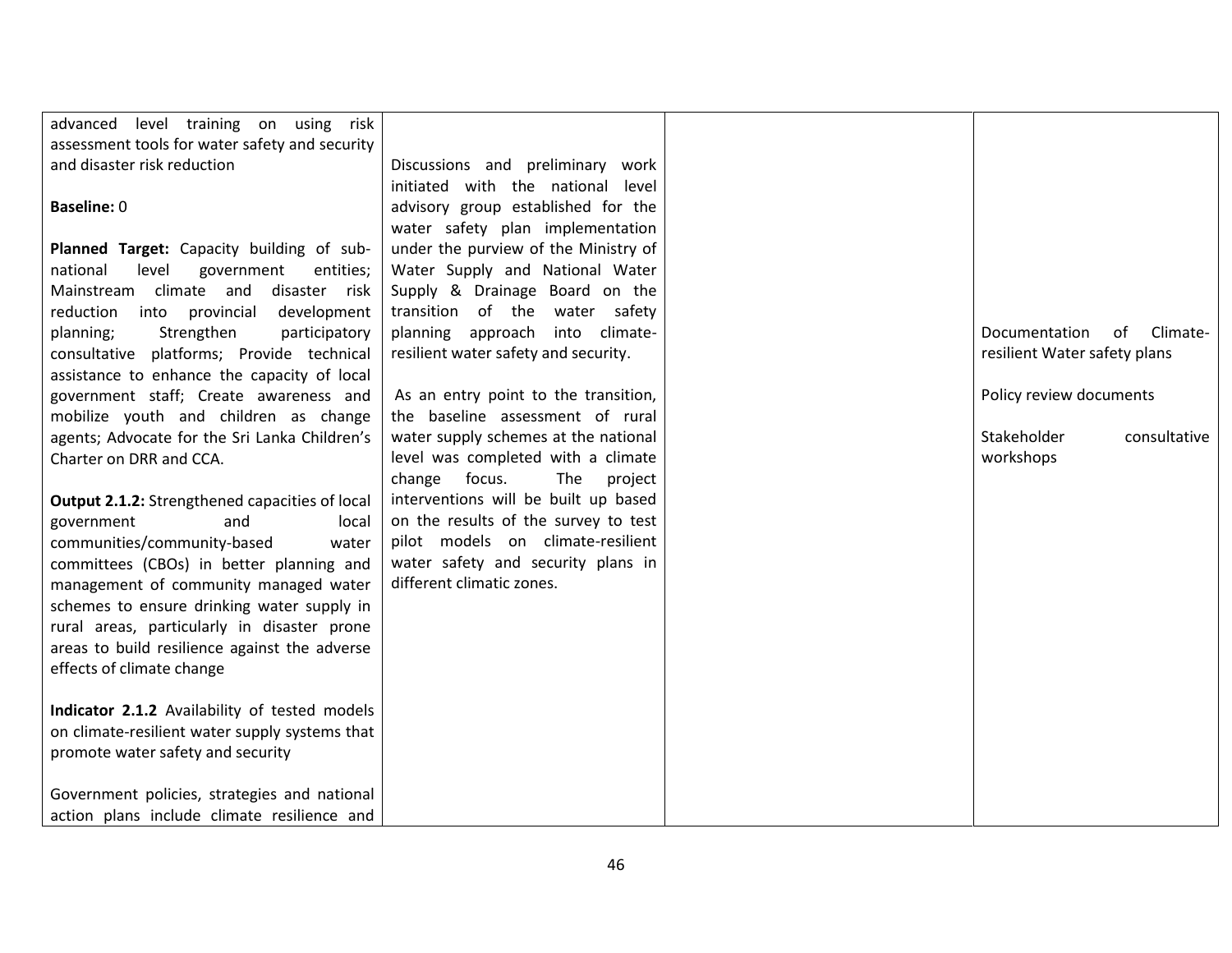| | | | |
|---|---|---|---|
| advanced level training on using risk assessment tools for water safety and security and disaster risk reduction<br><br>**Baseline:** 0<br><br>**Planned Target:** Capacity building of sub-national level government entities; Mainstream climate and disaster risk reduction into provincial development planning; Strengthen participatory consultative platforms; Provide technical assistance to enhance the capacity of local government staff; Create awareness and mobilize youth and children as change agents; Advocate for the Sri Lanka Children's Charter on DRR and CCA.<br><br>**Output 2.1.2:** Strengthened capacities of local government and local communities/community-based water committees (CBOs) in better planning and management of community managed water schemes to ensure drinking water supply in rural areas, particularly in disaster prone areas to build resilience against the adverse effects of climate change<br><br>**Indicator 2.1.2** Availability of tested models on climate-resilient water supply systems that promote water safety and security<br><br>Government policies, strategies and national action plans include climate resilience and | Discussions and preliminary work initiated with the national level advisory group established for the water safety plan implementation under the purview of the Ministry of Water Supply and National Water Supply & Drainage Board on the transition of the water safety planning approach into climate-resilient water safety and security.<br><br>As an entry point to the transition, the baseline assessment of rural water supply schemes at the national level was completed with a climate change focus. The project interventions will be built up based on the results of the survey to test pilot models on climate-resilient water safety and security plans in different climatic zones. | | Documentation of Climate-resilient Water safety plans<br><br>Policy review documents<br><br>Stakeholder consultative workshops |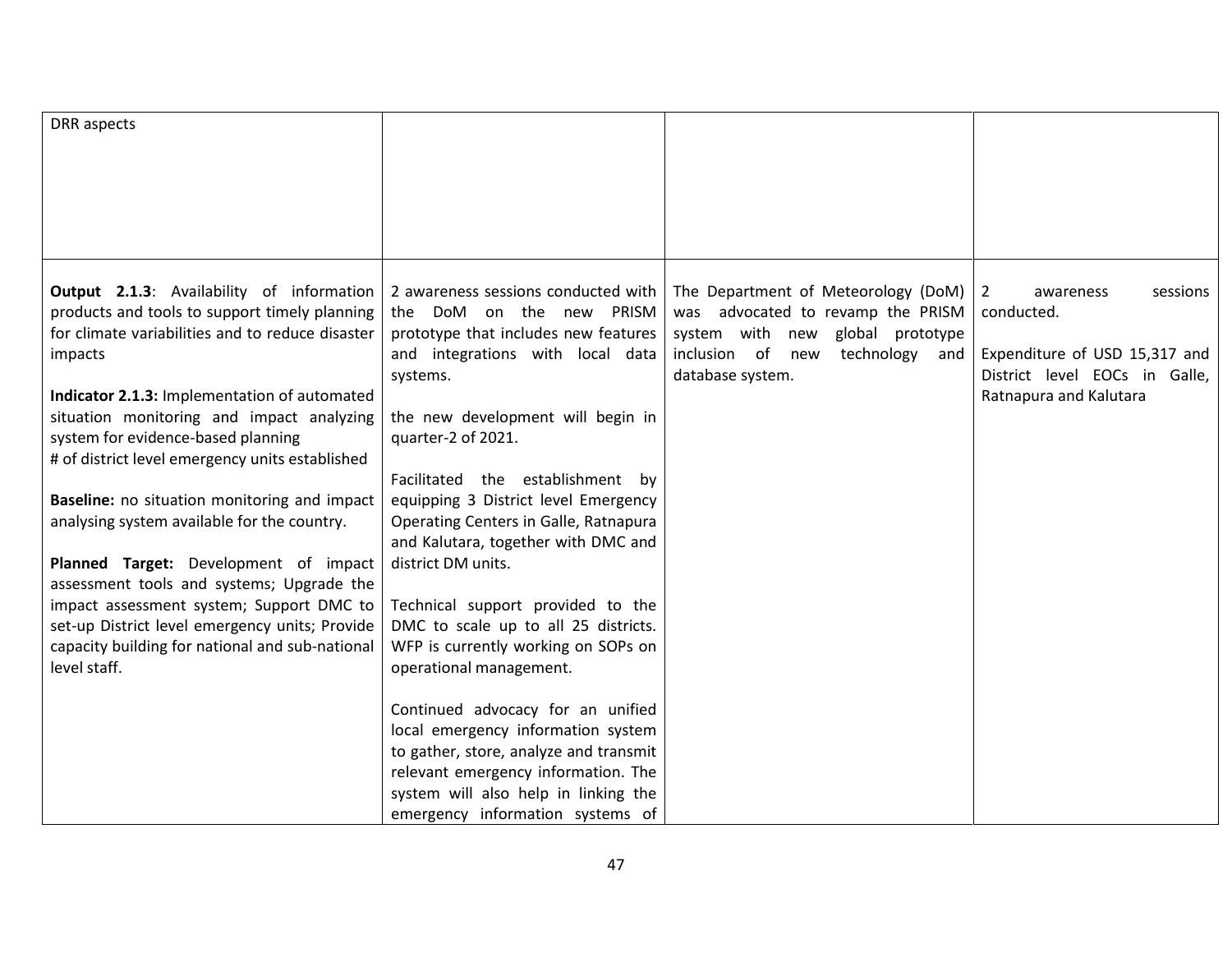| | | | |
|---|---|---|---|
| DRR aspects | | | |
| **Output 2.1.3**: Availability of information products and tools to support timely planning for climate variabilities and to reduce disaster impacts<br><br>**Indicator 2.1.3:** Implementation of automated situation monitoring and impact analyzing system for evidence-based planning<br># of district level emergency units established<br><br>**Baseline:** no situation monitoring and impact analysing system available for the country.<br><br>**Planned Target:** Development of impact assessment tools and systems; Upgrade the impact assessment system; Support DMC to set-up District level emergency units; Provide capacity building for national and sub-national level staff. | 2 awareness sessions conducted with the DoM on the new PRISM prototype that includes new features and integrations with local data systems.<br><br>the new development will begin in quarter-2 of 2021.<br><br>Facilitated the establishment by equipping 3 District level Emergency Operating Centers in Galle, Ratnapura and Kalutara, together with DMC and district DM units.<br><br>Technical support provided to the DMC to scale up to all 25 districts. WFP is currently working on SOPs on operational management.<br><br>Continued advocacy for an unified local emergency information system to gather, store, analyze and transmit relevant emergency information. The system will also help in linking the emergency information systems of | The Department of Meteorology (DoM) was advocated to revamp the PRISM system with new global prototype inclusion of new technology and database system. | 2 awareness sessions conducted.<br><br>Expenditure of USD 15,317 and District level EOCs in Galle, Ratnapura and Kalutara |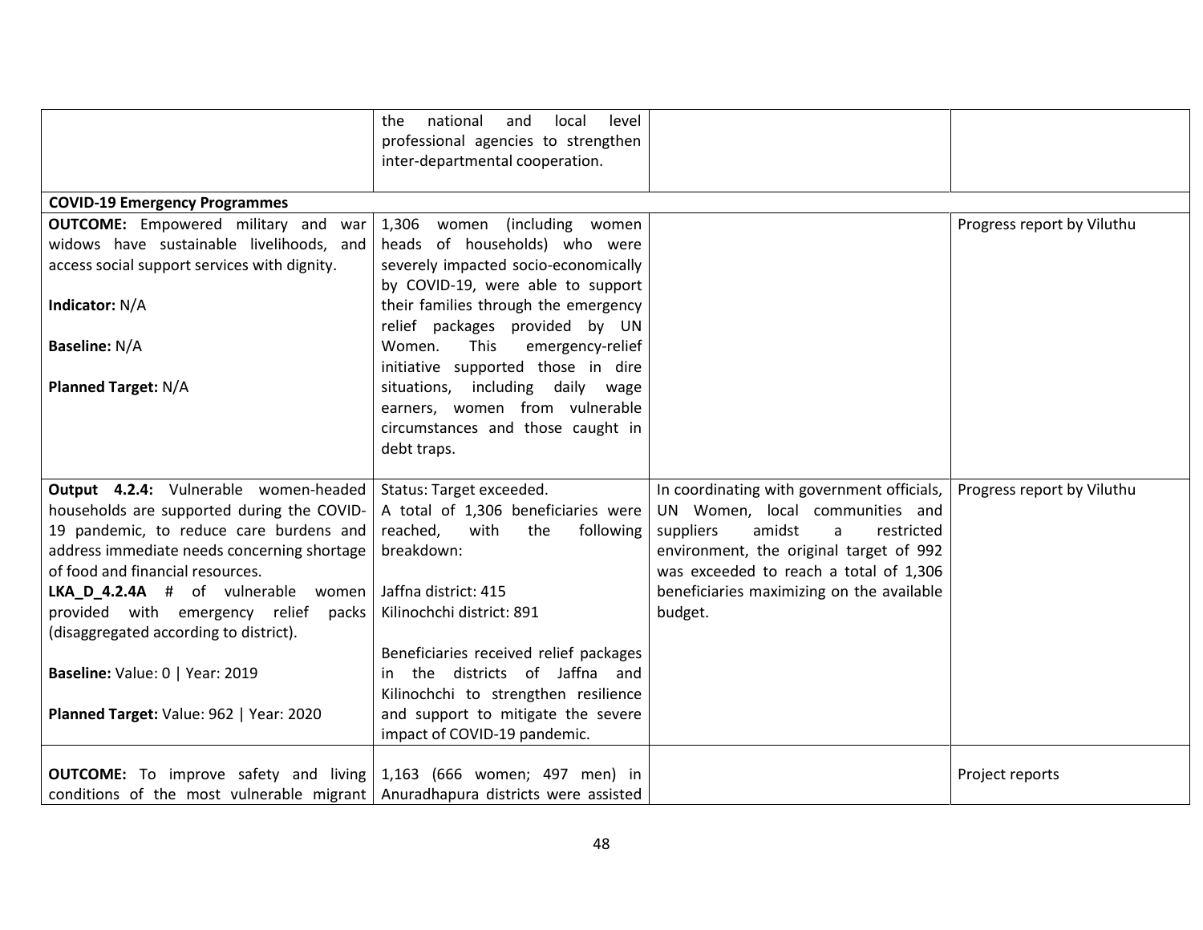| | | | |
|---|---|---|---|
| | the national and local level professional agencies to strengthen inter-departmental cooperation. | | |
| **COVID-19 Emergency Programmes** | | | |
| **OUTCOME:** Empowered military and war widows have sustainable livelihoods, and access social support services with dignity.<br><br>**Indicator:** N/A<br><br>**Baseline:** N/A<br><br>**Planned Target:** N/A | 1,306 women (including women heads of households) who were severely impacted socio-economically by COVID-19, were able to support their families through the emergency relief packages provided by UN Women. This emergency-relief initiative supported those in dire situations, including daily wage earners, women from vulnerable circumstances and those caught in debt traps. | | Progress report by Viluthu |
| **Output 4.2.4:** Vulnerable women-headed households are supported during the COVID-19 pandemic, to reduce care burdens and address immediate needs concerning shortage of food and financial resources.<br>**LKA_D_4.2.4A** # of vulnerable women provided with emergency relief packs (disaggregated according to district).<br><br>**Baseline:** Value: 0 \| Year: 2019<br><br>**Planned Target:** Value: 962 \| Year: 2020 | Status: Target exceeded.<br>A total of 1,306 beneficiaries were reached, with the following breakdown:<br><br>Jaffna district: 415<br>Kilinochchi district: 891<br><br>Beneficiaries received relief packages in the districts of Jaffna and Kilinochchi to strengthen resilience and support to mitigate the severe impact of COVID-19 pandemic. | In coordinating with government officials, UN Women, local communities and suppliers amidst a restricted environment, the original target of 992 was exceeded to reach a total of 1,306 beneficiaries maximizing on the available budget. | Progress report by Viluthu |
| **OUTCOME:** To improve safety and living conditions of the most vulnerable migrant | 1,163 (666 women; 497 men) in Anuradhapura districts were assisted | | Project reports |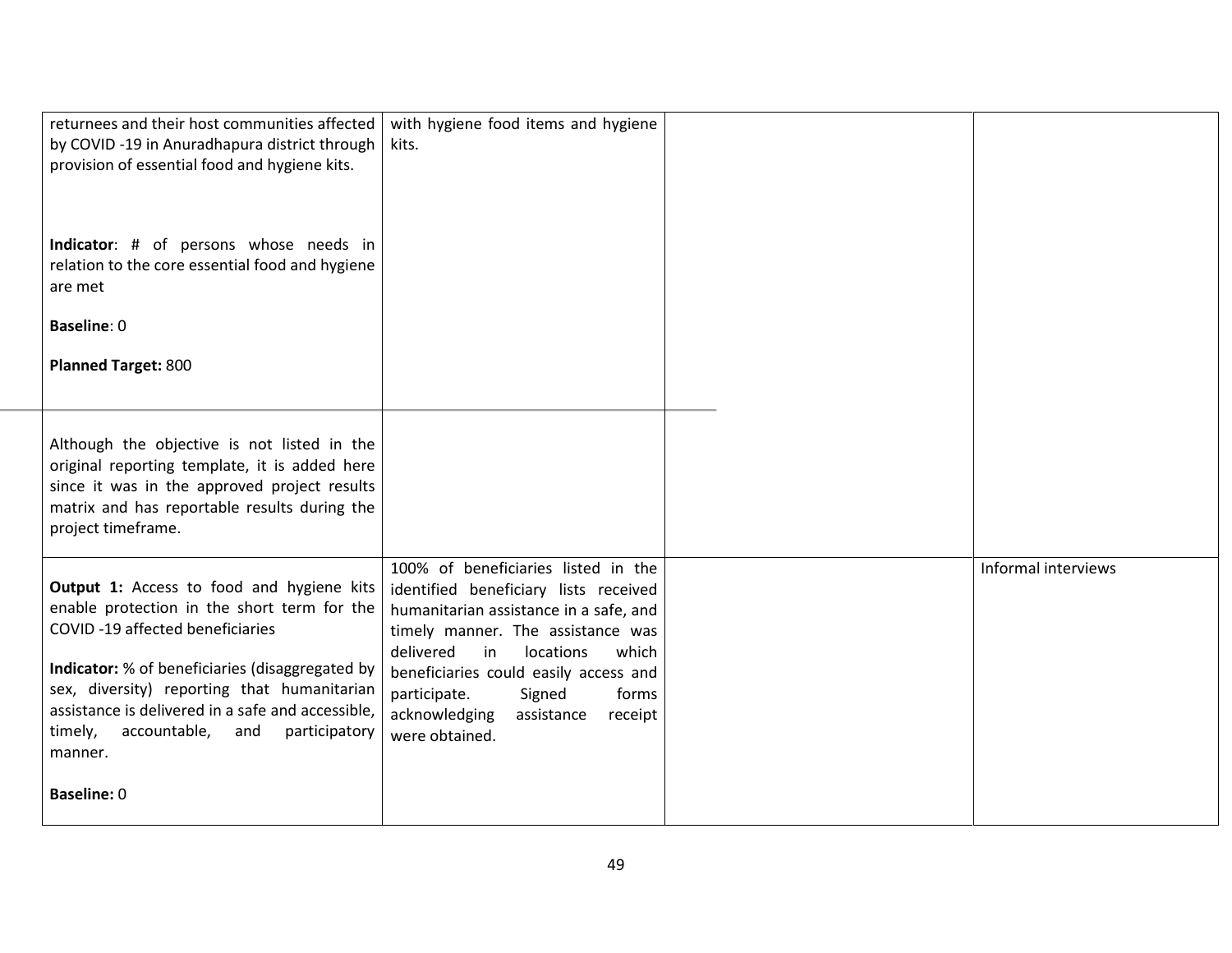| | | | |
|---|---|---|---|
| returnees and their host communities affected by COVID -19 in Anuradhapura district through provision of essential food and hygiene kits.<br><br>**Indicator**: # of persons whose needs in relation to the core essential food and hygiene are met<br><br>**Baseline**: 0<br><br>**Planned Target:** 800 | with hygiene food items and hygiene kits. | | |
| Although the objective is not listed in the original reporting template, it is added here since it was in the approved project results matrix and has reportable results during the project timeframe. | | | |
| **Output 1:** Access to food and hygiene kits enable protection in the short term for the COVID -19 affected beneficiaries<br><br>**Indicator:** % of beneficiaries (disaggregated by sex, diversity) reporting that humanitarian assistance is delivered in a safe and accessible, timely, accountable, and participatory manner.<br><br>**Baseline:** 0 | 100% of beneficiaries listed in the identified beneficiary lists received humanitarian assistance in a safe, and timely manner. The assistance was delivered in locations which beneficiaries could easily access and participate. Signed forms acknowledging assistance receipt were obtained. | | Informal interviews |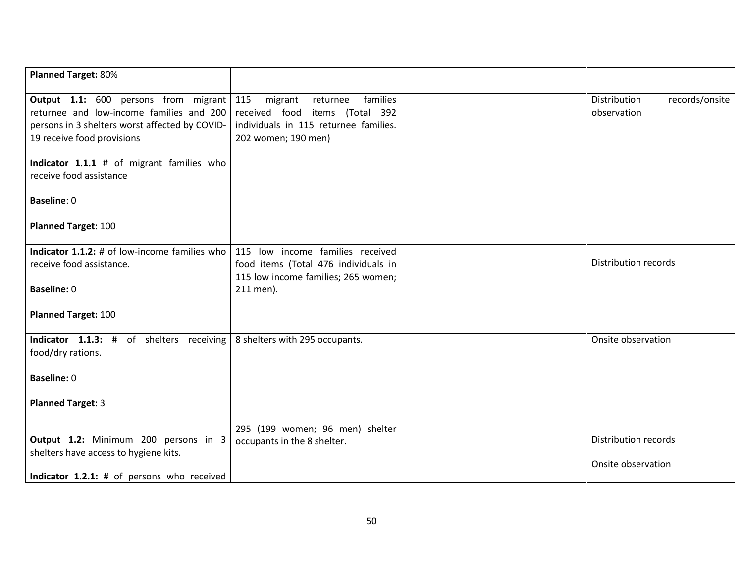| | | | |
|---|---|---|---|
| **Planned Target:** 80% | | | |
| **Output 1.1:** 600 persons from migrant returnee and low-income families and 200 persons in 3 shelters worst affected by COVID-19 receive food provisions<br><br>**Indicator 1.1.1** # of migrant families who receive food assistance<br><br>**Baseline**: 0<br><br>**Planned Target:** 100 | 115 migrant returnee families received food items (Total 392 individuals in 115 returnee families. 202 women; 190 men) | | Distribution records/onsite observation |
| **Indicator 1.1.2:** # of low-income families who receive food assistance.<br><br>**Baseline:** 0<br><br>**Planned Target:** 100 | 115 low income families received food items (Total 476 individuals in 115 low income families; 265 women; 211 men). | | Distribution records |
| **Indicator 1.1.3:** # of shelters receiving food/dry rations.<br><br>**Baseline:** 0<br><br>**Planned Target:** 3 | 8 shelters with 295 occupants. | | Onsite observation |
| **Output 1.2:** Minimum 200 persons in 3 shelters have access to hygiene kits.<br><br>**Indicator 1.2.1:** # of persons who received | 295 (199 women; 96 men) shelter occupants in the 8 shelter. | | Distribution records<br><br>Onsite observation |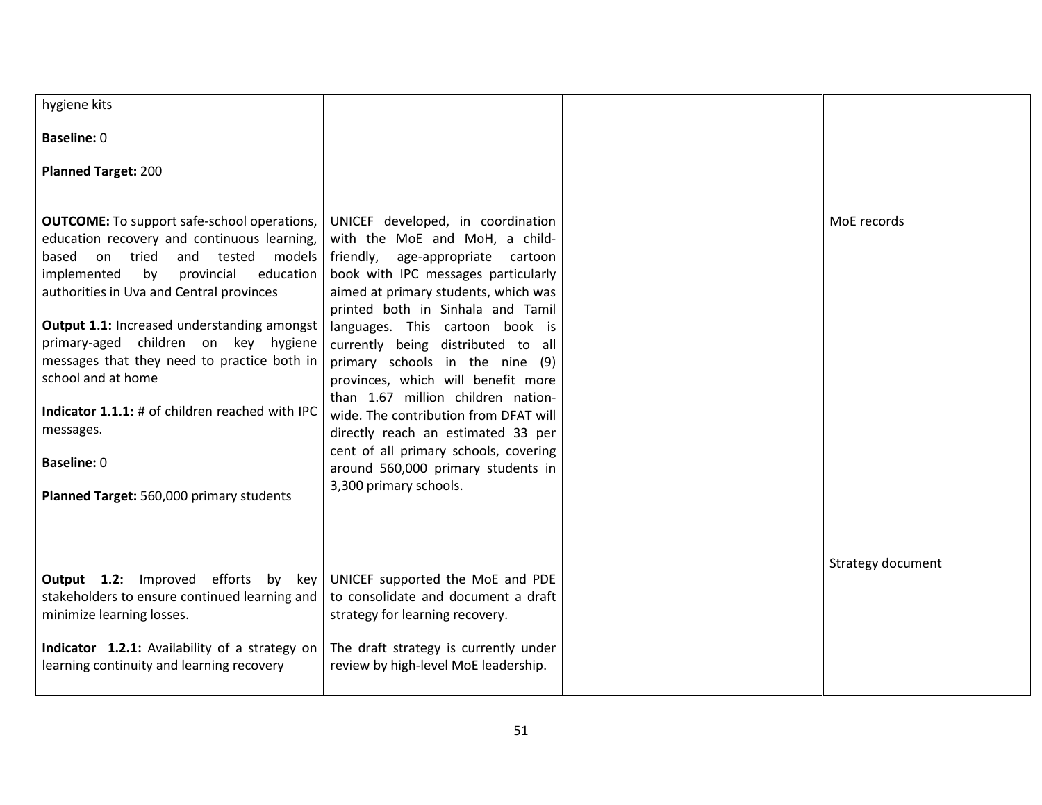| | | | |
|---|---|---|---|
| hygiene kits<br><br>**Baseline:** 0<br><br>**Planned Target:** 200 | | | |
| **OUTCOME:** To support safe-school operations, education recovery and continuous learning, based on tried and tested models implemented by provincial education authorities in Uva and Central provinces<br><br>**Output 1.1:** Increased understanding amongst primary-aged children on key hygiene messages that they need to practice both in school and at home<br><br>**Indicator 1.1.1:** # of children reached with IPC messages.<br><br>**Baseline:** 0<br><br>**Planned Target:** 560,000 primary students | UNICEF developed, in coordination with the MoE and MoH, a child-friendly, age-appropriate cartoon book with IPC messages particularly aimed at primary students, which was printed both in Sinhala and Tamil languages. This cartoon book is currently being distributed to all primary schools in the nine (9) provinces, which will benefit more than 1.67 million children nation-wide. The contribution from DFAT will directly reach an estimated 33 per cent of all primary schools, covering around 560,000 primary students in 3,300 primary schools. | | MoE records |
| **Output 1.2:** Improved efforts by key stakeholders to ensure continued learning and minimize learning losses.<br><br>**Indicator 1.2.1:** Availability of a strategy on learning continuity and learning recovery | UNICEF supported the MoE and PDE to consolidate and document a draft strategy for learning recovery.<br><br>The draft strategy is currently under review by high-level MoE leadership. | | Strategy document |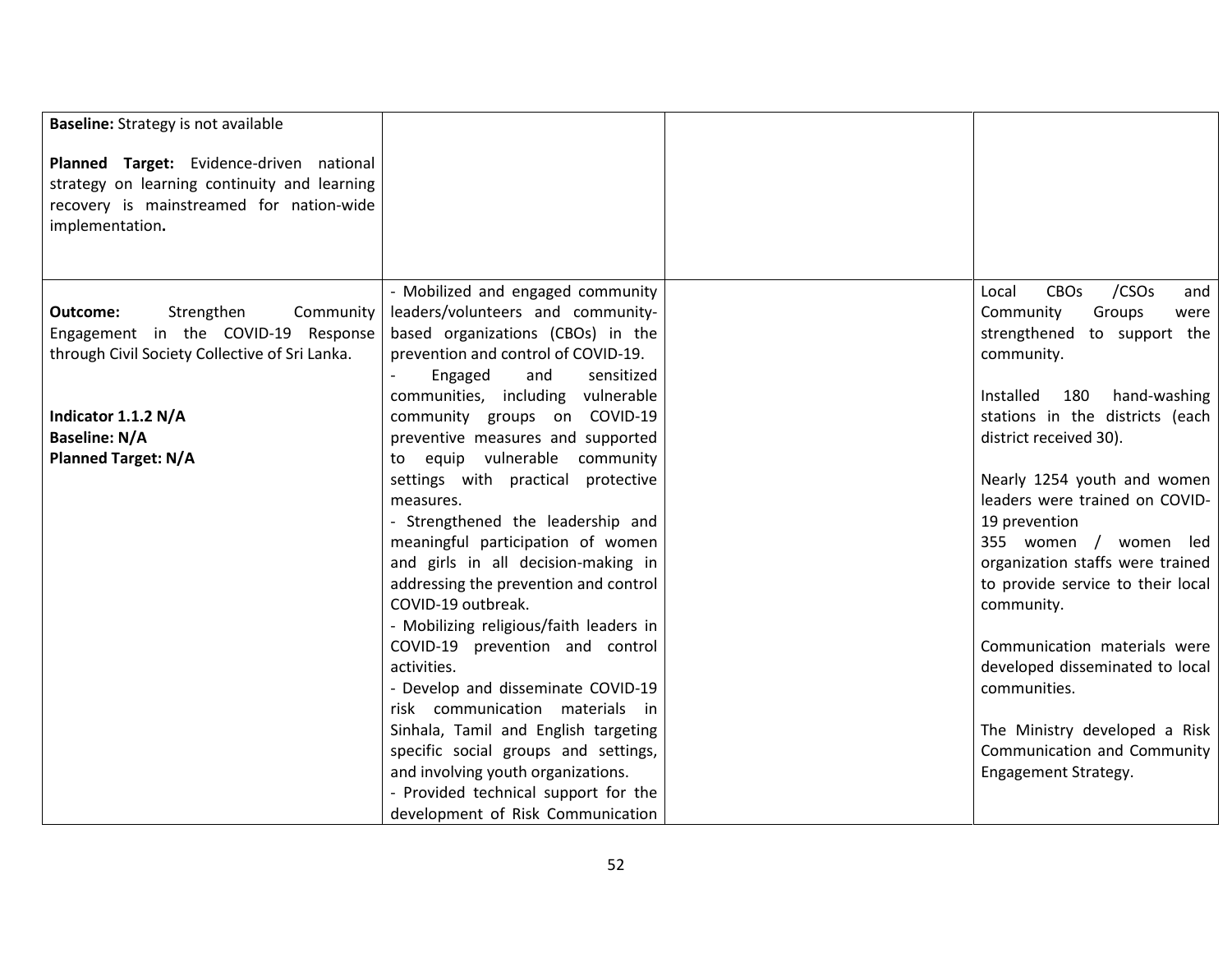| | | | |
|---|---|---|---|
| **Baseline:** Strategy is not available<br><br>**Planned Target:** Evidence-driven national strategy on learning continuity and learning recovery is mainstreamed for nation-wide implementation**.** | | | |
| **Outcome:** Strengthen Community Engagement in the COVID-19 Response through Civil Society Collective of Sri Lanka.<br><br>**Indicator 1.1.2 N/A**<br>**Baseline: N/A**<br>**Planned Target: N/A** | - Mobilized and engaged community leaders/volunteers and community-based organizations (CBOs) in the prevention and control of COVID-19.<br>- Engaged and sensitized communities, including vulnerable community groups on COVID-19 preventive measures and supported to equip vulnerable community settings with practical protective measures.<br>- Strengthened the leadership and meaningful participation of women and girls in all decision-making in addressing the prevention and control COVID-19 outbreak.<br>- Mobilizing religious/faith leaders in COVID-19 prevention and control activities.<br>- Develop and disseminate COVID-19 risk communication materials in Sinhala, Tamil and English targeting specific social groups and settings, and involving youth organizations.<br>- Provided technical support for the development of Risk Communication | | Local CBOs /CSOs and Community Groups were strengthened to support the community.<br><br>Installed 180 hand-washing stations in the districts (each district received 30).<br><br>Nearly 1254 youth and women leaders were trained on COVID-19 prevention<br>355 women / women led organization staffs were trained to provide service to their local community.<br><br>Communication materials were developed disseminated to local communities.<br><br>The Ministry developed a Risk Communication and Community Engagement Strategy. |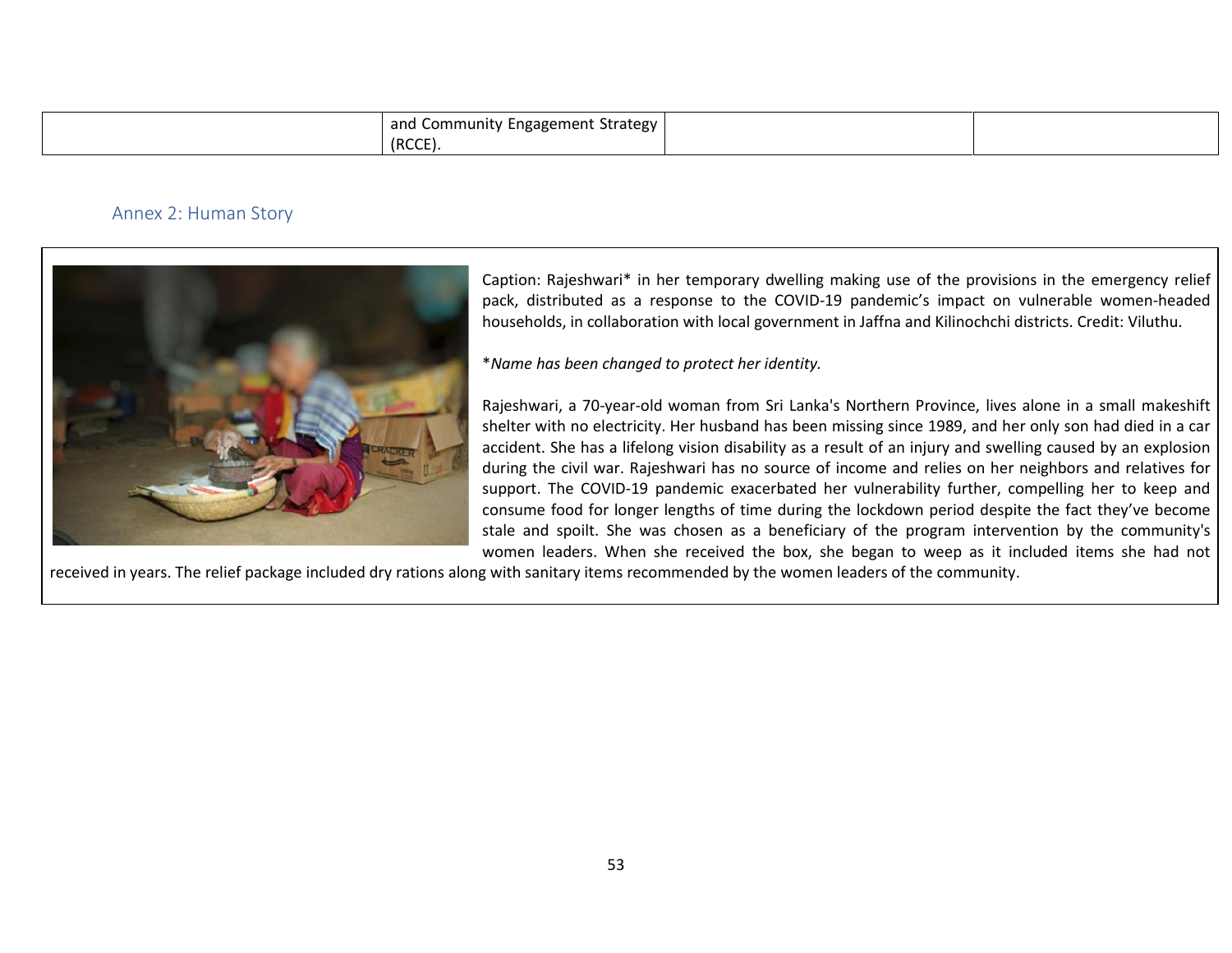| | | | |
|---|---|---|---|
| | and Community Engagement Strategy (RCCE). | | |

## Annex 2: Human Story

Caption: Rajeshwari* in her temporary dwelling making use of the provisions in the emergency relief pack, distributed as a response to the COVID-19 pandemic's impact on vulnerable women-headed households, in collaboration with local government in Jaffna and Kilinochchi districts. Credit: Viluthu.

**Name has been changed to protect her identity.*

Rajeshwari, a 70-year-old woman from Sri Lanka's Northern Province, lives alone in a small makeshift shelter with no electricity. Her husband has been missing since 1989, and her only son had died in a car accident. She has a lifelong vision disability as a result of an injury and swelling caused by an explosion during the civil war. Rajeshwari has no source of income and relies on her neighbors and relatives for support. The COVID-19 pandemic exacerbated her vulnerability further, compelling her to keep and consume food for longer lengths of time during the lockdown period despite the fact they've become stale and spoilt. She was chosen as a beneficiary of the program intervention by the community's women leaders. When she received the box, she began to weep as it included items she had not received in years. The relief package included dry rations along with sanitary items recommended by the women leaders of the community.